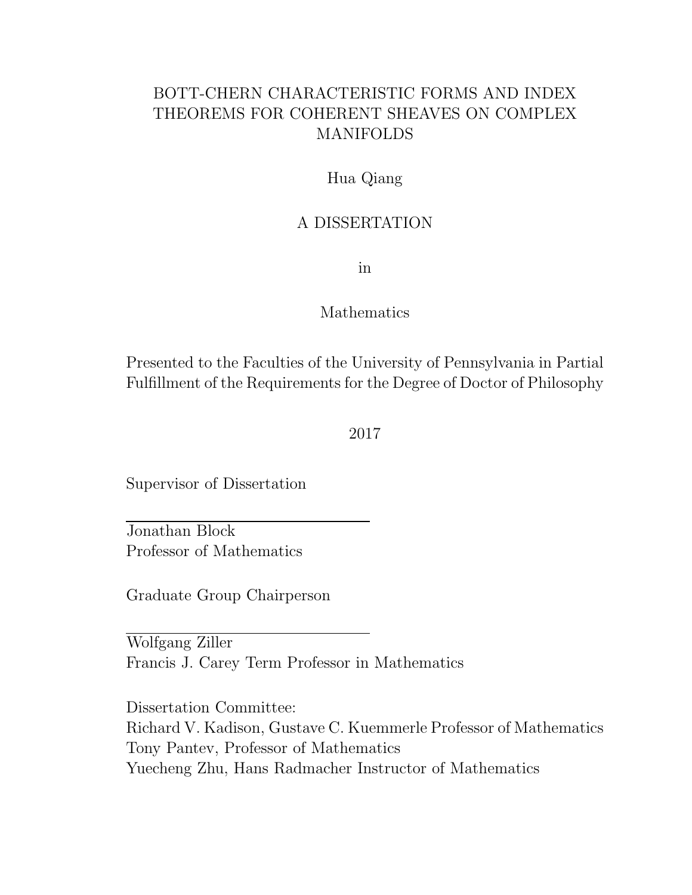# BOTT-CHERN CHARACTERISTIC FORMS AND INDEX THEOREMS FOR COHERENT SHEAVES ON COMPLEX MANIFOLDS

Hua Qiang

A DISSERTATION

in

Mathematics

Presented to the Faculties of the University of Pennsylvania in Partial Fulfillment of the Requirements for the Degree of Doctor of Philosophy

2017

Supervisor of Dissertation

Jonathan Block
Professor of Mathematics

Graduate Group Chairperson

Wolfgang Ziller
Francis J. Carey Term Professor in Mathematics

Dissertation Committee:
Richard V. Kadison, Gustave C. Kuemmerle Professor of Mathematics
Tony Pantev, Professor of Mathematics
Yuecheng Zhu, Hans Radmacher Instructor of Mathematics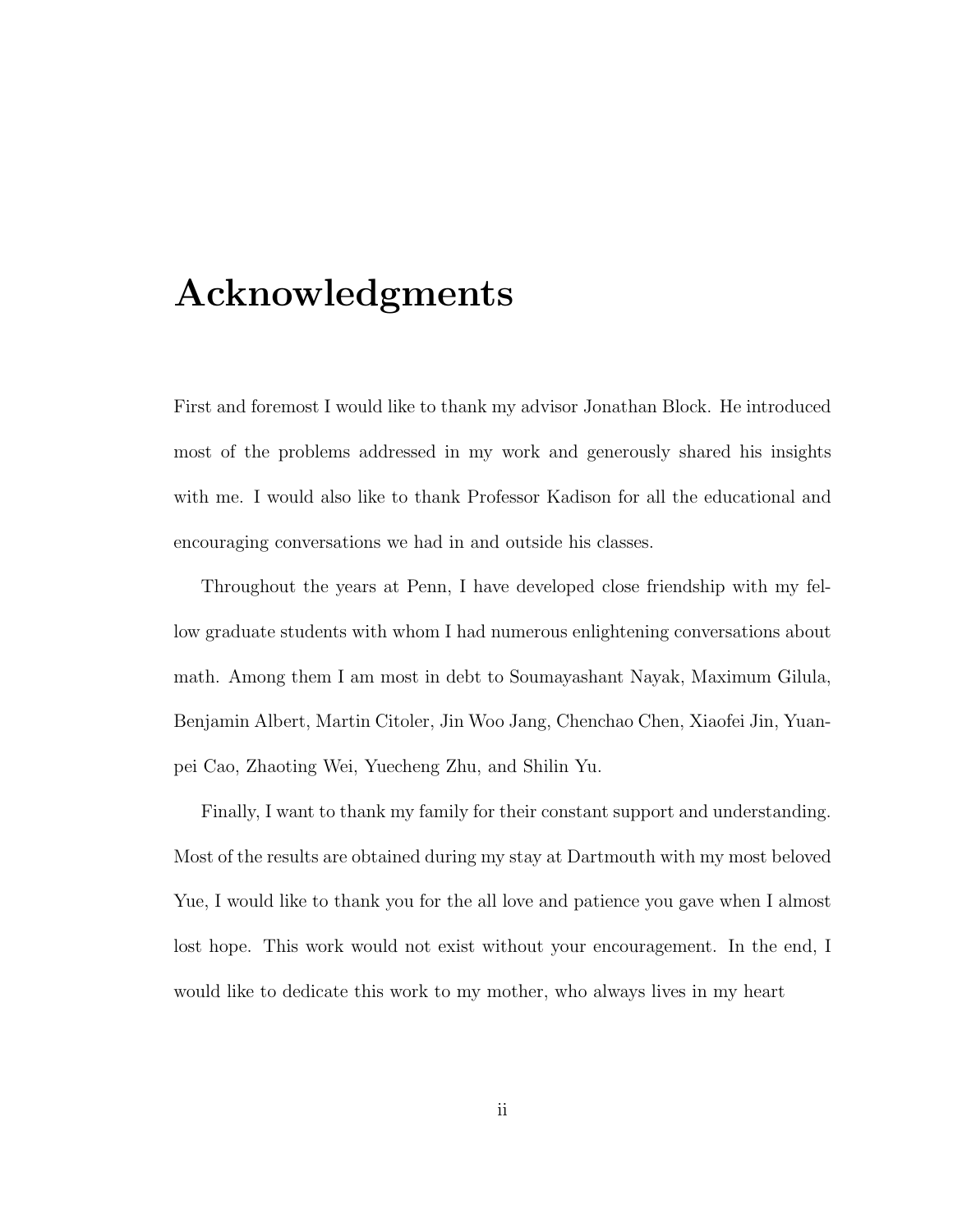# Acknowledgments

First and foremost I would like to thank my advisor Jonathan Block. He introduced most of the problems addressed in my work and generously shared his insights with me. I would also like to thank Professor Kadison for all the educational and encouraging conversations we had in and outside his classes.

Throughout the years at Penn, I have developed close friendship with my fellow graduate students with whom I had numerous enlightening conversations about math. Among them I am most in debt to Soumayashant Nayak, Maximum Gilula, Benjamin Albert, Martin Citoler, Jin Woo Jang, Chenchao Chen, Xiaofei Jin, Yuanpei Cao, Zhaoting Wei, Yuecheng Zhu, and Shilin Yu.

Finally, I want to thank my family for their constant support and understanding. Most of the results are obtained during my stay at Dartmouth with my most beloved Yue, I would like to thank you for the all love and patience you gave when I almost lost hope. This work would not exist without your encouragement. In the end, I would like to dedicate this work to my mother, who always lives in my heart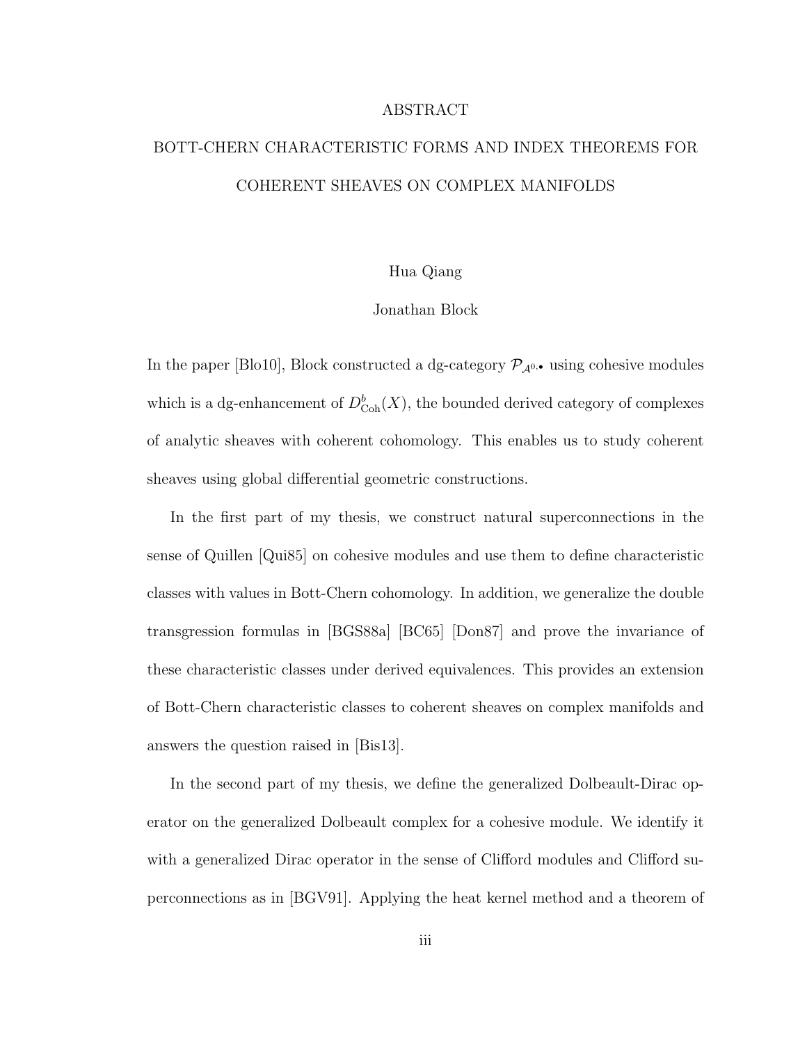# ABSTRACT

## BOTT-CHERN CHARACTERISTIC FORMS AND INDEX THEOREMS FOR COHERENT SHEAVES ON COMPLEX MANIFOLDS

Hua Qiang

Jonathan Block

In the paper [Blo10], Block constructed a dg-category $\mathcal{P}_{\mathcal{A}^{0,\bullet}}$ using cohesive modules which is a dg-enhancement of $D^b_{\mathrm{Coh}}(X)$, the bounded derived category of complexes of analytic sheaves with coherent cohomology. This enables us to study coherent sheaves using global differential geometric constructions.

In the first part of my thesis, we construct natural superconnections in the sense of Quillen [Qui85] on cohesive modules and use them to define characteristic classes with values in Bott-Chern cohomology. In addition, we generalize the double transgression formulas in [BGS88a] [BC65] [Don87] and prove the invariance of these characteristic classes under derived equivalences. This provides an extension of Bott-Chern characteristic classes to coherent sheaves on complex manifolds and answers the question raised in [Bis13].

In the second part of my thesis, we define the generalized Dolbeault-Dirac operator on the generalized Dolbeault complex for a cohesive module. We identify it with a generalized Dirac operator in the sense of Clifford modules and Clifford superconnections as in [BGV91]. Applying the heat kernel method and a theorem of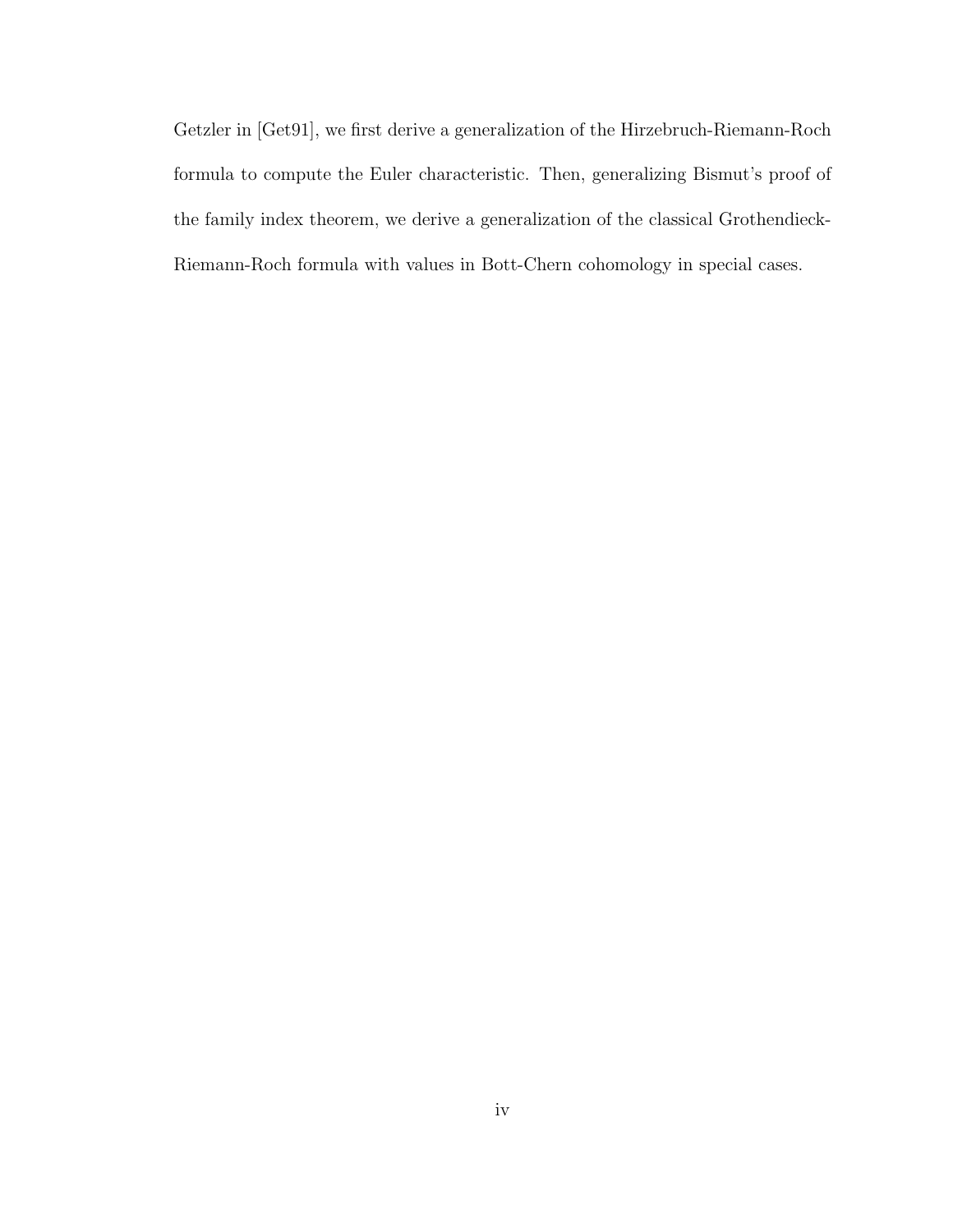Getzler in [Get91], we first derive a generalization of the Hirzebruch-Riemann-Roch formula to compute the Euler characteristic. Then, generalizing Bismut's proof of the family index theorem, we derive a generalization of the classical Grothendieck-Riemann-Roch formula with values in Bott-Chern cohomology in special cases.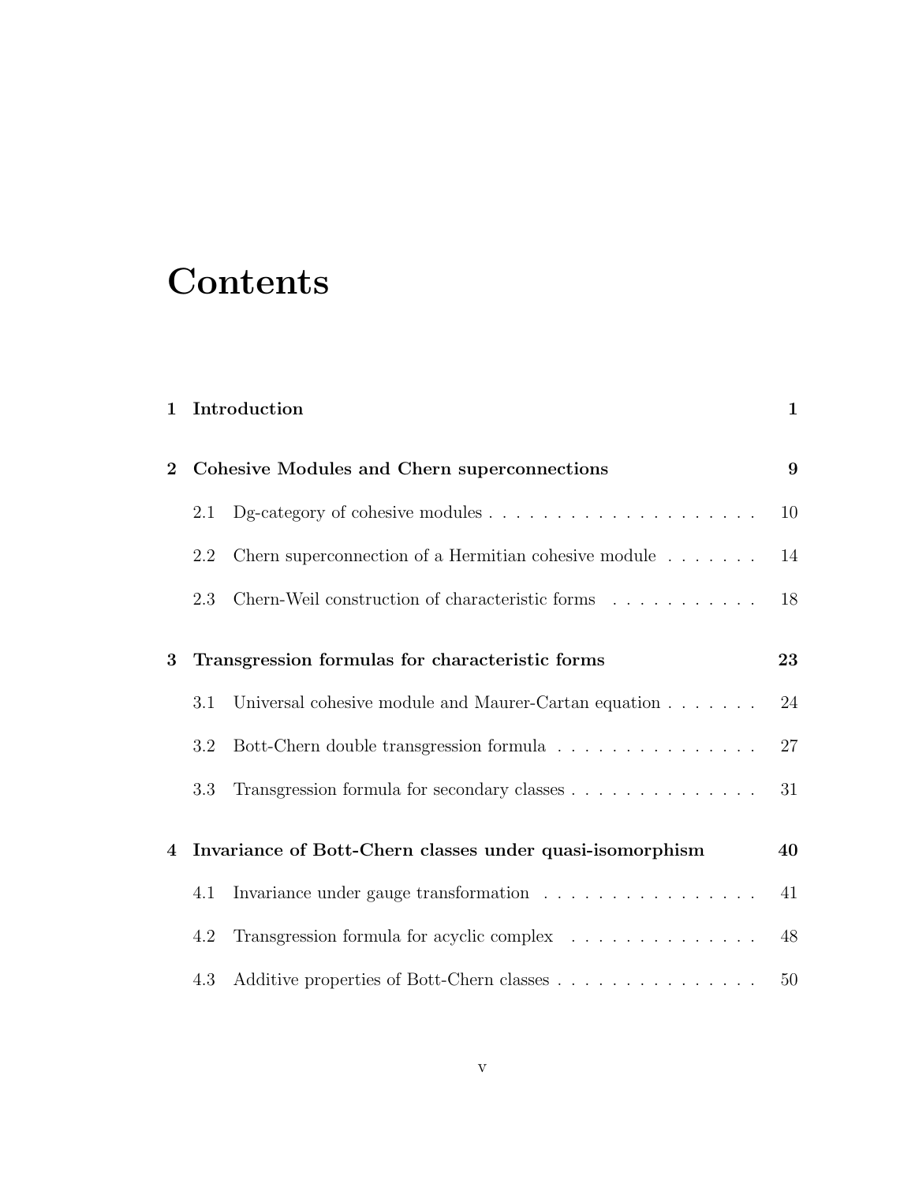# Contents

| | | |
|---|---|---|
| **1** | **Introduction** | **1** |
| **2** | **Cohesive Modules and Chern superconnections** | **9** |
| 2.1 | Dg-category of cohesive modules | 10 |
| 2.2 | Chern superconnection of a Hermitian cohesive module | 14 |
| 2.3 | Chern-Weil construction of characteristic forms | 18 |
| **3** | **Transgression formulas for characteristic forms** | **23** |
| 3.1 | Universal cohesive module and Maurer-Cartan equation | 24 |
| 3.2 | Bott-Chern double transgression formula | 27 |
| 3.3 | Transgression formula for secondary classes | 31 |
| **4** | **Invariance of Bott-Chern classes under quasi-isomorphism** | **40** |
| 4.1 | Invariance under gauge transformation | 41 |
| 4.2 | Transgression formula for acyclic complex | 48 |
| 4.3 | Additive properties of Bott-Chern classes | 50 |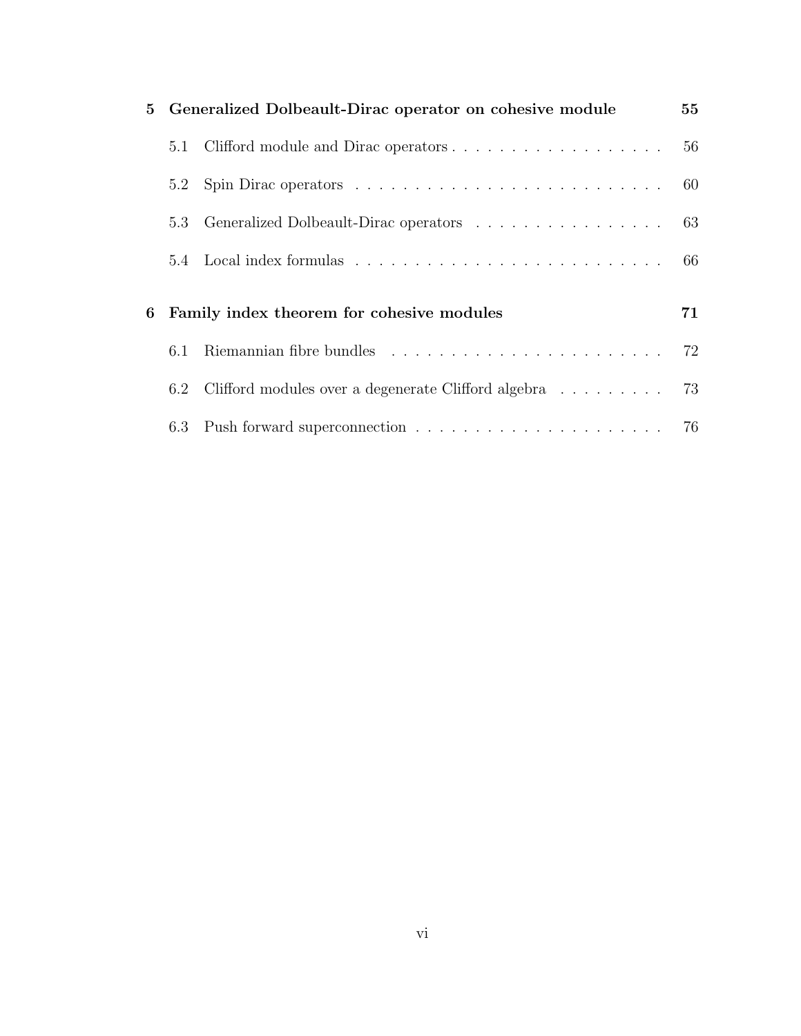**5 Generalized Dolbeault-Dirac operator on cohesive module** **55**

- 5.1 Clifford module and Dirac operators . . . . . . . . . . . . . . . . . . 56
- 5.2 Spin Dirac operators . . . . . . . . . . . . . . . . . . . . . . . . . . 60
- 5.3 Generalized Dolbeault-Dirac operators . . . . . . . . . . . . . . . . 63
- 5.4 Local index formulas . . . . . . . . . . . . . . . . . . . . . . . . . . 66

**6 Family index theorem for cohesive modules** **71**

- 6.1 Riemannian fibre bundles . . . . . . . . . . . . . . . . . . . . . . . 72
- 6.2 Clifford modules over a degenerate Clifford algebra . . . . . . . . . 73
- 6.3 Push forward superconnection . . . . . . . . . . . . . . . . . . . . . 76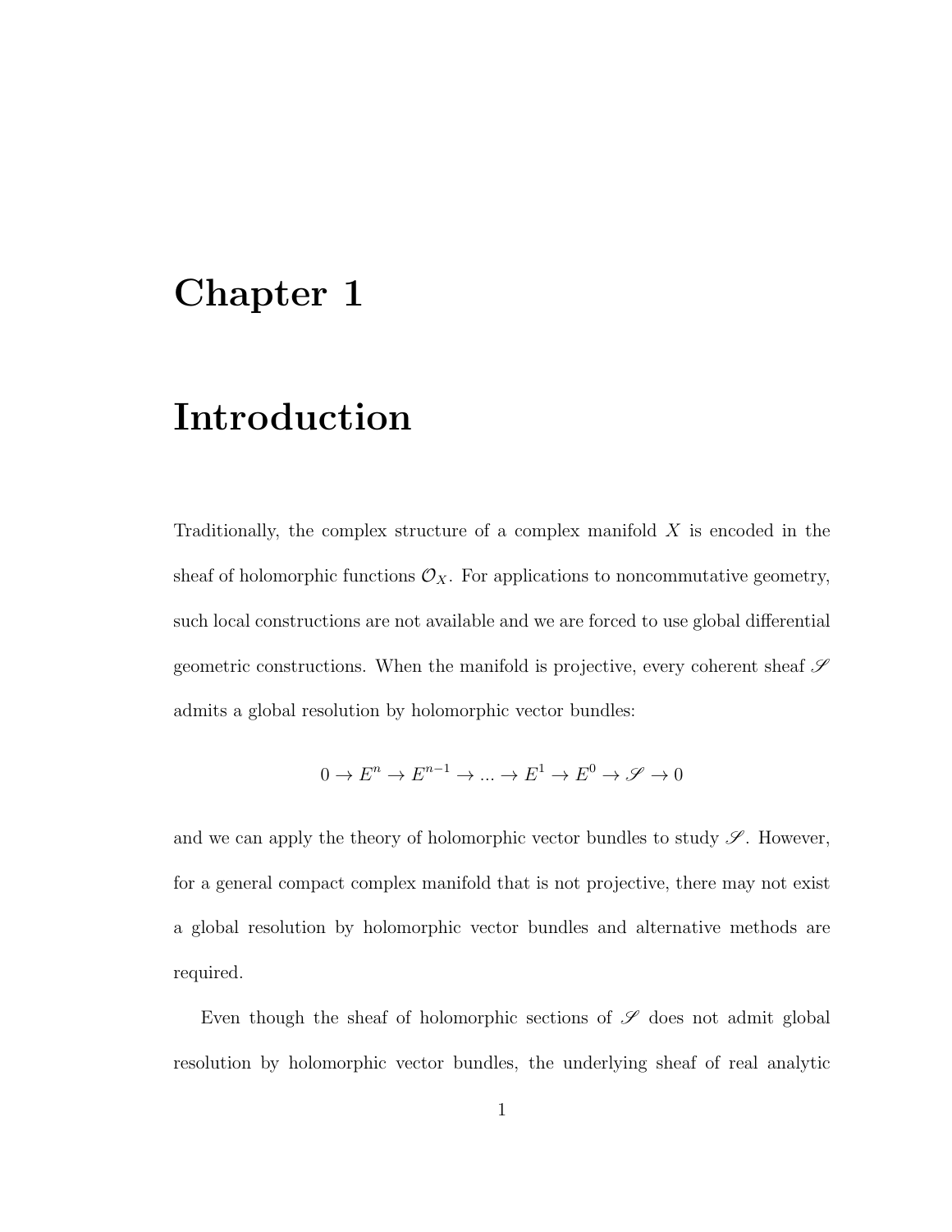# Chapter 1

# Introduction

Traditionally, the complex structure of a complex manifold $X$ is encoded in the sheaf of holomorphic functions $\mathcal{O}_X$. For applications to noncommutative geometry, such local constructions are not available and we are forced to use global differential geometric constructions. When the manifold is projective, every coherent sheaf $\mathscr{S}$ admits a global resolution by holomorphic vector bundles:

$$0 \to E^n \to E^{n-1} \to ... \to E^1 \to E^0 \to \mathscr{S} \to 0$$

and we can apply the theory of holomorphic vector bundles to study $\mathscr{S}$. However, for a general compact complex manifold that is not projective, there may not exist a global resolution by holomorphic vector bundles and alternative methods are required.

Even though the sheaf of holomorphic sections of $\mathscr{S}$ does not admit global resolution by holomorphic vector bundles, the underlying sheaf of real analytic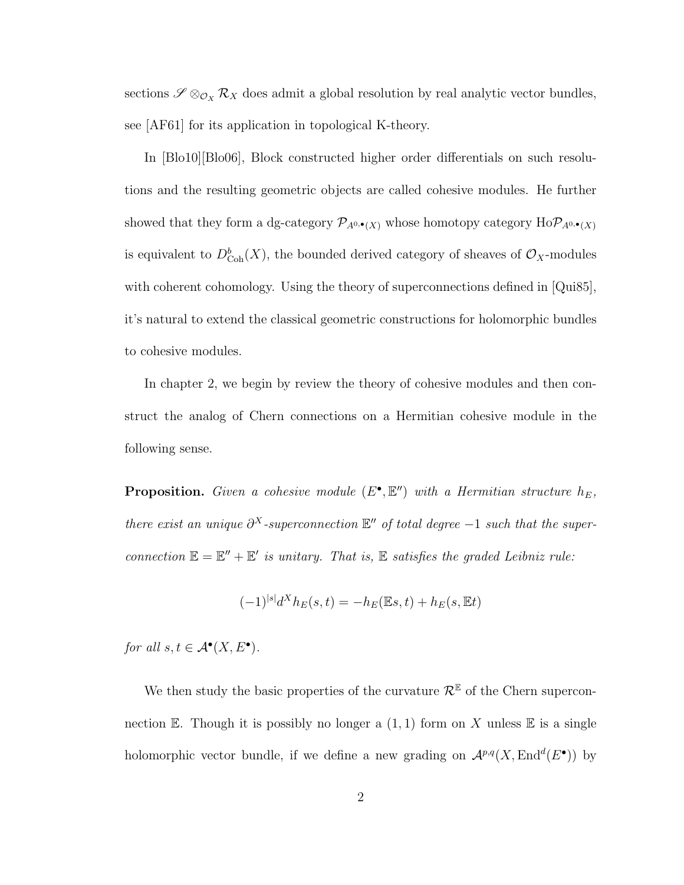sections $\mathscr{S} \otimes_{\mathcal{O}_X} \mathcal{R}_X$ does admit a global resolution by real analytic vector bundles, see [AF61] for its application in topological K-theory.

In [Blo10][Blo06], Block constructed higher order differentials on such resolutions and the resulting geometric objects are called cohesive modules. He further showed that they form a dg-category $\mathcal{P}_{A^{0,\bullet}(X)}$ whose homotopy category $\mathrm{Ho}\mathcal{P}_{A^{0,\bullet}(X)}$ is equivalent to $D^b_{\mathrm{Coh}}(X)$, the bounded derived category of sheaves of $\mathcal{O}_X$-modules with coherent cohomology. Using the theory of superconnections defined in [Qui85], it's natural to extend the classical geometric constructions for holomorphic bundles to cohesive modules.

In chapter 2, we begin by review the theory of cohesive modules and then construct the analog of Chern connections on a Hermitian cohesive module in the following sense.

**Proposition.** *Given a cohesive module $(E^\bullet, \mathbb{E}'')$ with a Hermitian structure $h_E$, there exist an unique $\partial^X$-superconnection $\mathbb{E}''$ of total degree $-1$ such that the superconnection $\mathbb{E} = \mathbb{E}'' + \mathbb{E}'$ is unitary. That is, $\mathbb{E}$ satisfies the graded Leibniz rule:*

$$(-1)^{|s|} d^X h_E(s,t) = -h_E(\mathbb{E}s, t) + h_E(s, \mathbb{E}t)$$

*for all $s, t \in \mathcal{A}^\bullet(X, E^\bullet)$.*

We then study the basic properties of the curvature $\mathcal{R}^{\mathbb{E}}$ of the Chern superconnection $\mathbb{E}$. Though it is possibly no longer a $(1,1)$ form on $X$ unless $\mathbb{E}$ is a single holomorphic vector bundle, if we define a new grading on $\mathcal{A}^{p,q}(X, \mathrm{End}^d(E^\bullet))$ by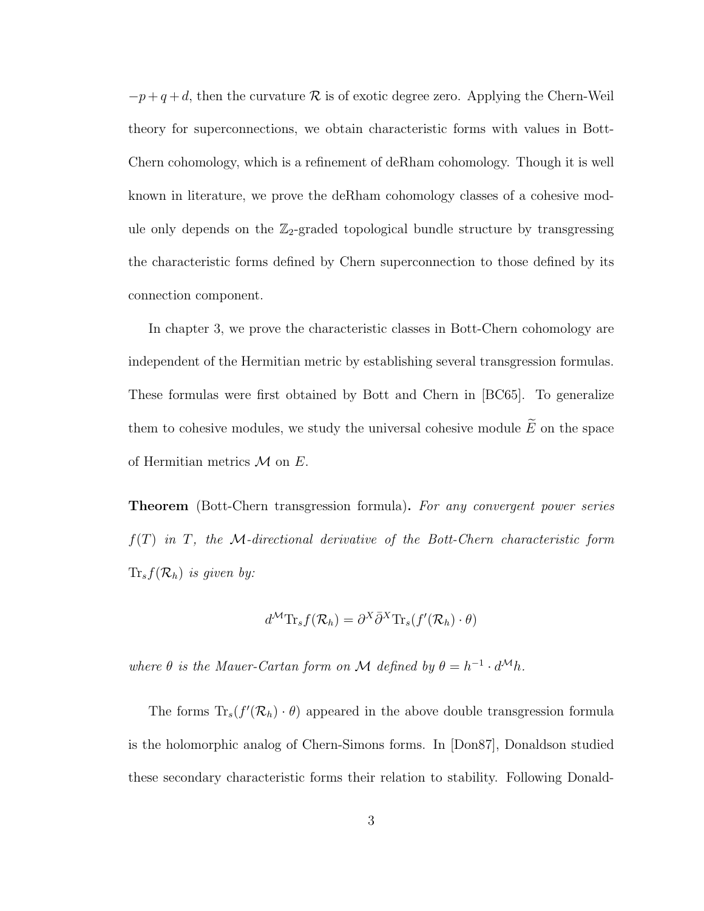$-p+q+d$, then the curvature $\mathcal{R}$ is of exotic degree zero. Applying the Chern-Weil theory for superconnections, we obtain characteristic forms with values in Bott-Chern cohomology, which is a refinement of deRham cohomology. Though it is well known in literature, we prove the deRham cohomology classes of a cohesive module only depends on the $\mathbb{Z}_2$-graded topological bundle structure by transgressing the characteristic forms defined by Chern superconnection to those defined by its connection component.

In chapter 3, we prove the characteristic classes in Bott-Chern cohomology are independent of the Hermitian metric by establishing several transgression formulas. These formulas were first obtained by Bott and Chern in [BC65]. To generalize them to cohesive modules, we study the universal cohesive module $\widetilde{E}$ on the space of Hermitian metrics $\mathcal{M}$ on $E$.

**Theorem** (Bott-Chern transgression formula)**.** *For any convergent power series $f(T)$ in $T$, the $\mathcal{M}$-directional derivative of the Bott-Chern characteristic form $\mathrm{Tr}_s f(\mathcal{R}_h)$ is given by:*

$$d^{\mathcal{M}}\mathrm{Tr}_s f(\mathcal{R}_h) = \partial^X \bar{\partial}^X \mathrm{Tr}_s(f'(\mathcal{R}_h)\cdot\theta)$$

*where $\theta$ is the Mauer-Cartan form on $\mathcal{M}$ defined by $\theta = h^{-1}\cdot d^{\mathcal{M}}h$.*

The forms $\mathrm{Tr}_s(f'(\mathcal{R}_h)\cdot\theta)$ appeared in the above double transgression formula is the holomorphic analog of Chern-Simons forms. In [Don87], Donaldson studied these secondary characteristic forms their relation to stability. Following Donald-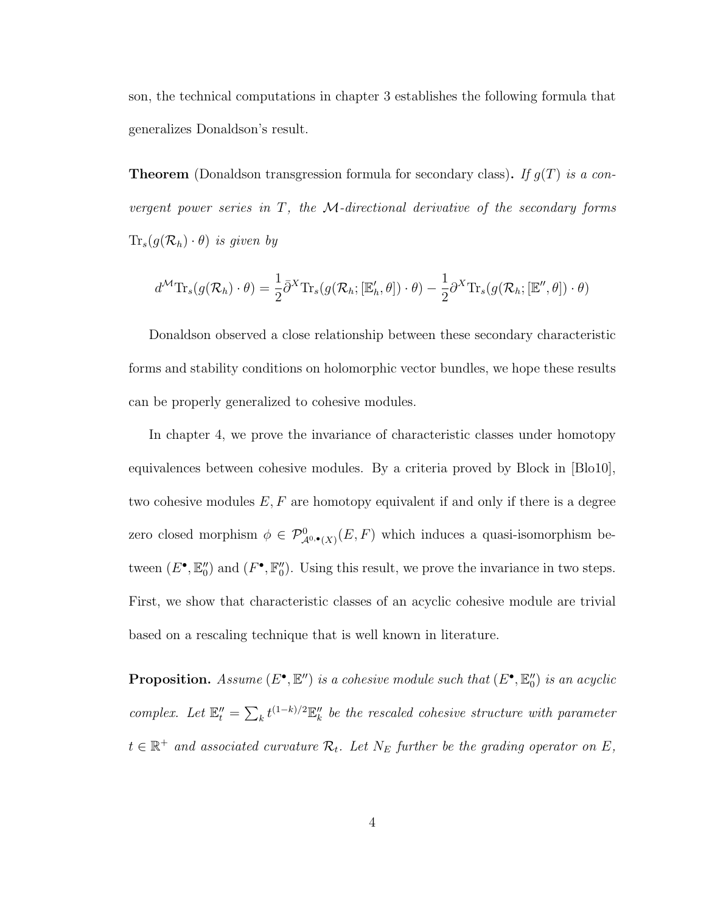son, the technical computations in chapter 3 establishes the following formula that generalizes Donaldson's result.

**Theorem** (Donaldson transgression formula for secondary class)**.** *If $g(T)$ is a convergent power series in $T$, the $\mathcal{M}$-directional derivative of the secondary forms $\mathrm{Tr}_s(g(\mathcal{R}_h)\cdot\theta)$ is given by*

$$d^{\mathcal{M}}\mathrm{Tr}_s(g(\mathcal{R}_h)\cdot\theta) = \frac{1}{2}\bar{\partial}^X\mathrm{Tr}_s(g(\mathcal{R}_h;[\mathbb{E}'_h,\theta])\cdot\theta) - \frac{1}{2}\partial^X\mathrm{Tr}_s(g(\mathcal{R}_h;[\mathbb{E}'',\theta])\cdot\theta)$$

Donaldson observed a close relationship between these secondary characteristic forms and stability conditions on holomorphic vector bundles, we hope these results can be properly generalized to cohesive modules.

In chapter 4, we prove the invariance of characteristic classes under homotopy equivalences between cohesive modules. By a criteria proved by Block in [Blo10], two cohesive modules $E, F$ are homotopy equivalent if and only if there is a degree zero closed morphism $\phi \in \mathcal{P}^0_{\mathcal{A}^{0,\bullet}(X)}(E,F)$ which induces a quasi-isomorphism between $(E^\bullet, \mathbb{E}''_0)$ and $(F^\bullet, \mathbb{F}''_0)$. Using this result, we prove the invariance in two steps. First, we show that characteristic classes of an acyclic cohesive module are trivial based on a rescaling technique that is well known in literature.

**Proposition.** *Assume $(E^\bullet, \mathbb{E}'')$ is a cohesive module such that $(E^\bullet, \mathbb{E}''_0)$ is an acyclic complex. Let $\mathbb{E}''_t = \sum_k t^{(1-k)/2}\mathbb{E}''_k$ be the rescaled cohesive structure with parameter $t \in \mathbb{R}^+$ and associated curvature $\mathcal{R}_t$. Let $N_E$ further be the grading operator on $E$,*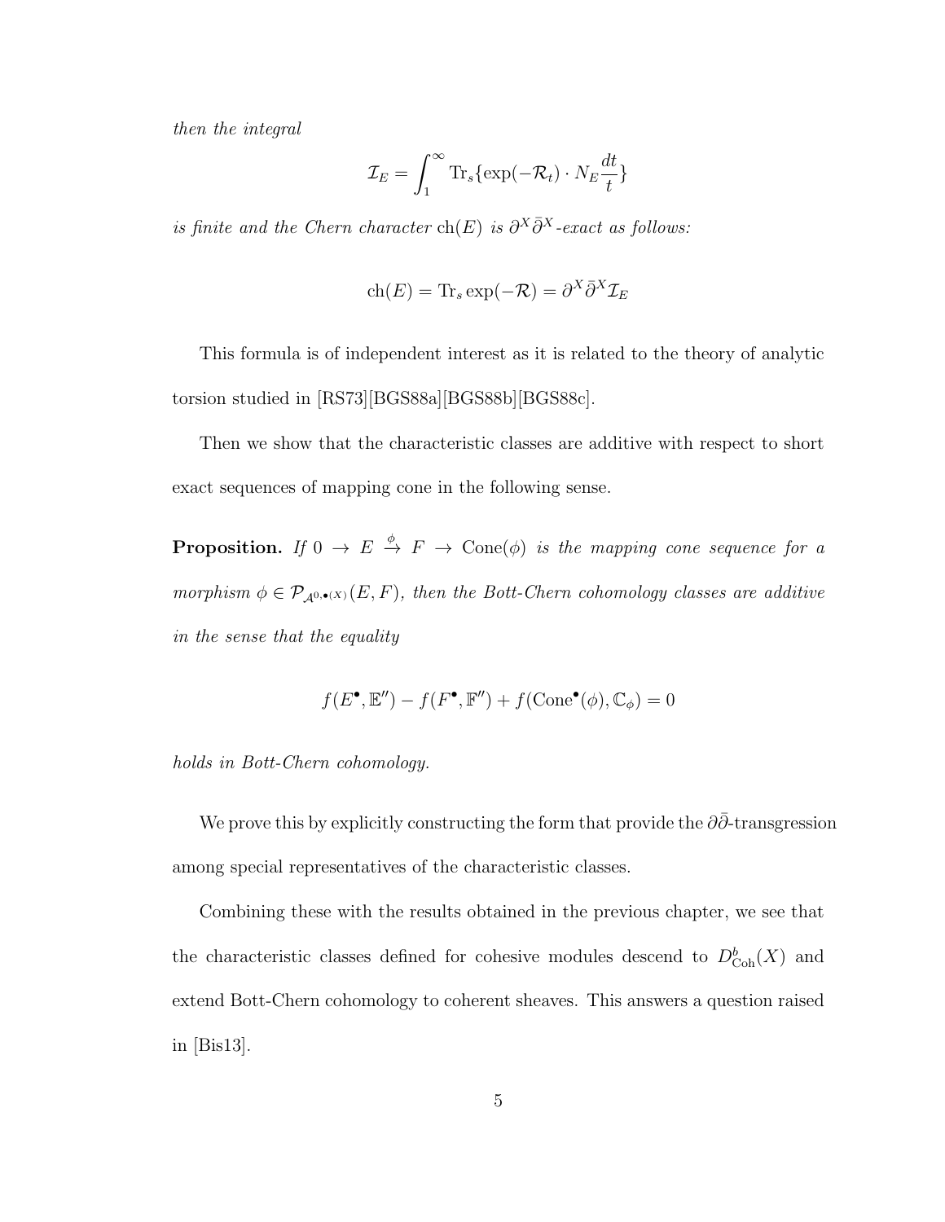*then the integral*

$$\mathcal{I}_E = \int_1^\infty \mathrm{Tr}_s\{\exp(-\mathcal{R}_t) \cdot N_E \frac{dt}{t}\}$$

*is finite and the Chern character* $\mathrm{ch}(E)$ *is* $\partial^X\bar{\partial}^X$*-exact as follows:*

$$\mathrm{ch}(E) = \mathrm{Tr}_s \exp(-\mathcal{R}) = \partial^X\bar{\partial}^X\mathcal{I}_E$$

This formula is of independent interest as it is related to the theory of analytic torsion studied in [RS73][BGS88a][BGS88b][BGS88c].

Then we show that the characteristic classes are additive with respect to short exact sequences of mapping cone in the following sense.

**Proposition.** *If* $0 \to E \xrightarrow{\phi} F \to \mathrm{Cone}(\phi)$ *is the mapping cone sequence for a morphism* $\phi \in \mathcal{P}_{\mathcal{A}^{0,\bullet}(X)}(E, F)$*, then the Bott-Chern cohomology classes are additive in the sense that the equality*

$$f(E^\bullet, \mathbb{E}'') - f(F^\bullet, \mathbb{F}'') + f(\mathrm{Cone}^\bullet(\phi), \mathbb{C}_\phi) = 0$$

*holds in Bott-Chern cohomology.*

We prove this by explicitly constructing the form that provide the $\partial\bar{\partial}$-transgression among special representatives of the characteristic classes.

Combining these with the results obtained in the previous chapter, we see that the characteristic classes defined for cohesive modules descend to $D^b_{\mathrm{Coh}}(X)$ and extend Bott-Chern cohomology to coherent sheaves. This answers a question raised in [Bis13].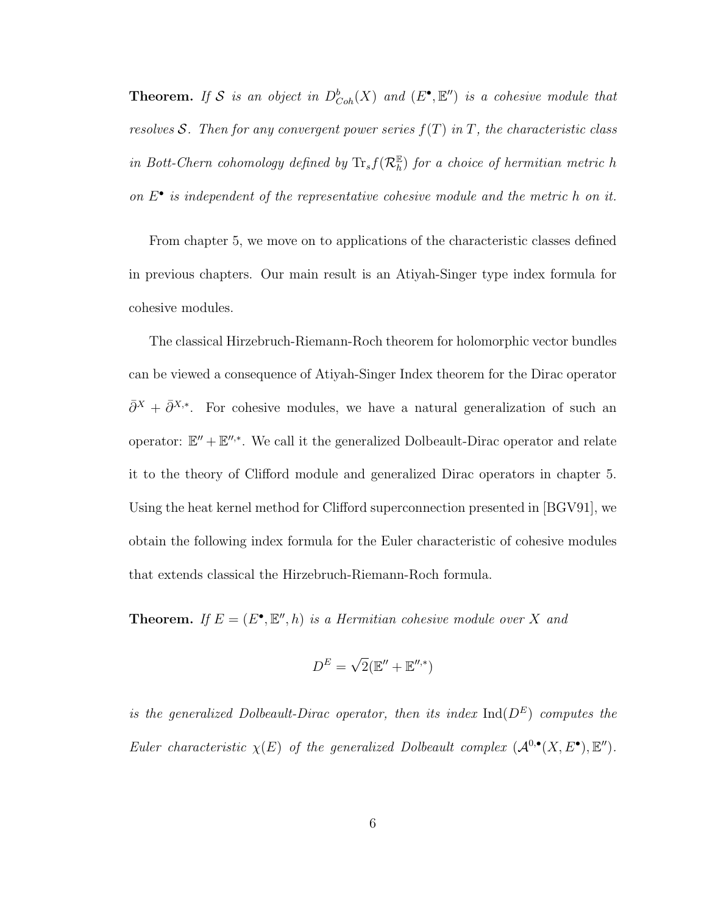**Theorem.** *If $\mathcal{S}$ is an object in $D^b_{Coh}(X)$ and $(E^\bullet, \mathbb{E}'')$ is a cohesive module that resolves $\mathcal{S}$. Then for any convergent power series $f(T)$ in $T$, the characteristic class in Bott-Chern cohomology defined by $\mathrm{Tr}_s f(\mathcal{R}^{\mathbb{E}}_h)$ for a choice of hermitian metric $h$ on $E^\bullet$ is independent of the representative cohesive module and the metric $h$ on it.*

From chapter 5, we move on to applications of the characteristic classes defined in previous chapters. Our main result is an Atiyah-Singer type index formula for cohesive modules.

The classical Hirzebruch-Riemann-Roch theorem for holomorphic vector bundles can be viewed a consequence of Atiyah-Singer Index theorem for the Dirac operator $\bar{\partial}^X + \bar{\partial}^{X,*}$. For cohesive modules, we have a natural generalization of such an operator: $\mathbb{E}'' + \mathbb{E}''^{,*}$. We call it the generalized Dolbeault-Dirac operator and relate it to the theory of Clifford module and generalized Dirac operators in chapter 5. Using the heat kernel method for Clifford superconnection presented in [BGV91], we obtain the following index formula for the Euler characteristic of cohesive modules that extends classical the Hirzebruch-Riemann-Roch formula.

**Theorem.** *If $E = (E^\bullet, \mathbb{E}'', h)$ is a Hermitian cohesive module over $X$ and*

$$D^E = \sqrt{2}(\mathbb{E}'' + \mathbb{E}''^{,*})$$

*is the generalized Dolbeault-Dirac operator, then its index $\mathrm{Ind}(D^E)$ computes the Euler characteristic $\chi(E)$ of the generalized Dolbeault complex $(\mathcal{A}^{0,\bullet}(X, E^\bullet), \mathbb{E}'')$.*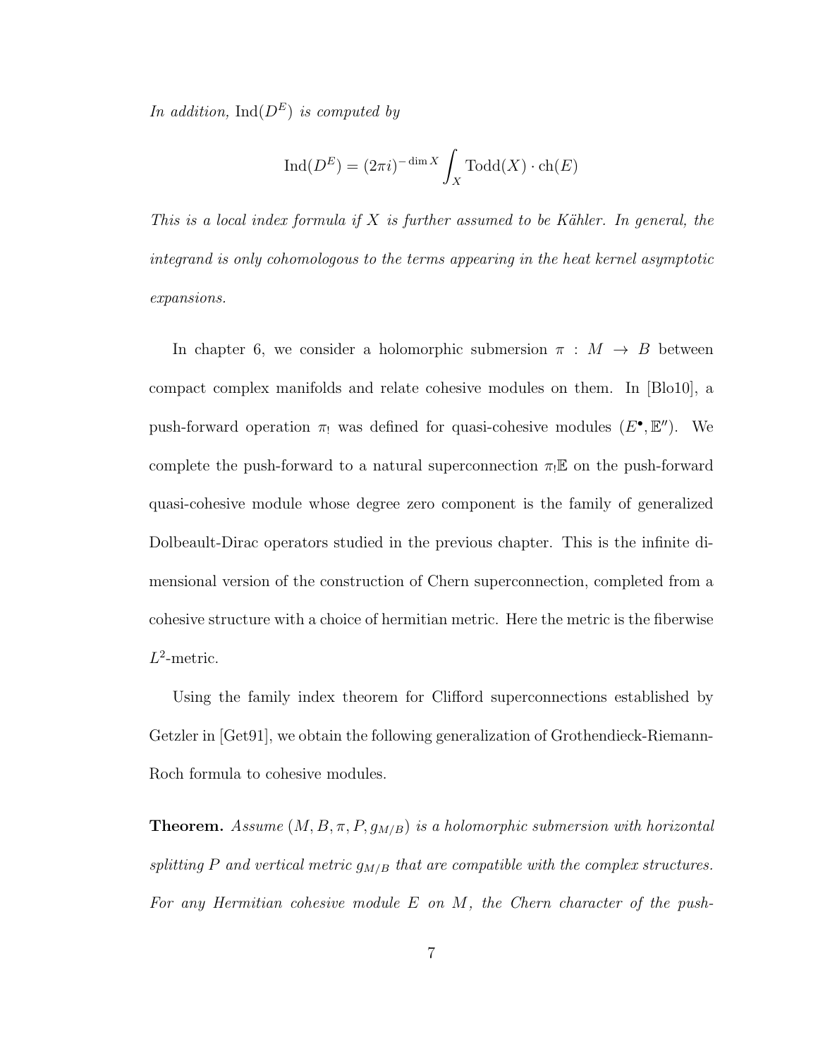*In addition,* $\mathrm{Ind}(D^E)$ *is computed by*

$$\mathrm{Ind}(D^E) = (2\pi i)^{-\dim X} \int_X \mathrm{Todd}(X) \cdot \mathrm{ch}(E)$$

*This is a local index formula if* $X$ *is further assumed to be Kähler. In general, the integrand is only cohomologous to the terms appearing in the heat kernel asymptotic expansions.*

In chapter 6, we consider a holomorphic submersion $\pi : M \to B$ between compact complex manifolds and relate cohesive modules on them. In [Blo10], a push-forward operation $\pi_!$ was defined for quasi-cohesive modules $(E^\bullet, \mathbb{E}'')$. We complete the push-forward to a natural superconnection $\pi_!\mathbb{E}$ on the push-forward quasi-cohesive module whose degree zero component is the family of generalized Dolbeault-Dirac operators studied in the previous chapter. This is the infinite dimensional version of the construction of Chern superconnection, completed from a cohesive structure with a choice of hermitian metric. Here the metric is the fiberwise $L^2$-metric.

Using the family index theorem for Clifford superconnections established by Getzler in [Get91], we obtain the following generalization of Grothendieck-Riemann-Roch formula to cohesive modules.

**Theorem.** *Assume* $(M, B, \pi, P, g_{M/B})$ *is a holomorphic submersion with horizontal splitting* $P$ *and vertical metric* $g_{M/B}$ *that are compatible with the complex structures. For any Hermitian cohesive module* $E$ *on* $M$*, the Chern character of the push-*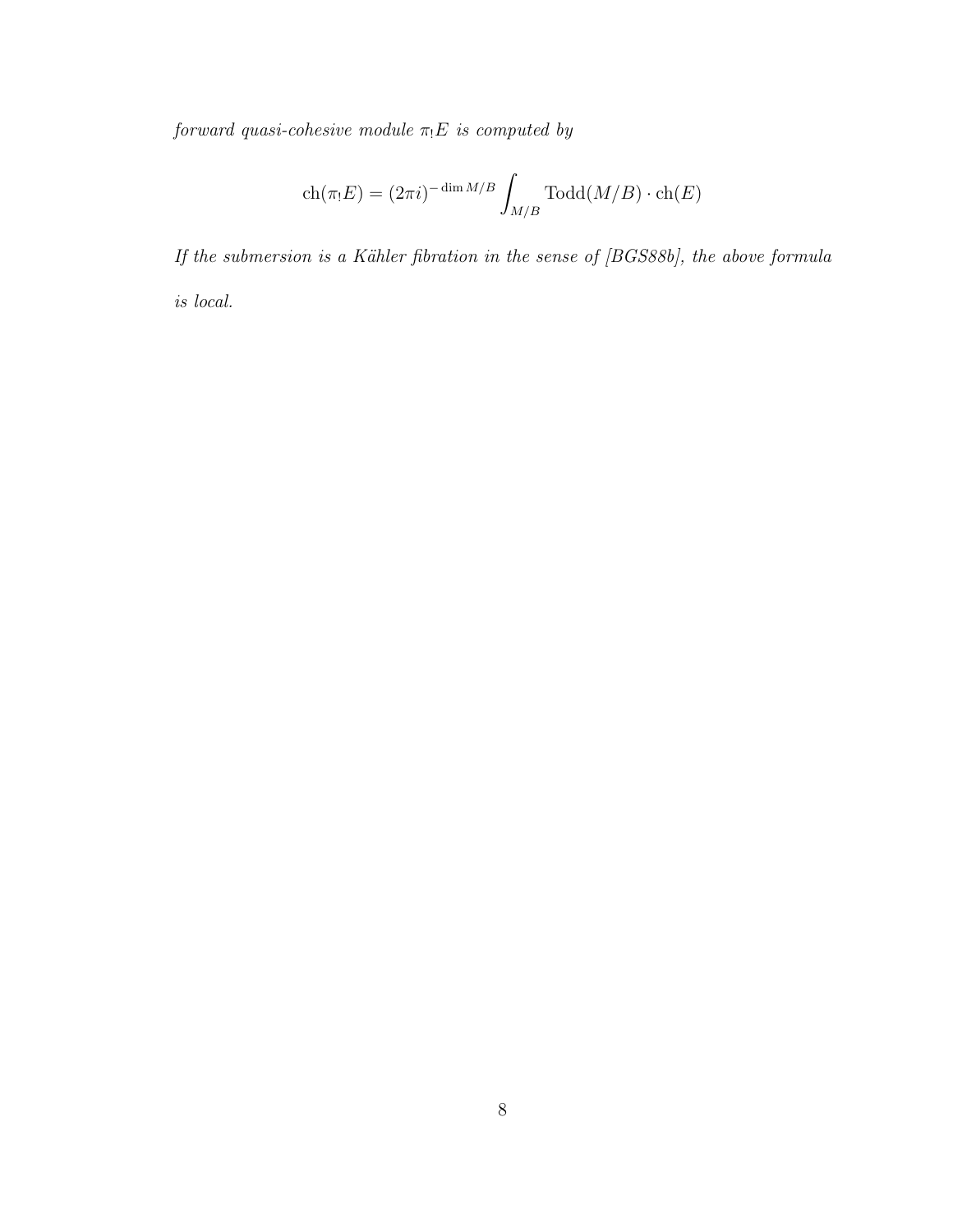*forward quasi-cohesive module* $\pi_! E$ *is computed by*

$$\operatorname{ch}(\pi_! E) = (2\pi i)^{-\dim M/B} \int_{M/B} \operatorname{Todd}(M/B) \cdot \operatorname{ch}(E)$$

*If the submersion is a Kähler fibration in the sense of [BGS88b], the above formula is local.*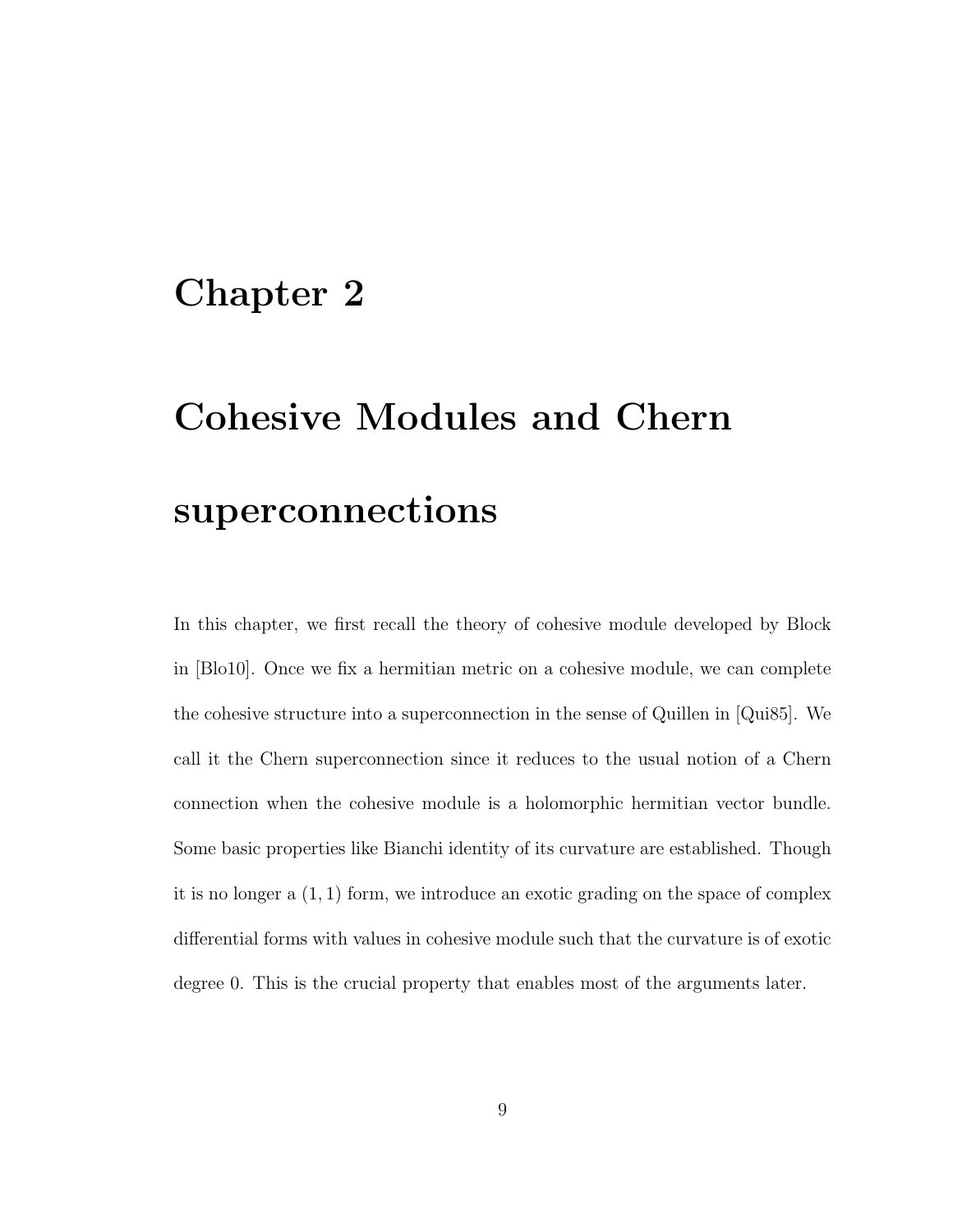# Chapter 2

# Cohesive Modules and Chern superconnections

In this chapter, we first recall the theory of cohesive module developed by Block in [Blo10]. Once we fix a hermitian metric on a cohesive module, we can complete the cohesive structure into a superconnection in the sense of Quillen in [Qui85]. We call it the Chern superconnection since it reduces to the usual notion of a Chern connection when the cohesive module is a holomorphic hermitian vector bundle. Some basic properties like Bianchi identity of its curvature are established. Though it is no longer a $(1, 1)$ form, we introduce an exotic grading on the space of complex differential forms with values in cohesive module such that the curvature is of exotic degree 0. This is the crucial property that enables most of the arguments later.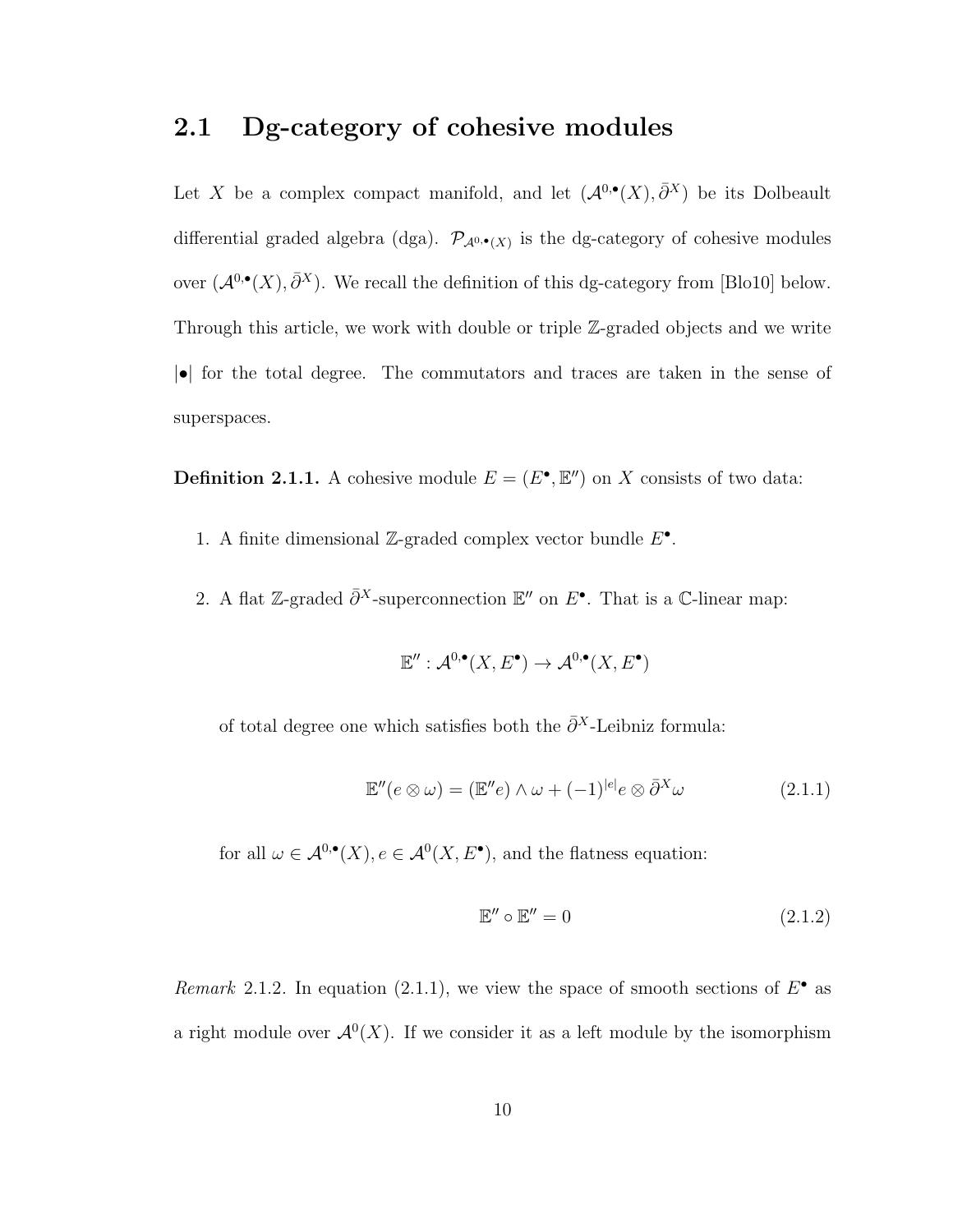## 2.1 Dg-category of cohesive modules

Let $X$ be a complex compact manifold, and let $(\mathcal{A}^{0,\bullet}(X), \bar{\partial}^X)$ be its Dolbeault differential graded algebra (dga). $\mathcal{P}_{\mathcal{A}^{0,\bullet}(X)}$ is the dg-category of cohesive modules over $(\mathcal{A}^{0,\bullet}(X), \bar{\partial}^X)$. We recall the definition of this dg-category from [Blo10] below. Through this article, we work with double or triple $\mathbb{Z}$-graded objects and we write $|\bullet|$ for the total degree. The commutators and traces are taken in the sense of superspaces.

**Definition 2.1.1.** A cohesive module $E = (E^\bullet, \mathbb{E}'')$ on $X$ consists of two data:

1. A finite dimensional $\mathbb{Z}$-graded complex vector bundle $E^\bullet$.
2. A flat $\mathbb{Z}$-graded $\bar{\partial}^X$-superconnection $\mathbb{E}''$ on $E^\bullet$. That is a $\mathbb{C}$-linear map:

$$\mathbb{E}'' : \mathcal{A}^{0,\bullet}(X, E^\bullet) \to \mathcal{A}^{0,\bullet}(X, E^\bullet)$$

   of total degree one which satisfies both the $\bar{\partial}^X$-Leibniz formula:

$$\mathbb{E}''(e \otimes \omega) = (\mathbb{E}''e) \wedge \omega + (-1)^{|e|} e \otimes \bar{\partial}^X \omega \tag{2.1.1}$$

   for all $\omega \in \mathcal{A}^{0,\bullet}(X), e \in \mathcal{A}^0(X, E^\bullet)$, and the flatness equation:

$$\mathbb{E}'' \circ \mathbb{E}'' = 0 \tag{2.1.2}$$

*Remark* 2.1.2. In equation (2.1.1), we view the space of smooth sections of $E^\bullet$ as a right module over $\mathcal{A}^0(X)$. If we consider it as a left module by the isomorphism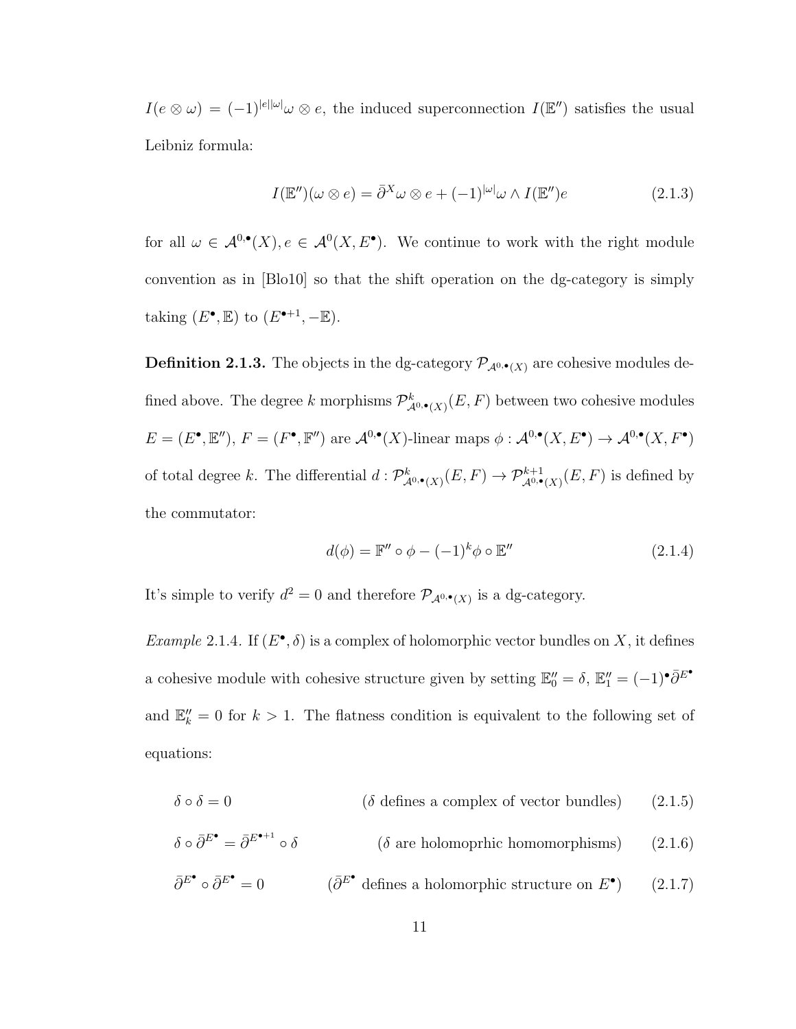$I(e \otimes \omega) = (-1)^{|e||\omega|}\omega \otimes e$, the induced superconnection $I(\mathbb{E}'')$ satisfies the usual Leibniz formula:

$$I(\mathbb{E}'')(\omega \otimes e) = \bar{\partial}^X \omega \otimes e + (-1)^{|\omega|}\omega \wedge I(\mathbb{E}'')e \tag{2.1.3}$$

for all $\omega \in \mathcal{A}^{0,\bullet}(X), e \in \mathcal{A}^0(X, E^\bullet)$. We continue to work with the right module convention as in [Blo10] so that the shift operation on the dg-category is simply taking $(E^\bullet, \mathbb{E})$ to $(E^{\bullet+1}, -\mathbb{E})$.

**Definition 2.1.3.** The objects in the dg-category $\mathcal{P}_{\mathcal{A}^{0,\bullet}(X)}$ are cohesive modules defined above. The degree $k$ morphisms $\mathcal{P}^k_{\mathcal{A}^{0,\bullet}(X)}(E, F)$ between two cohesive modules $E = (E^\bullet, \mathbb{E}'')$, $F = (F^\bullet, \mathbb{F}'')$ are $\mathcal{A}^{0,\bullet}(X)$-linear maps $\phi : \mathcal{A}^{0,\bullet}(X, E^\bullet) \to \mathcal{A}^{0,\bullet}(X, F^\bullet)$ of total degree $k$. The differential $d : \mathcal{P}^k_{\mathcal{A}^{0,\bullet}(X)}(E, F) \to \mathcal{P}^{k+1}_{\mathcal{A}^{0,\bullet}(X)}(E, F)$ is defined by the commutator:

$$d(\phi) = \mathbb{F}'' \circ \phi - (-1)^k \phi \circ \mathbb{E}'' \tag{2.1.4}$$

It's simple to verify $d^2 = 0$ and therefore $\mathcal{P}_{\mathcal{A}^{0,\bullet}(X)}$ is a dg-category.

*Example* 2.1.4. If $(E^\bullet, \delta)$ is a complex of holomorphic vector bundles on $X$, it defines a cohesive module with cohesive structure given by setting $\mathbb{E}''_0 = \delta$, $\mathbb{E}''_1 = (-1)^\bullet \bar{\partial}^{E^\bullet}$ and $\mathbb{E}''_k = 0$ for $k > 1$. The flatness condition is equivalent to the following set of equations:

$$\delta \circ \delta = 0 \qquad (\delta \text{ defines a complex of vector bundles}) \tag{2.1.5}$$

$$\delta \circ \bar{\partial}^{E^\bullet} = \bar{\partial}^{E^{\bullet+1}} \circ \delta \qquad (\delta \text{ are holomoprhic homomorphisms}) \tag{2.1.6}$$

$$\bar{\partial}^{E^\bullet} \circ \bar{\partial}^{E^\bullet} = 0 \qquad (\bar{\partial}^{E^\bullet} \text{ defines a holomorphic structure on } E^\bullet) \tag{2.1.7}$$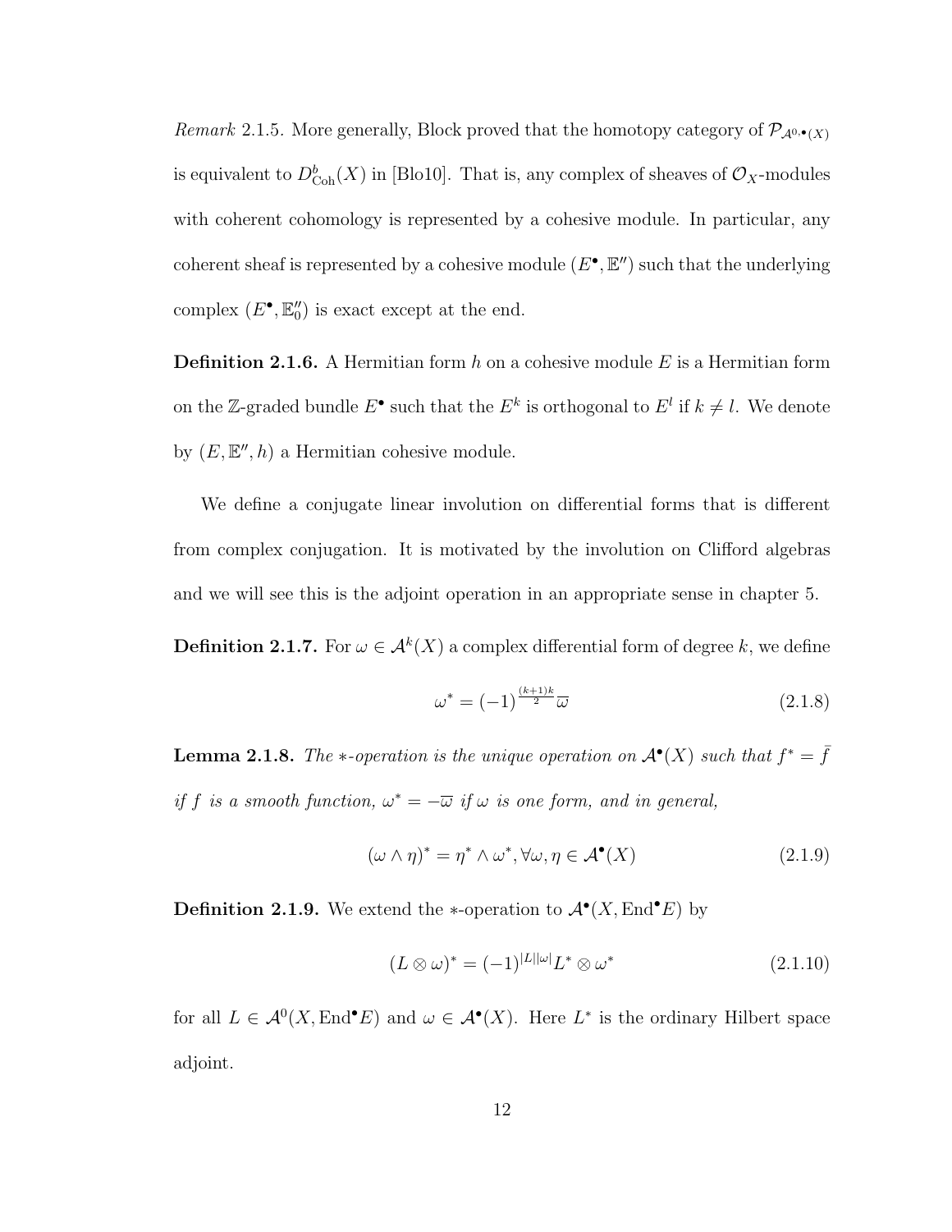*Remark* 2.1.5. More generally, Block proved that the homotopy category of $\mathcal{P}_{\mathcal{A}^{0,\bullet}(X)}$ is equivalent to $D^b_{\mathrm{Coh}}(X)$ in [Blo10]. That is, any complex of sheaves of $\mathcal{O}_X$-modules with coherent cohomology is represented by a cohesive module. In particular, any coherent sheaf is represented by a cohesive module $(E^\bullet, \mathbb{E}'')$ such that the underlying complex $(E^\bullet, \mathbb{E}''_0)$ is exact except at the end.

**Definition 2.1.6.** A Hermitian form $h$ on a cohesive module $E$ is a Hermitian form on the $\mathbb{Z}$-graded bundle $E^\bullet$ such that the $E^k$ is orthogonal to $E^l$ if $k \neq l$. We denote by $(E, \mathbb{E}'', h)$ a Hermitian cohesive module.

We define a conjugate linear involution on differential forms that is different from complex conjugation. It is motivated by the involution on Clifford algebras and we will see this is the adjoint operation in an appropriate sense in chapter 5.

**Definition 2.1.7.** For $\omega \in \mathcal{A}^k(X)$ a complex differential form of degree $k$, we define

$$\omega^* = (-1)^{\frac{(k+1)k}{2}} \overline{\omega} \tag{2.1.8}$$

**Lemma 2.1.8.** *The $*$-operation is the unique operation on $\mathcal{A}^\bullet(X)$ such that $f^* = \bar{f}$ if $f$ is a smooth function, $\omega^* = -\overline{\omega}$ if $\omega$ is one form, and in general,*

$$(\omega \wedge \eta)^* = \eta^* \wedge \omega^*, \forall \omega, \eta \in \mathcal{A}^\bullet(X) \tag{2.1.9}$$

**Definition 2.1.9.** We extend the $*$-operation to $\mathcal{A}^\bullet(X, \mathrm{End}^\bullet E)$ by

$$(L \otimes \omega)^* = (-1)^{|L||\omega|} L^* \otimes \omega^* \tag{2.1.10}$$

for all $L \in \mathcal{A}^0(X, \mathrm{End}^\bullet E)$ and $\omega \in \mathcal{A}^\bullet(X)$. Here $L^*$ is the ordinary Hilbert space adjoint.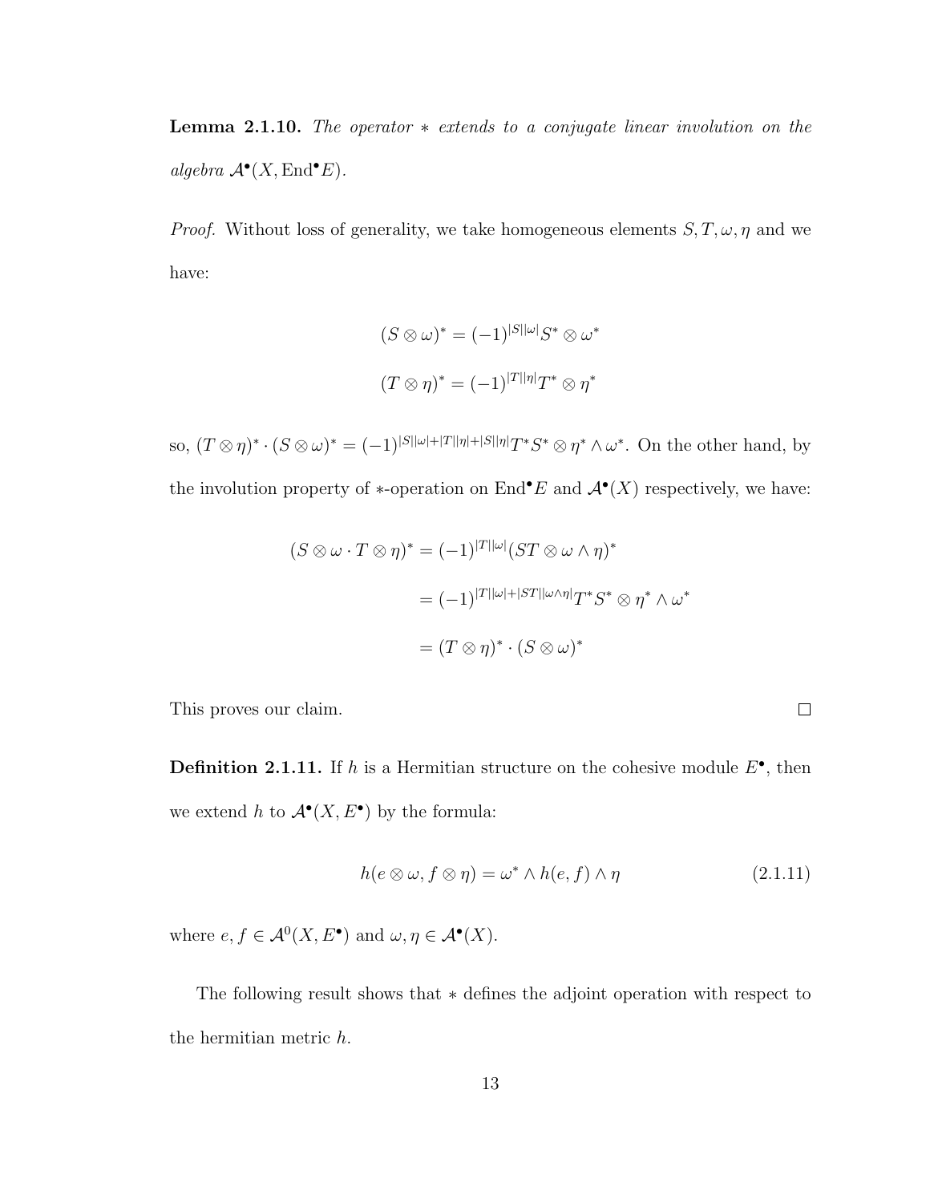**Lemma 2.1.10.** *The operator $*$ extends to a conjugate linear involution on the algebra $\mathcal{A}^\bullet(X, \mathrm{End}^\bullet E)$.*

*Proof.* Without loss of generality, we take homogeneous elements $S, T, \omega, \eta$ and we have:

$$(S \otimes \omega)^* = (-1)^{|S||\omega|} S^* \otimes \omega^*$$

$$(T \otimes \eta)^* = (-1)^{|T||\eta|} T^* \otimes \eta^*$$

so, $(T \otimes \eta)^* \cdot (S \otimes \omega)^* = (-1)^{|S||\omega|+|T||\eta|+|S||\eta|} T^* S^* \otimes \eta^* \wedge \omega^*$. On the other hand, by the involution property of $*$-operation on $\mathrm{End}^\bullet E$ and $\mathcal{A}^\bullet(X)$ respectively, we have:

$$\begin{aligned}
(S \otimes \omega \cdot T \otimes \eta)^* &= (-1)^{|T||\omega|} (ST \otimes \omega \wedge \eta)^* \\
&= (-1)^{|T||\omega| + |ST||\omega \wedge \eta|} T^* S^* \otimes \eta^* \wedge \omega^* \\
&= (T \otimes \eta)^* \cdot (S \otimes \omega)^*
\end{aligned}$$

This proves our claim. $\square$

**Definition 2.1.11.** If $h$ is a Hermitian structure on the cohesive module $E^\bullet$, then we extend $h$ to $\mathcal{A}^\bullet(X, E^\bullet)$ by the formula:

$$h(e \otimes \omega, f \otimes \eta) = \omega^* \wedge h(e, f) \wedge \eta \tag{2.1.11}$$

where $e, f \in \mathcal{A}^0(X, E^\bullet)$ and $\omega, \eta \in \mathcal{A}^\bullet(X)$.

The following result shows that $*$ defines the adjoint operation with respect to the hermitian metric $h$.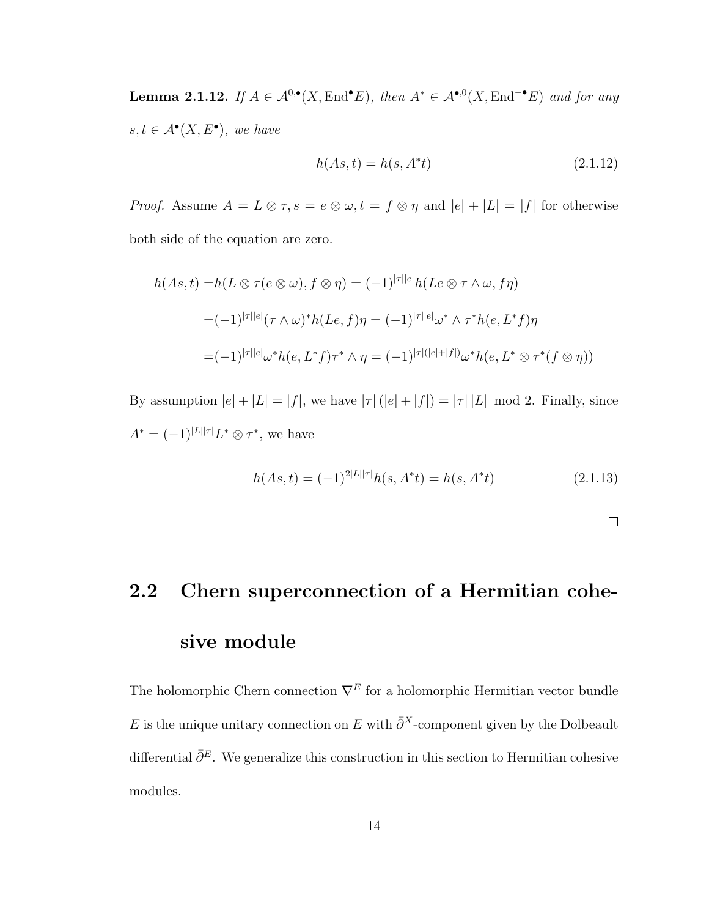**Lemma 2.1.12.** *If $A \in \mathcal{A}^{0,\bullet}(X, \mathrm{End}^\bullet E)$, then $A^* \in \mathcal{A}^{\bullet,0}(X, \mathrm{End}^{-\bullet} E)$ and for any $s, t \in \mathcal{A}^\bullet(X, E^\bullet)$, we have*

$$h(As, t) = h(s, A^* t) \tag{2.1.12}$$

*Proof.* Assume $A = L \otimes \tau, s = e \otimes \omega, t = f \otimes \eta$ and $|e| + |L| = |f|$ for otherwise both side of the equation are zero.

$$\begin{aligned}
h(As, t) =& h(L \otimes \tau(e \otimes \omega), f \otimes \eta) = (-1)^{|\tau||e|} h(Le \otimes \tau \wedge \omega, f\eta) \\
=& (-1)^{|\tau||e|} (\tau \wedge \omega)^* h(Le, f)\eta = (-1)^{|\tau||e|} \omega^* \wedge \tau^* h(e, L^* f)\eta \\
=& (-1)^{|\tau||e|} \omega^* h(e, L^* f) \tau^* \wedge \eta = (-1)^{|\tau|(|e|+|f|)} \omega^* h(e, L^* \otimes \tau^*(f \otimes \eta))
\end{aligned}$$

By assumption $|e| + |L| = |f|$, we have $|\tau| (|e| + |f|) = |\tau| |L| \mod 2$. Finally, since $A^* = (-1)^{|L||\tau|} L^* \otimes \tau^*$, we have

$$h(As, t) = (-1)^{2|L||\tau|} h(s, A^* t) = h(s, A^* t) \tag{2.1.13}$$

□

## 2.2 Chern superconnection of a Hermitian cohesive module

The holomorphic Chern connection $\nabla^E$ for a holomorphic Hermitian vector bundle $E$ is the unique unitary connection on $E$ with $\bar{\partial}^X$-component given by the Dolbeault differential $\bar{\partial}^E$. We generalize this construction in this section to Hermitian cohesive modules.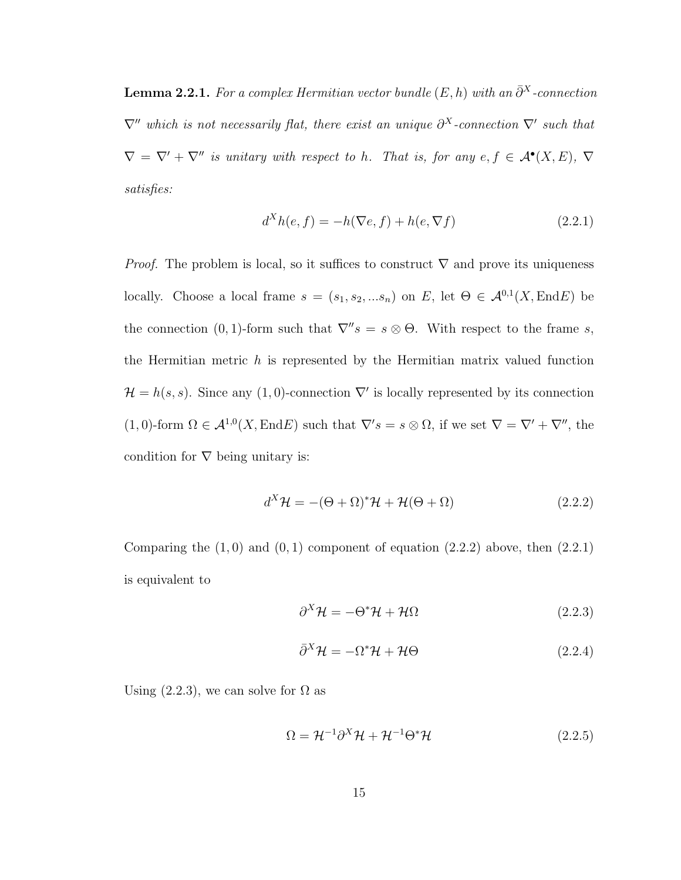**Lemma 2.2.1.** *For a complex Hermitian vector bundle $(E, h)$ with an $\bar{\partial}^X$-connection $\nabla''$ which is not necessarily flat, there exist an unique $\partial^X$-connection $\nabla'$ such that $\nabla = \nabla' + \nabla''$ is unitary with respect to $h$. That is, for any $e, f \in \mathcal{A}^\bullet(X, E)$, $\nabla$ satisfies:*

$$d^X h(e, f) = -h(\nabla e, f) + h(e, \nabla f) \tag{2.2.1}$$

*Proof.* The problem is local, so it suffices to construct $\nabla$ and prove its uniqueness locally. Choose a local frame $s = (s_1, s_2, ...s_n)$ on $E$, let $\Theta \in \mathcal{A}^{0,1}(X, \mathrm{End}E)$ be the connection $(0,1)$-form such that $\nabla'' s = s \otimes \Theta$. With respect to the frame $s$, the Hermitian metric $h$ is represented by the Hermitian matrix valued function $\mathcal{H} = h(s, s)$. Since any $(1,0)$-connection $\nabla'$ is locally represented by its connection $(1,0)$-form $\Omega \in \mathcal{A}^{1,0}(X, \mathrm{End}E)$ such that $\nabla' s = s \otimes \Omega$, if we set $\nabla = \nabla' + \nabla''$, the condition for $\nabla$ being unitary is:

$$d^X \mathcal{H} = -(\Theta + \Omega)^* \mathcal{H} + \mathcal{H}(\Theta + \Omega) \tag{2.2.2}$$

Comparing the $(1,0)$ and $(0,1)$ component of equation (2.2.2) above, then (2.2.1) is equivalent to

$$\partial^X \mathcal{H} = -\Theta^* \mathcal{H} + \mathcal{H}\Omega \tag{2.2.3}$$

$$\bar{\partial}^X \mathcal{H} = -\Omega^* \mathcal{H} + \mathcal{H}\Theta \tag{2.2.4}$$

Using (2.2.3), we can solve for $\Omega$ as

$$\Omega = \mathcal{H}^{-1} \partial^X \mathcal{H} + \mathcal{H}^{-1} \Theta^* \mathcal{H} \tag{2.2.5}$$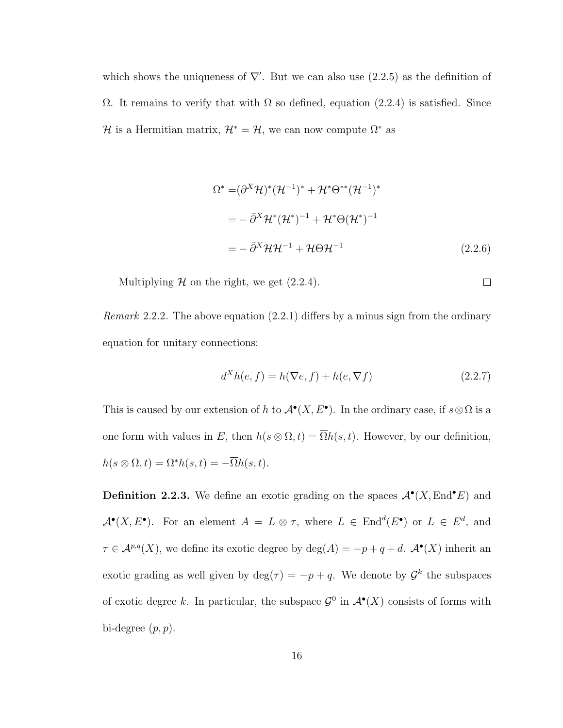which shows the uniqueness of $\nabla'$. But we can also use (2.2.5) as the definition of $\Omega$. It remains to verify that with $\Omega$ so defined, equation (2.2.4) is satisfied. Since $\mathcal{H}$ is a Hermitian matrix, $\mathcal{H}^* = \mathcal{H}$, we can now compute $\Omega^*$ as

$$
\begin{aligned}
\Omega^* =& (\partial^X \mathcal{H})^* (\mathcal{H}^{-1})^* + \mathcal{H}^* \Theta^{**} (\mathcal{H}^{-1})^* \\
=& -\bar{\partial}^X \mathcal{H}^* (\mathcal{H}^*)^{-1} + \mathcal{H}^* \Theta (\mathcal{H}^*)^{-1} \\
=& -\bar{\partial}^X \mathcal{H} \mathcal{H}^{-1} + \mathcal{H} \Theta \mathcal{H}^{-1}
\end{aligned}
\tag{2.2.6}
$$

Multiplying $\mathcal{H}$ on the right, we get (2.2.4). ☐

*Remark* 2.2.2. The above equation (2.2.1) differs by a minus sign from the ordinary equation for unitary connections:

$$
d^X h(e, f) = h(\nabla e, f) + h(e, \nabla f) \tag{2.2.7}
$$

This is caused by our extension of $h$ to $\mathcal{A}^\bullet(X, E^\bullet)$. In the ordinary case, if $s \otimes \Omega$ is a one form with values in $E$, then $h(s \otimes \Omega, t) = \overline{\Omega} h(s, t)$. However, by our definition, $h(s \otimes \Omega, t) = \Omega^* h(s, t) = -\overline{\Omega} h(s, t)$.

**Definition 2.2.3.** We define an exotic grading on the spaces $\mathcal{A}^\bullet(X, \mathrm{End}^\bullet E)$ and $\mathcal{A}^\bullet(X, E^\bullet)$. For an element $A = L \otimes \tau$, where $L \in \mathrm{End}^d(E^\bullet)$ or $L \in E^d$, and $\tau \in \mathcal{A}^{p,q}(X)$, we define its exotic degree by $\deg(A) = -p + q + d$. $\mathcal{A}^\bullet(X)$ inherit an exotic grading as well given by $\deg(\tau) = -p + q$. We denote by $\mathcal{G}^k$ the subspaces of exotic degree $k$. In particular, the subspace $\mathcal{G}^0$ in $\mathcal{A}^\bullet(X)$ consists of forms with bi-degree $(p, p)$.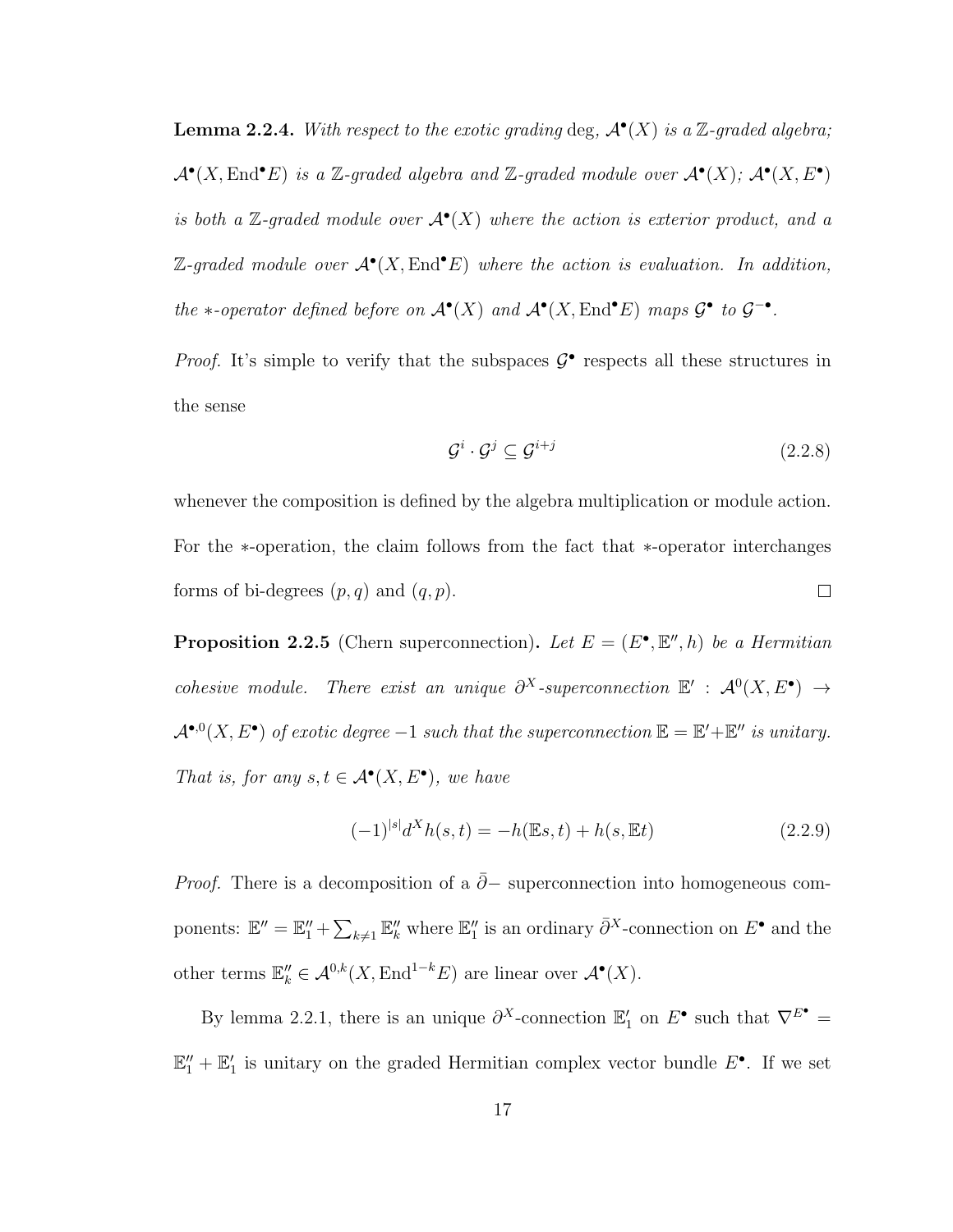**Lemma 2.2.4.** *With respect to the exotic grading* deg*, $\mathcal{A}^\bullet(X)$ is a $\mathbb{Z}$-graded algebra; $\mathcal{A}^\bullet(X, \mathrm{End}^\bullet E)$ is a $\mathbb{Z}$-graded algebra and $\mathbb{Z}$-graded module over $\mathcal{A}^\bullet(X)$; $\mathcal{A}^\bullet(X, E^\bullet)$ is both a $\mathbb{Z}$-graded module over $\mathcal{A}^\bullet(X)$ where the action is exterior product, and a $\mathbb{Z}$-graded module over $\mathcal{A}^\bullet(X, \mathrm{End}^\bullet E)$ where the action is evaluation. In addition, the $*$-operator defined before on $\mathcal{A}^\bullet(X)$ and $\mathcal{A}^\bullet(X, \mathrm{End}^\bullet E)$ maps $\mathcal{G}^\bullet$ to $\mathcal{G}^{-\bullet}$.*

*Proof.* It's simple to verify that the subspaces $\mathcal{G}^\bullet$ respects all these structures in the sense

$$\mathcal{G}^i \cdot \mathcal{G}^j \subseteq \mathcal{G}^{i+j} \tag{2.2.8}$$

whenever the composition is defined by the algebra multiplication or module action. For the $*$-operation, the claim follows from the fact that $*$-operator interchanges forms of bi-degrees $(p, q)$ and $(q, p)$. □

**Proposition 2.2.5** (Chern superconnection)**.** *Let $E = (E^\bullet, \mathbb{E}'', h)$ be a Hermitian cohesive module. There exist an unique $\partial^X$-superconnection $\mathbb{E}' : \mathcal{A}^0(X, E^\bullet) \to \mathcal{A}^{\bullet,0}(X, E^\bullet)$ of exotic degree $-1$ such that the superconnection $\mathbb{E} = \mathbb{E}' + \mathbb{E}''$ is unitary. That is, for any $s, t \in \mathcal{A}^\bullet(X, E^\bullet)$, we have*

$$(-1)^{|s|} d^X h(s, t) = -h(\mathbb{E}s, t) + h(s, \mathbb{E}t) \tag{2.2.9}$$

*Proof.* There is a decomposition of a $\bar{\partial}-$ superconnection into homogeneous components: $\mathbb{E}'' = \mathbb{E}''_1 + \sum_{k \neq 1} \mathbb{E}''_k$ where $\mathbb{E}''_1$ is an ordinary $\bar{\partial}^X$-connection on $E^\bullet$ and the other terms $\mathbb{E}''_k \in \mathcal{A}^{0,k}(X, \mathrm{End}^{1-k} E)$ are linear over $\mathcal{A}^\bullet(X)$.

By lemma 2.2.1, there is an unique $\partial^X$-connection $\mathbb{E}'_1$ on $E^\bullet$ such that $\nabla^{E^\bullet} = \mathbb{E}''_1 + \mathbb{E}'_1$ is unitary on the graded Hermitian complex vector bundle $E^\bullet$. If we set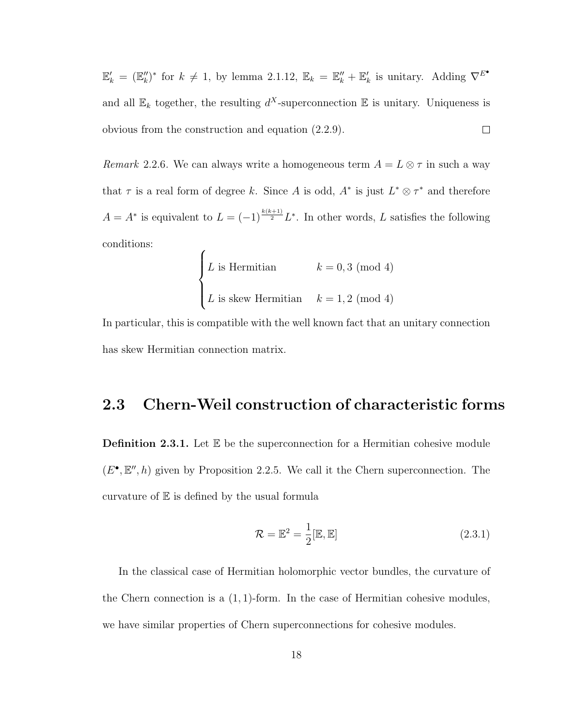$\mathbb{E}'_k = (\mathbb{E}''_k)^*$ for $k \neq 1$, by lemma 2.1.12, $\mathbb{E}_k = \mathbb{E}''_k + \mathbb{E}'_k$ is unitary. Adding $\nabla^{E^\bullet}$ and all $\mathbb{E}_k$ together, the resulting $d^X$-superconnection $\mathbb{E}$ is unitary. Uniqueness is obvious from the construction and equation (2.2.9). $\square$

*Remark* 2.2.6. We can always write a homogeneous term $A = L \otimes \tau$ in such a way that $\tau$ is a real form of degree $k$. Since $A$ is odd, $A^*$ is just $L^* \otimes \tau^*$ and therefore $A = A^*$ is equivalent to $L = (-1)^{\frac{k(k+1)}{2}} L^*$. In other words, $L$ satisfies the following conditions:

$$\begin{cases} L \text{ is Hermitian} & k = 0, 3 \pmod 4 \\ L \text{ is skew Hermitian} & k = 1, 2 \pmod 4 \end{cases}$$

In particular, this is compatible with the well known fact that an unitary connection has skew Hermitian connection matrix.

## 2.3 Chern-Weil construction of characteristic forms

**Definition 2.3.1.** Let $\mathbb{E}$ be the superconnection for a Hermitian cohesive module $(E^\bullet, \mathbb{E}'', h)$ given by Proposition 2.2.5. We call it the Chern superconnection. The curvature of $\mathbb{E}$ is defined by the usual formula

$$\mathcal{R} = \mathbb{E}^2 = \frac{1}{2}[\mathbb{E}, \mathbb{E}] \tag{2.3.1}$$

In the classical case of Hermitian holomorphic vector bundles, the curvature of the Chern connection is a $(1,1)$-form. In the case of Hermitian cohesive modules, we have similar properties of Chern superconnections for cohesive modules.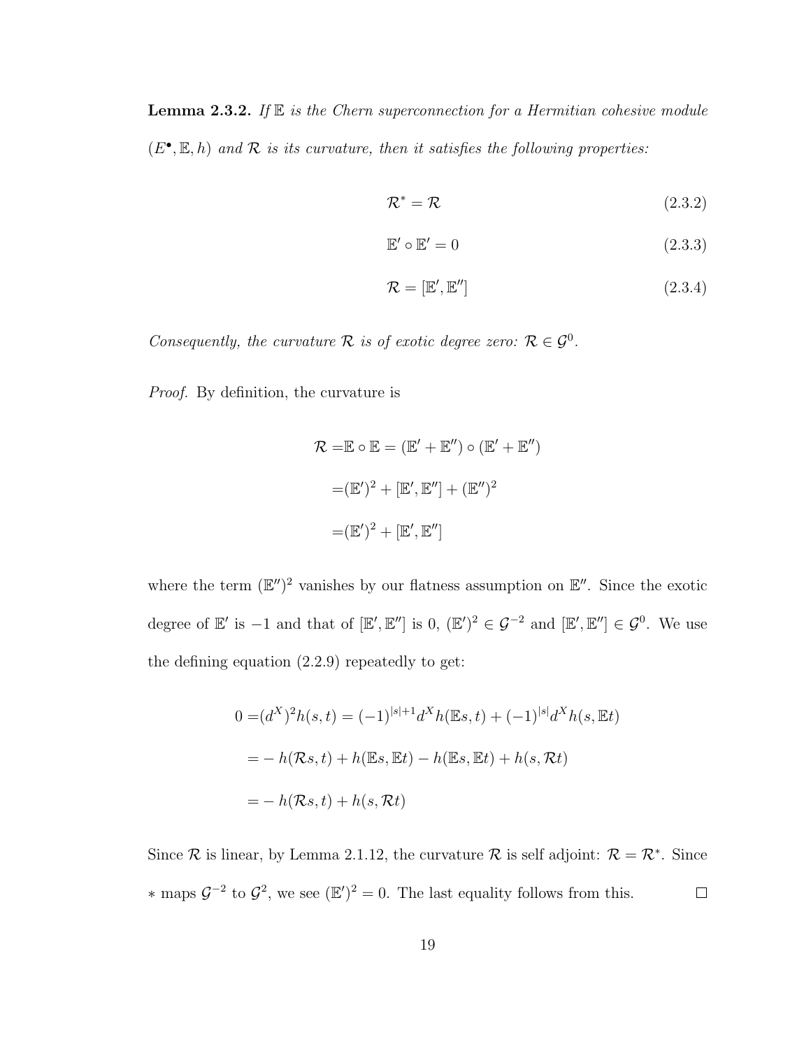**Lemma 2.3.2.** *If $\mathbb{E}$ is the Chern superconnection for a Hermitian cohesive module $(E^\bullet, \mathbb{E}, h)$ and $\mathcal{R}$ is its curvature, then it satisfies the following properties:*

$$\mathcal{R}^* = \mathcal{R} \tag{2.3.2}$$

$$\mathbb{E}' \circ \mathbb{E}' = 0 \tag{2.3.3}$$

$$\mathcal{R} = [\mathbb{E}', \mathbb{E}''] \tag{2.3.4}$$

*Consequently, the curvature $\mathcal{R}$ is of exotic degree zero: $\mathcal{R} \in \mathcal{G}^0$.*

*Proof.* By definition, the curvature is

$$\begin{aligned}
\mathcal{R} =& \mathbb{E} \circ \mathbb{E} = (\mathbb{E}' + \mathbb{E}'') \circ (\mathbb{E}' + \mathbb{E}'') \\
=& (\mathbb{E}')^2 + [\mathbb{E}', \mathbb{E}''] + (\mathbb{E}'')^2 \\
=& (\mathbb{E}')^2 + [\mathbb{E}', \mathbb{E}'']
\end{aligned}$$

where the term $(\mathbb{E}'')^2$ vanishes by our flatness assumption on $\mathbb{E}''$. Since the exotic degree of $\mathbb{E}'$ is $-1$ and that of $[\mathbb{E}', \mathbb{E}'']$ is 0, $(\mathbb{E}')^2 \in \mathcal{G}^{-2}$ and $[\mathbb{E}', \mathbb{E}''] \in \mathcal{G}^0$. We use the defining equation (2.2.9) repeatedly to get:

$$\begin{aligned}
0 =& (d^X)^2 h(s,t) = (-1)^{|s|+1} d^X h(\mathbb{E}s, t) + (-1)^{|s|} d^X h(s, \mathbb{E}t) \\
=& -h(\mathcal{R}s, t) + h(\mathbb{E}s, \mathbb{E}t) - h(\mathbb{E}s, \mathbb{E}t) + h(s, \mathcal{R}t) \\
=& -h(\mathcal{R}s, t) + h(s, \mathcal{R}t)
\end{aligned}$$

Since $\mathcal{R}$ is linear, by Lemma 2.1.12, the curvature $\mathcal{R}$ is self adjoint: $\mathcal{R} = \mathcal{R}^*$. Since $*$ maps $\mathcal{G}^{-2}$ to $\mathcal{G}^2$, we see $(\mathbb{E}')^2 = 0$. The last equality follows from this. $\square$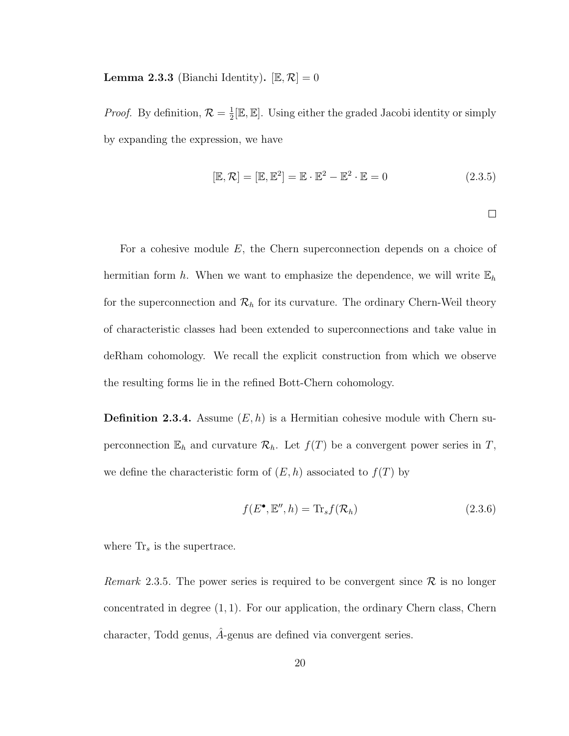**Lemma 2.3.3** (Bianchi Identity)**.** $[\mathbb{E}, \mathcal{R}] = 0$

*Proof.* By definition, $\mathcal{R} = \frac{1}{2}[\mathbb{E}, \mathbb{E}]$. Using either the graded Jacobi identity or simply by expanding the expression, we have

$$[\mathbb{E}, \mathcal{R}] = [\mathbb{E}, \mathbb{E}^2] = \mathbb{E} \cdot \mathbb{E}^2 - \mathbb{E}^2 \cdot \mathbb{E} = 0 \tag{2.3.5}$$

□

For a cohesive module $E$, the Chern superconnection depends on a choice of hermitian form $h$. When we want to emphasize the dependence, we will write $\mathbb{E}_h$ for the superconnection and $\mathcal{R}_h$ for its curvature. The ordinary Chern-Weil theory of characteristic classes had been extended to superconnections and take value in deRham cohomology. We recall the explicit construction from which we observe the resulting forms lie in the refined Bott-Chern cohomology.

**Definition 2.3.4.** Assume $(E, h)$ is a Hermitian cohesive module with Chern superconnection $\mathbb{E}_h$ and curvature $\mathcal{R}_h$. Let $f(T)$ be a convergent power series in $T$, we define the characteristic form of $(E, h)$ associated to $f(T)$ by

$$f(E^{\bullet}, \mathbb{E}'', h) = \mathrm{Tr}_s f(\mathcal{R}_h) \tag{2.3.6}$$

where $\mathrm{Tr}_s$ is the supertrace.

*Remark* 2.3.5. The power series is required to be convergent since $\mathcal{R}$ is no longer concentrated in degree $(1, 1)$. For our application, the ordinary Chern class, Chern character, Todd genus, $\hat{A}$-genus are defined via convergent series.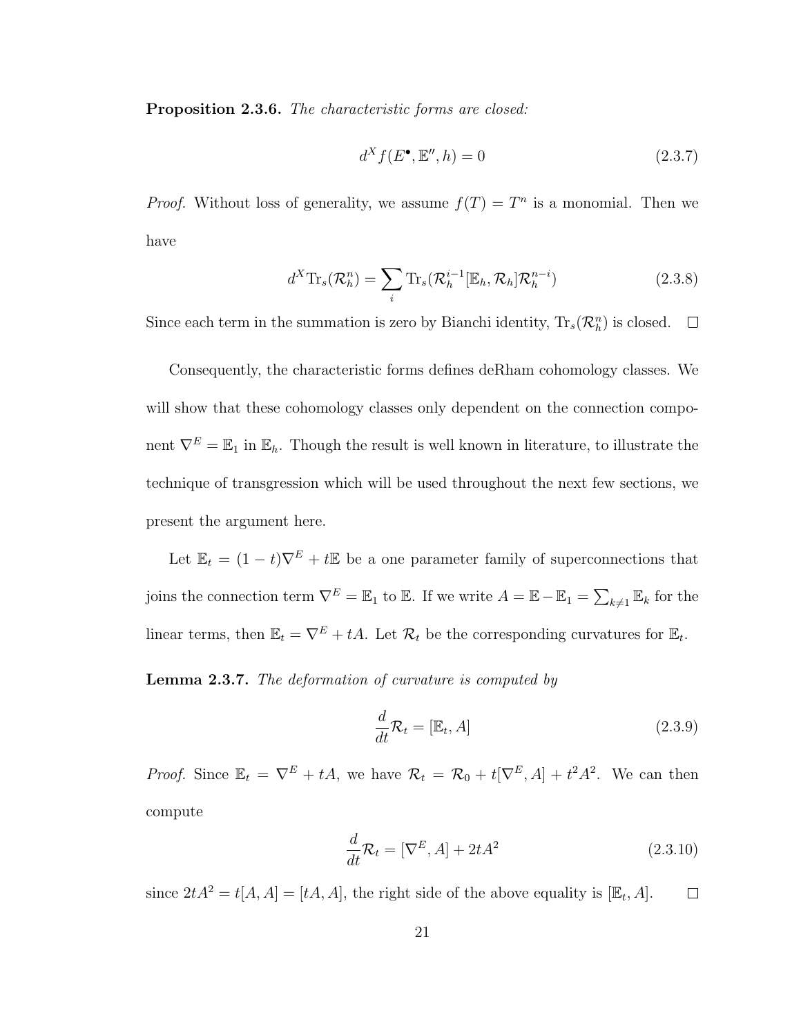**Proposition 2.3.6.** *The characteristic forms are closed:*

$$d^X f(E^\bullet, \mathbb{E}'', h) = 0 \tag{2.3.7}$$

*Proof.* Without loss of generality, we assume $f(T) = T^n$ is a monomial. Then we have

$$d^X \mathrm{Tr}_s(\mathcal{R}_h^n) = \sum_i \mathrm{Tr}_s(\mathcal{R}_h^{i-1}[\mathbb{E}_h, \mathcal{R}_h]\mathcal{R}_h^{n-i}) \tag{2.3.8}$$

Since each term in the summation is zero by Bianchi identity, $\mathrm{Tr}_s(\mathcal{R}_h^n)$ is closed. $\square$

Consequently, the characteristic forms defines deRham cohomology classes. We will show that these cohomology classes only dependent on the connection component $\nabla^E = \mathbb{E}_1$ in $\mathbb{E}_h$. Though the result is well known in literature, to illustrate the technique of transgression which will be used throughout the next few sections, we present the argument here.

Let $\mathbb{E}_t = (1-t)\nabla^E + t\mathbb{E}$ be a one parameter family of superconnections that joins the connection term $\nabla^E = \mathbb{E}_1$ to $\mathbb{E}$. If we write $A = \mathbb{E} - \mathbb{E}_1 = \sum_{k \neq 1} \mathbb{E}_k$ for the linear terms, then $\mathbb{E}_t = \nabla^E + tA$. Let $\mathcal{R}_t$ be the corresponding curvatures for $\mathbb{E}_t$.

**Lemma 2.3.7.** *The deformation of curvature is computed by*

$$\frac{d}{dt}\mathcal{R}_t = [\mathbb{E}_t, A] \tag{2.3.9}$$

*Proof.* Since $\mathbb{E}_t = \nabla^E + tA$, we have $\mathcal{R}_t = \mathcal{R}_0 + t[\nabla^E, A] + t^2 A^2$. We can then compute

$$\frac{d}{dt}\mathcal{R}_t = [\nabla^E, A] + 2tA^2 \tag{2.3.10}$$

since $2tA^2 = t[A, A] = [tA, A]$, the right side of the above equality is $[\mathbb{E}_t, A]$. $\square$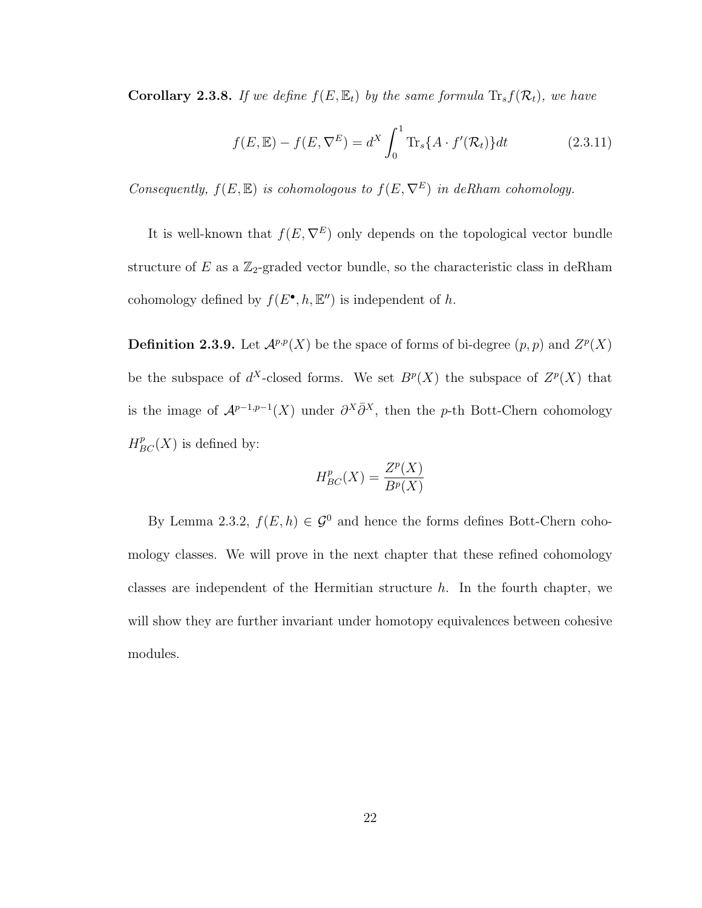**Corollary 2.3.8.** *If we define $f(E, \mathbb{E}_t)$ by the same formula $\mathrm{Tr}_s f(\mathcal{R}_t)$, we have*

$$f(E, \mathbb{E}) - f(E, \nabla^E) = d^X \int_0^1 \mathrm{Tr}_s\{A \cdot f'(\mathcal{R}_t)\} dt \tag{2.3.11}$$

*Consequently, $f(E, \mathbb{E})$ is cohomologous to $f(E, \nabla^E)$ in deRham cohomology.*

It is well-known that $f(E, \nabla^E)$ only depends on the topological vector bundle structure of $E$ as a $\mathbb{Z}_2$-graded vector bundle, so the characteristic class in deRham cohomology defined by $f(E^\bullet, h, \mathbb{E}'')$ is independent of $h$.

**Definition 2.3.9.** Let $\mathcal{A}^{p,p}(X)$ be the space of forms of bi-degree $(p, p)$ and $Z^p(X)$ be the subspace of $d^X$-closed forms. We set $B^p(X)$ the subspace of $Z^p(X)$ that is the image of $\mathcal{A}^{p-1,p-1}(X)$ under $\partial^X \bar{\partial}^X$, then the $p$-th Bott-Chern cohomology $H^p_{BC}(X)$ is defined by:

$$H^p_{BC}(X) = \frac{Z^p(X)}{B^p(X)}$$

By Lemma 2.3.2, $f(E, h) \in \mathcal{G}^0$ and hence the forms defines Bott-Chern cohomology classes. We will prove in the next chapter that these refined cohomology classes are independent of the Hermitian structure $h$. In the fourth chapter, we will show they are further invariant under homotopy equivalences between cohesive modules.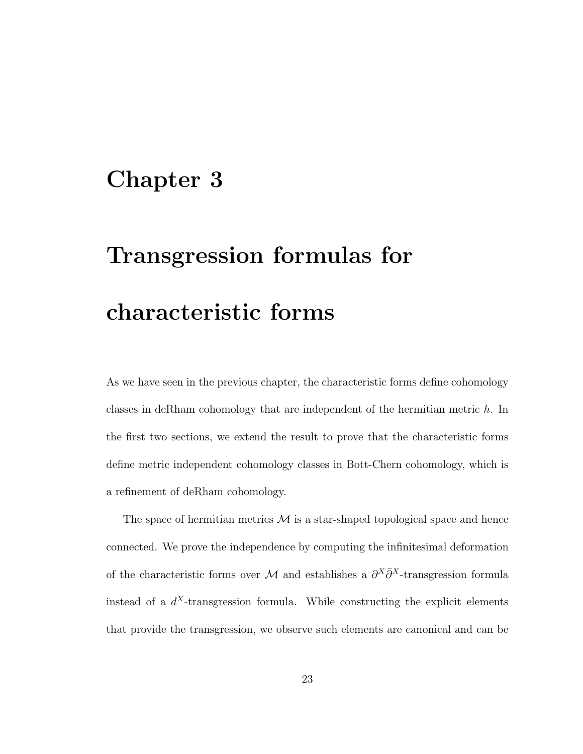# Chapter 3

# Transgression formulas for characteristic forms

As we have seen in the previous chapter, the characteristic forms define cohomology classes in deRham cohomology that are independent of the hermitian metric $h$. In the first two sections, we extend the result to prove that the characteristic forms define metric independent cohomology classes in Bott-Chern cohomology, which is a refinement of deRham cohomology.

The space of hermitian metrics $\mathcal{M}$ is a star-shaped topological space and hence connected. We prove the independence by computing the infinitesimal deformation of the characteristic forms over $\mathcal{M}$ and establishes a $\partial^X\bar{\partial}^X$-transgression formula instead of a $d^X$-transgression formula. While constructing the explicit elements that provide the transgression, we observe such elements are canonical and can be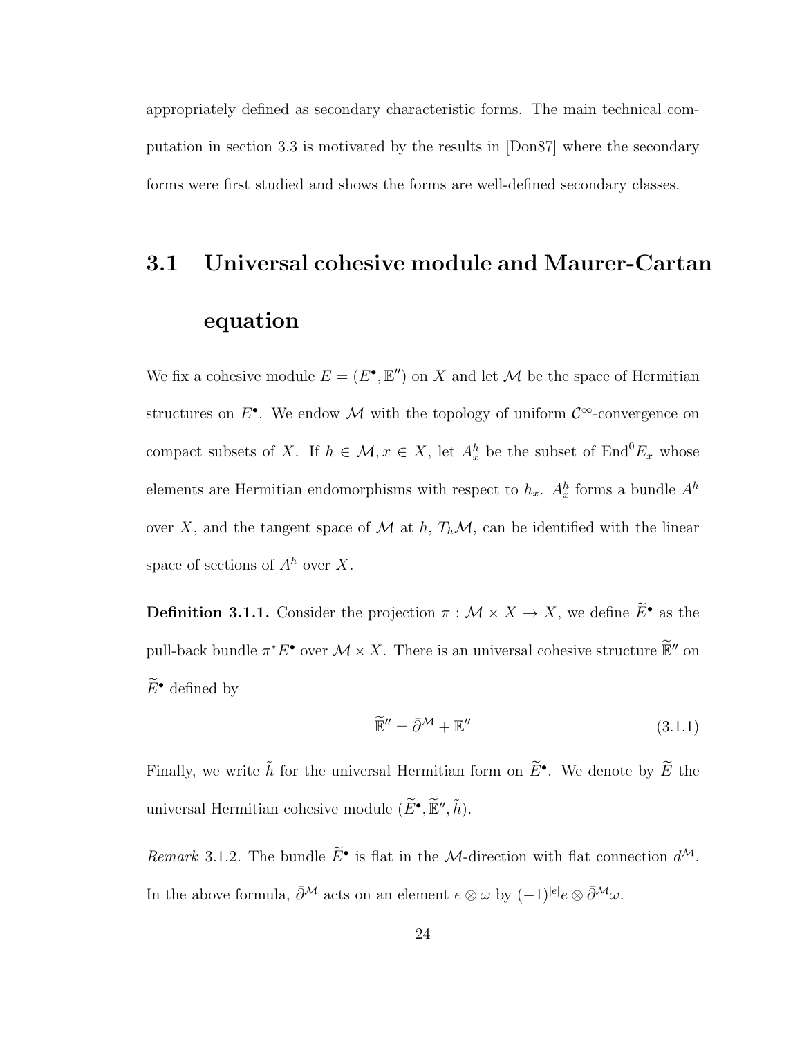appropriately defined as secondary characteristic forms. The main technical computation in section 3.3 is motivated by the results in [Don87] where the secondary forms were first studied and shows the forms are well-defined secondary classes.

## 3.1 Universal cohesive module and Maurer-Cartan equation

We fix a cohesive module $E = (E^\bullet, \mathbb{E}'')$ on $X$ and let $\mathcal{M}$ be the space of Hermitian structures on $E^\bullet$. We endow $\mathcal{M}$ with the topology of uniform $\mathcal{C}^\infty$-convergence on compact subsets of $X$. If $h \in \mathcal{M}, x \in X$, let $A^h_x$ be the subset of $\mathrm{End}^0 E_x$ whose elements are Hermitian endomorphisms with respect to $h_x$. $A^h_x$ forms a bundle $A^h$ over $X$, and the tangent space of $\mathcal{M}$ at $h$, $T_h\mathcal{M}$, can be identified with the linear space of sections of $A^h$ over $X$.

**Definition 3.1.1.** Consider the projection $\pi : \mathcal{M} \times X \to X$, we define $\widetilde{E}^\bullet$ as the pull-back bundle $\pi^* E^\bullet$ over $\mathcal{M} \times X$. There is an universal cohesive structure $\widetilde{\mathbb{E}}''$ on $\widetilde{E}^\bullet$ defined by

$$\widetilde{\mathbb{E}}'' = \bar{\partial}^{\mathcal{M}} + \mathbb{E}'' \tag{3.1.1}$$

Finally, we write $\tilde{h}$ for the universal Hermitian form on $\widetilde{E}^\bullet$. We denote by $\widetilde{E}$ the universal Hermitian cohesive module $(\widetilde{E}^\bullet, \widetilde{\mathbb{E}}'', \tilde{h})$.

*Remark* 3.1.2. The bundle $\widetilde{E}^\bullet$ is flat in the $\mathcal{M}$-direction with flat connection $d^{\mathcal{M}}$. In the above formula, $\bar{\partial}^{\mathcal{M}}$ acts on an element $e \otimes \omega$ by $(-1)^{|e|} e \otimes \bar{\partial}^{\mathcal{M}} \omega$.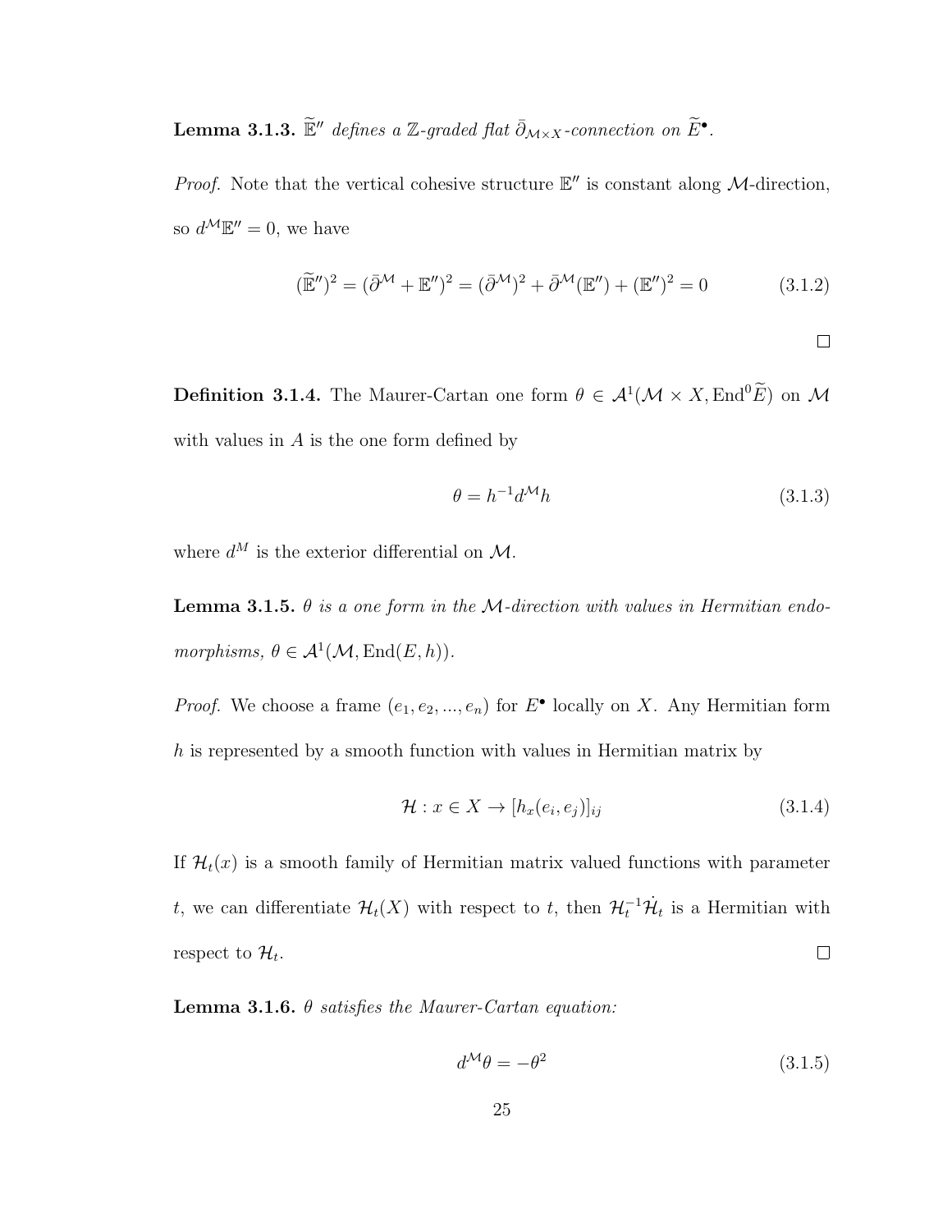**Lemma 3.1.3.** *$\widetilde{\mathbb{E}}''$ defines a $\mathbb{Z}$-graded flat $\bar{\partial}_{\mathcal{M}\times X}$-connection on $\widetilde{E}^{\bullet}$.*

*Proof.* Note that the vertical cohesive structure $\mathbb{E}''$ is constant along $\mathcal{M}$-direction, so $d^{\mathcal{M}}\mathbb{E}'' = 0$, we have

$$(\widetilde{\mathbb{E}}'')^2 = (\bar{\partial}^{\mathcal{M}} + \mathbb{E}'')^2 = (\bar{\partial}^{\mathcal{M}})^2 + \bar{\partial}^{\mathcal{M}}(\mathbb{E}'') + (\mathbb{E}'')^2 = 0 \tag{3.1.2}$$

$\square$

**Definition 3.1.4.** The Maurer-Cartan one form $\theta \in \mathcal{A}^1(\mathcal{M} \times X, \mathrm{End}^0 \widetilde{E})$ on $\mathcal{M}$ with values in $A$ is the one form defined by

$$\theta = h^{-1} d^{\mathcal{M}} h \tag{3.1.3}$$

where $d^M$ is the exterior differential on $\mathcal{M}$.

**Lemma 3.1.5.** *$\theta$ is a one form in the $\mathcal{M}$-direction with values in Hermitian endomorphisms, $\theta \in \mathcal{A}^1(\mathcal{M}, \mathrm{End}(E, h))$.*

*Proof.* We choose a frame $(e_1, e_2, ..., e_n)$ for $E^{\bullet}$ locally on $X$. Any Hermitian form $h$ is represented by a smooth function with values in Hermitian matrix by

$$\mathcal{H} : x \in X \to [h_x(e_i, e_j)]_{ij} \tag{3.1.4}$$

If $\mathcal{H}_t(x)$ is a smooth family of Hermitian matrix valued functions with parameter $t$, we can differentiate $\mathcal{H}_t(X)$ with respect to $t$, then $\mathcal{H}_t^{-1}\dot{\mathcal{H}}_t$ is a Hermitian with respect to $\mathcal{H}_t$. $\square$

**Lemma 3.1.6.** *$\theta$ satisfies the Maurer-Cartan equation:*

$$d^{\mathcal{M}}\theta = -\theta^2 \tag{3.1.5}$$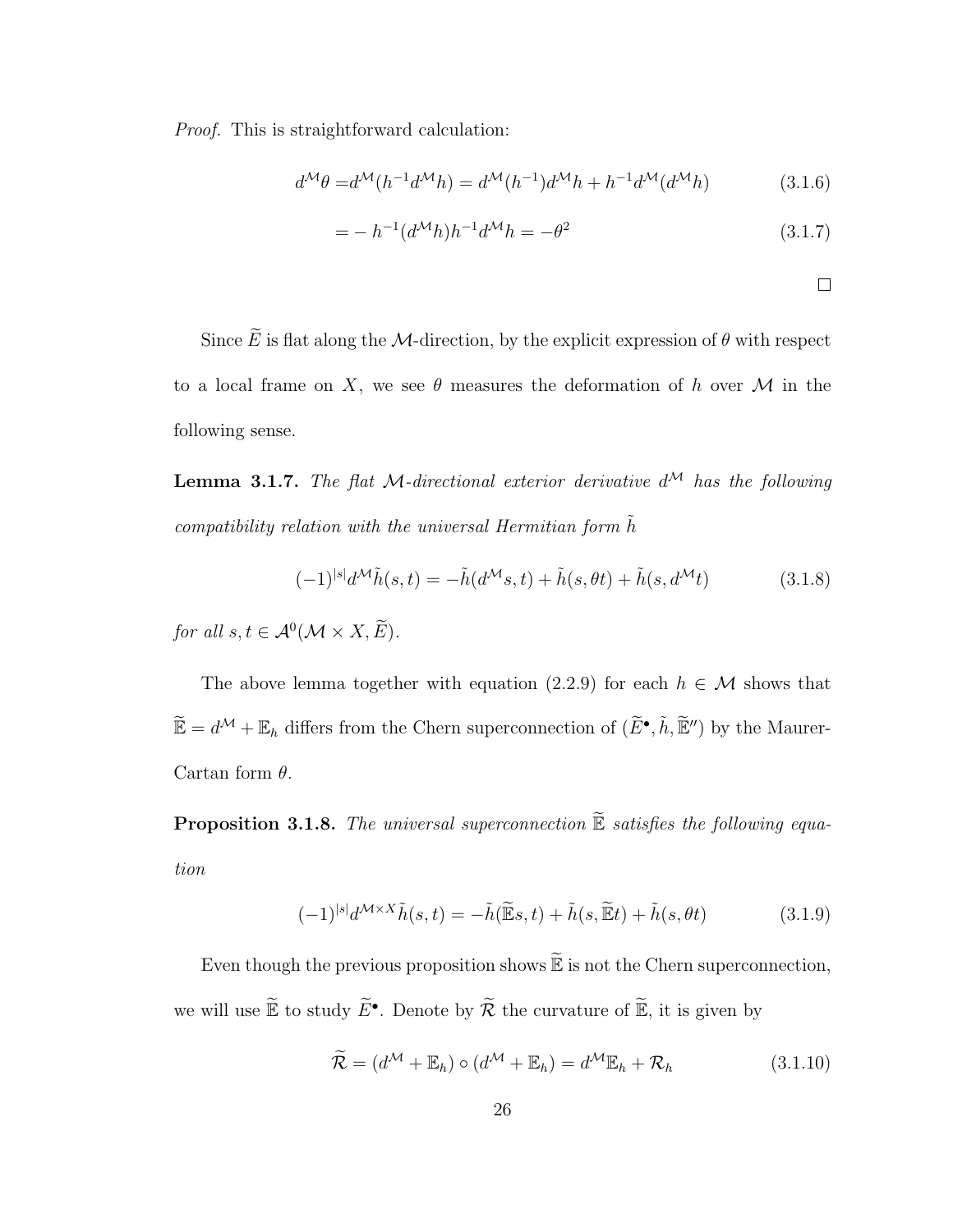*Proof.* This is straightforward calculation:

$$d^{\mathcal{M}}\theta = d^{\mathcal{M}}(h^{-1}d^{\mathcal{M}}h) = d^{\mathcal{M}}(h^{-1})d^{\mathcal{M}}h + h^{-1}d^{\mathcal{M}}(d^{\mathcal{M}}h) \tag{3.1.6}$$

$$= -h^{-1}(d^{\mathcal{M}}h)h^{-1}d^{\mathcal{M}}h = -\theta^2 \tag{3.1.7}$$

□

Since $\widetilde{E}$ is flat along the $\mathcal{M}$-direction, by the explicit expression of $\theta$ with respect to a local frame on $X$, we see $\theta$ measures the deformation of $h$ over $\mathcal{M}$ in the following sense.

**Lemma 3.1.7.** *The flat $\mathcal{M}$-directional exterior derivative $d^{\mathcal{M}}$ has the following compatibility relation with the universal Hermitian form $\tilde{h}$*

$$(-1)^{|s|}d^{\mathcal{M}}\tilde{h}(s,t) = -\tilde{h}(d^{\mathcal{M}}s,t) + \tilde{h}(s,\theta t) + \tilde{h}(s,d^{\mathcal{M}}t) \tag{3.1.8}$$

*for all $s,t \in \mathcal{A}^0(\mathcal{M}\times X,\widetilde{E})$.*

The above lemma together with equation (2.2.9) for each $h \in \mathcal{M}$ shows that $\widetilde{\mathbb{E}} = d^{\mathcal{M}} + \mathbb{E}_h$ differs from the Chern superconnection of $(\widetilde{E}^{\bullet}, \tilde{h}, \widetilde{\mathbb{E}}'')$ by the Maurer-Cartan form $\theta$.

**Proposition 3.1.8.** *The universal superconnection $\widetilde{\mathbb{E}}$ satisfies the following equation*

$$(-1)^{|s|}d^{\mathcal{M}\times X}\tilde{h}(s,t) = -\tilde{h}(\widetilde{\mathbb{E}}s,t) + \tilde{h}(s,\widetilde{\mathbb{E}}t) + \tilde{h}(s,\theta t) \tag{3.1.9}$$

Even though the previous proposition shows $\widetilde{\mathbb{E}}$ is not the Chern superconnection, we will use $\widetilde{\mathbb{E}}$ to study $\widetilde{E}^{\bullet}$. Denote by $\widetilde{\mathcal{R}}$ the curvature of $\widetilde{\mathbb{E}}$, it is given by

$$\widetilde{\mathcal{R}} = (d^{\mathcal{M}} + \mathbb{E}_h)\circ(d^{\mathcal{M}} + \mathbb{E}_h) = d^{\mathcal{M}}\mathbb{E}_h + \mathcal{R}_h \tag{3.1.10}$$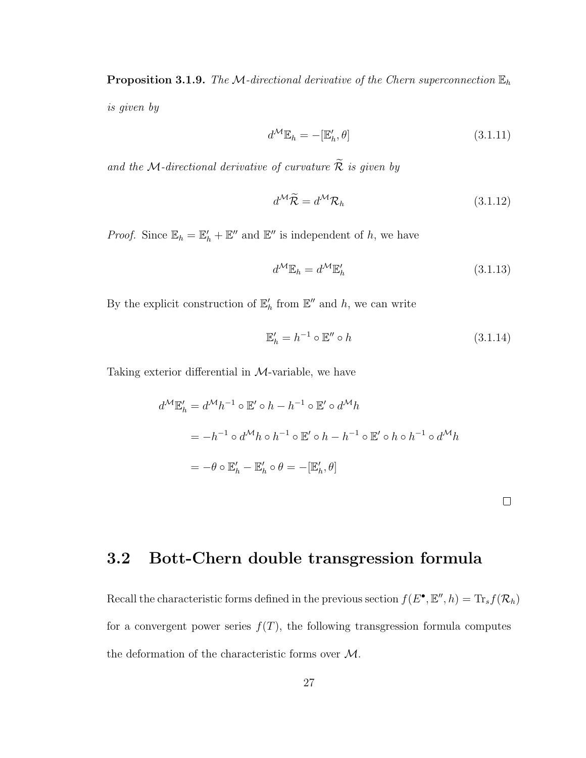**Proposition 3.1.9.** *The $\mathcal{M}$-directional derivative of the Chern superconnection $\mathbb{E}_h$ is given by*

$$d^{\mathcal{M}}\mathbb{E}_h = -[\mathbb{E}'_h, \theta] \tag{3.1.11}$$

*and the $\mathcal{M}$-directional derivative of curvature $\widetilde{\mathcal{R}}$ is given by*

$$d^{\mathcal{M}}\widetilde{\mathcal{R}} = d^{\mathcal{M}}\mathcal{R}_h \tag{3.1.12}$$

*Proof.* Since $\mathbb{E}_h = \mathbb{E}'_h + \mathbb{E}''$ and $\mathbb{E}''$ is independent of $h$, we have

$$d^{\mathcal{M}}\mathbb{E}_h = d^{\mathcal{M}}\mathbb{E}'_h \tag{3.1.13}$$

By the explicit construction of $\mathbb{E}'_h$ from $\mathbb{E}''$ and $h$, we can write

$$\mathbb{E}'_h = h^{-1} \circ \mathbb{E}'' \circ h \tag{3.1.14}$$

Taking exterior differential in $\mathcal{M}$-variable, we have

$$\begin{aligned}
d^{\mathcal{M}}\mathbb{E}'_h &= d^{\mathcal{M}}h^{-1} \circ \mathbb{E}' \circ h - h^{-1} \circ \mathbb{E}' \circ d^{\mathcal{M}}h \\
&= -h^{-1} \circ d^{\mathcal{M}}h \circ h^{-1} \circ \mathbb{E}' \circ h - h^{-1} \circ \mathbb{E}' \circ h \circ h^{-1} \circ d^{\mathcal{M}}h \\
&= -\theta \circ \mathbb{E}'_h - \mathbb{E}'_h \circ \theta = -[\mathbb{E}'_h, \theta]
\end{aligned}$$

□

## 3.2 Bott-Chern double transgression formula

Recall the characteristic forms defined in the previous section $f(E^\bullet, \mathbb{E}'', h) = \mathrm{Tr}_s f(\mathcal{R}_h)$ for a convergent power series $f(T)$, the following transgression formula computes the deformation of the characteristic forms over $\mathcal{M}$.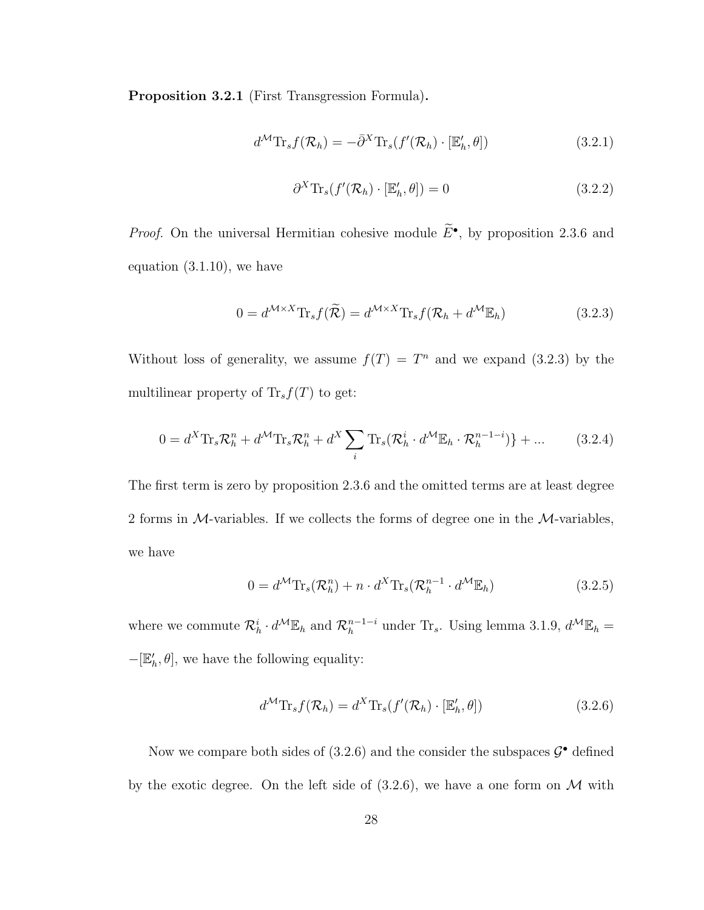**Proposition 3.2.1** (First Transgression Formula)**.**

$$d^{\mathcal{M}}\mathrm{Tr}_s f(\mathcal{R}_h) = -\bar{\partial}^X \mathrm{Tr}_s(f'(\mathcal{R}_h) \cdot [\mathbb{E}'_h, \theta]) \tag{3.2.1}$$

$$\partial^X \mathrm{Tr}_s(f'(\mathcal{R}_h) \cdot [\mathbb{E}'_h, \theta]) = 0 \tag{3.2.2}$$

*Proof.* On the universal Hermitian cohesive module $\widetilde{E}^{\bullet}$, by proposition 2.3.6 and equation (3.1.10), we have

$$0 = d^{\mathcal{M}\times X}\mathrm{Tr}_s f(\widetilde{\mathcal{R}}) = d^{\mathcal{M}\times X}\mathrm{Tr}_s f(\mathcal{R}_h + d^{\mathcal{M}}\mathbb{E}_h) \tag{3.2.3}$$

Without loss of generality, we assume $f(T) = T^n$ and we expand (3.2.3) by the multilinear property of $\mathrm{Tr}_s f(T)$ to get:

$$0 = d^X \mathrm{Tr}_s \mathcal{R}_h^n + d^{\mathcal{M}}\mathrm{Tr}_s \mathcal{R}_h^n + d^X \sum_i \mathrm{Tr}_s(\mathcal{R}_h^i \cdot d^{\mathcal{M}}\mathbb{E}_h \cdot \mathcal{R}_h^{n-1-i})\} + ... \tag{3.2.4}$$

The first term is zero by proposition 2.3.6 and the omitted terms are at least degree 2 forms in $\mathcal{M}$-variables. If we collects the forms of degree one in the $\mathcal{M}$-variables, we have

$$0 = d^{\mathcal{M}}\mathrm{Tr}_s(\mathcal{R}_h^n) + n \cdot d^X \mathrm{Tr}_s(\mathcal{R}_h^{n-1} \cdot d^{\mathcal{M}}\mathbb{E}_h) \tag{3.2.5}$$

where we commute $\mathcal{R}_h^i \cdot d^{\mathcal{M}}\mathbb{E}_h$ and $\mathcal{R}_h^{n-1-i}$ under $\mathrm{Tr}_s$. Using lemma 3.1.9, $d^{\mathcal{M}}\mathbb{E}_h = -[\mathbb{E}'_h, \theta]$, we have the following equality:

$$d^{\mathcal{M}}\mathrm{Tr}_s f(\mathcal{R}_h) = d^X \mathrm{Tr}_s(f'(\mathcal{R}_h) \cdot [\mathbb{E}'_h, \theta]) \tag{3.2.6}$$

Now we compare both sides of (3.2.6) and the consider the subspaces $\mathcal{G}^{\bullet}$ defined by the exotic degree. On the left side of (3.2.6), we have a one form on $\mathcal{M}$ with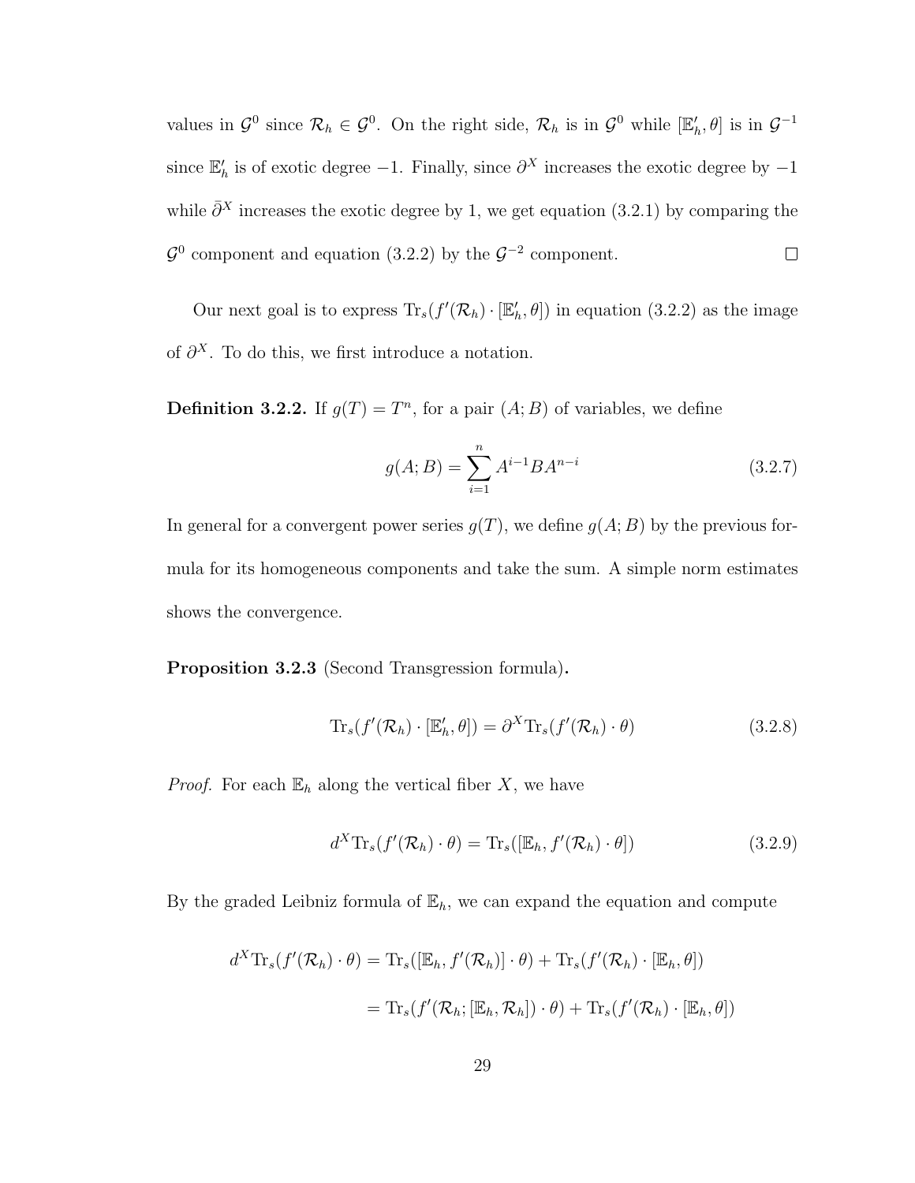values in $\mathcal{G}^0$ since $\mathcal{R}_h \in \mathcal{G}^0$. On the right side, $\mathcal{R}_h$ is in $\mathcal{G}^0$ while $[\mathbb{E}'_h, \theta]$ is in $\mathcal{G}^{-1}$ since $\mathbb{E}'_h$ is of exotic degree $-1$. Finally, since $\partial^X$ increases the exotic degree by $-1$ while $\bar{\partial}^X$ increases the exotic degree by 1, we get equation (3.2.1) by comparing the $\mathcal{G}^0$ component and equation (3.2.2) by the $\mathcal{G}^{-2}$ component. $\square$

Our next goal is to express $\mathrm{Tr}_s(f'(\mathcal{R}_h) \cdot [\mathbb{E}'_h, \theta])$ in equation (3.2.2) as the image of $\partial^X$. To do this, we first introduce a notation.

**Definition 3.2.2.** If $g(T) = T^n$, for a pair $(A; B)$ of variables, we define

$$g(A; B) = \sum_{i=1}^{n} A^{i-1} B A^{n-i} \tag{3.2.7}$$

In general for a convergent power series $g(T)$, we define $g(A; B)$ by the previous formula for its homogeneous components and take the sum. A simple norm estimates shows the convergence.

**Proposition 3.2.3** (Second Transgression formula)**.**

$$\mathrm{Tr}_s(f'(\mathcal{R}_h) \cdot [\mathbb{E}'_h, \theta]) = \partial^X \mathrm{Tr}_s(f'(\mathcal{R}_h) \cdot \theta) \tag{3.2.8}$$

*Proof.* For each $\mathbb{E}_h$ along the vertical fiber $X$, we have

$$d^X \mathrm{Tr}_s(f'(\mathcal{R}_h) \cdot \theta) = \mathrm{Tr}_s([\mathbb{E}_h, f'(\mathcal{R}_h) \cdot \theta]) \tag{3.2.9}$$

By the graded Leibniz formula of $\mathbb{E}_h$, we can expand the equation and compute

$$\begin{aligned} d^X \mathrm{Tr}_s(f'(\mathcal{R}_h) \cdot \theta) &= \mathrm{Tr}_s([\mathbb{E}_h, f'(\mathcal{R}_h)] \cdot \theta) + \mathrm{Tr}_s(f'(\mathcal{R}_h) \cdot [\mathbb{E}_h, \theta]) \\ &= \mathrm{Tr}_s(f'(\mathcal{R}_h; [\mathbb{E}_h, \mathcal{R}_h]) \cdot \theta) + \mathrm{Tr}_s(f'(\mathcal{R}_h) \cdot [\mathbb{E}_h, \theta]) \end{aligned}$$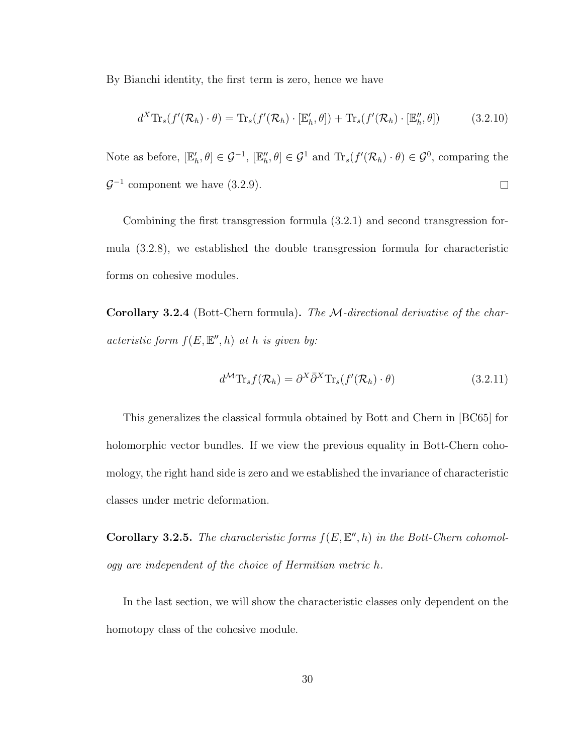By Bianchi identity, the first term is zero, hence we have

$$d^X \mathrm{Tr}_s(f'(\mathcal{R}_h) \cdot \theta) = \mathrm{Tr}_s(f'(\mathcal{R}_h) \cdot [\mathbb{E}'_h, \theta]) + \mathrm{Tr}_s(f'(\mathcal{R}_h) \cdot [\mathbb{E}''_h, \theta]) \tag{3.2.10}$$

Note as before, $[\mathbb{E}'_h, \theta] \in \mathcal{G}^{-1}$, $[\mathbb{E}''_h, \theta] \in \mathcal{G}^1$ and $\mathrm{Tr}_s(f'(\mathcal{R}_h) \cdot \theta) \in \mathcal{G}^0$, comparing the $\mathcal{G}^{-1}$ component we have (3.2.9). □

Combining the first transgression formula (3.2.1) and second transgression formula (3.2.8), we established the double transgression formula for characteristic forms on cohesive modules.

**Corollary 3.2.4** (Bott-Chern formula)**.** *The $\mathcal{M}$-directional derivative of the characteristic form $f(E, \mathbb{E}'', h)$ at $h$ is given by:*

$$d^{\mathcal{M}} \mathrm{Tr}_s f(\mathcal{R}_h) = \partial^X \bar{\partial}^X \mathrm{Tr}_s(f'(\mathcal{R}_h) \cdot \theta) \tag{3.2.11}$$

This generalizes the classical formula obtained by Bott and Chern in [BC65] for holomorphic vector bundles. If we view the previous equality in Bott-Chern cohomology, the right hand side is zero and we established the invariance of characteristic classes under metric deformation.

**Corollary 3.2.5.** *The characteristic forms $f(E, \mathbb{E}'', h)$ in the Bott-Chern cohomology are independent of the choice of Hermitian metric $h$.*

In the last section, we will show the characteristic classes only dependent on the homotopy class of the cohesive module.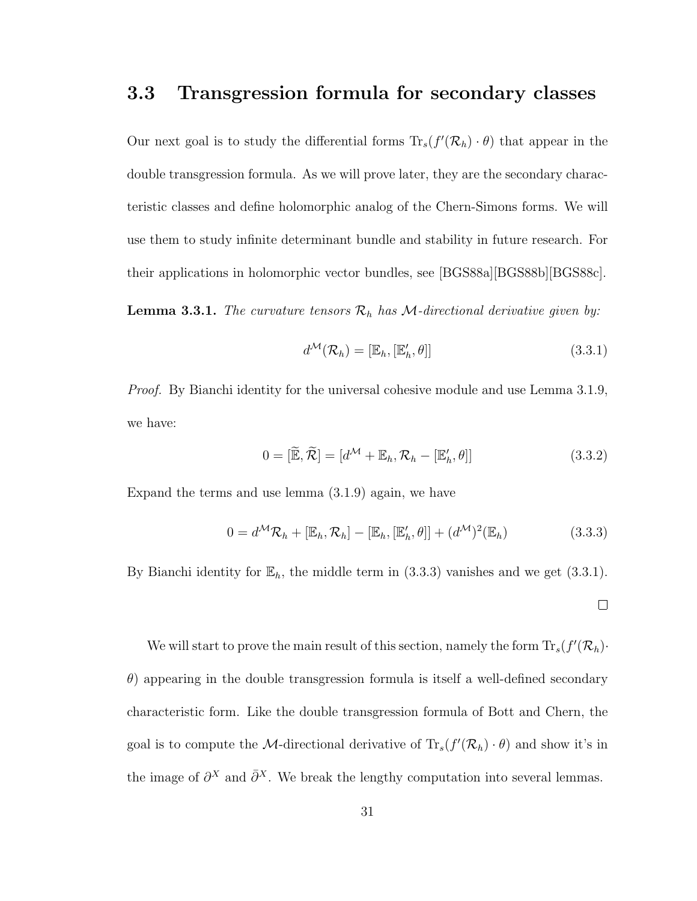## 3.3 Transgression formula for secondary classes

Our next goal is to study the differential forms $\mathrm{Tr}_s(f'(\mathcal{R}_h)\cdot\theta)$ that appear in the double transgression formula. As we will prove later, they are the secondary characteristic classes and define holomorphic analog of the Chern-Simons forms. We will use them to study infinite determinant bundle and stability in future research. For their applications in holomorphic vector bundles, see [BGS88a][BGS88b][BGS88c].

**Lemma 3.3.1.** *The curvature tensors $\mathcal{R}_h$ has $\mathcal{M}$-directional derivative given by:*

$$d^{\mathcal{M}}(\mathcal{R}_h) = [\mathbb{E}_h, [\mathbb{E}'_h, \theta]] \tag{3.3.1}$$

*Proof.* By Bianchi identity for the universal cohesive module and use Lemma 3.1.9, we have:

$$0 = [\widetilde{\mathbb{E}}, \widetilde{\mathcal{R}}] = [d^{\mathcal{M}} + \mathbb{E}_h, \mathcal{R}_h - [\mathbb{E}'_h, \theta]] \tag{3.3.2}$$

Expand the terms and use lemma (3.1.9) again, we have

$$0 = d^{\mathcal{M}}\mathcal{R}_h + [\mathbb{E}_h, \mathcal{R}_h] - [\mathbb{E}_h, [\mathbb{E}'_h, \theta]] + (d^{\mathcal{M}})^2(\mathbb{E}_h) \tag{3.3.3}$$

By Bianchi identity for $\mathbb{E}_h$, the middle term in (3.3.3) vanishes and we get (3.3.1).

$\square$

We will start to prove the main result of this section, namely the form $\mathrm{Tr}_s(f'(\mathcal{R}_h)\cdot\theta)$ appearing in the double transgression formula is itself a well-defined secondary characteristic form. Like the double transgression formula of Bott and Chern, the goal is to compute the $\mathcal{M}$-directional derivative of $\mathrm{Tr}_s(f'(\mathcal{R}_h)\cdot\theta)$ and show it's in the image of $\partial^X$ and $\bar{\partial}^X$. We break the lengthy computation into several lemmas.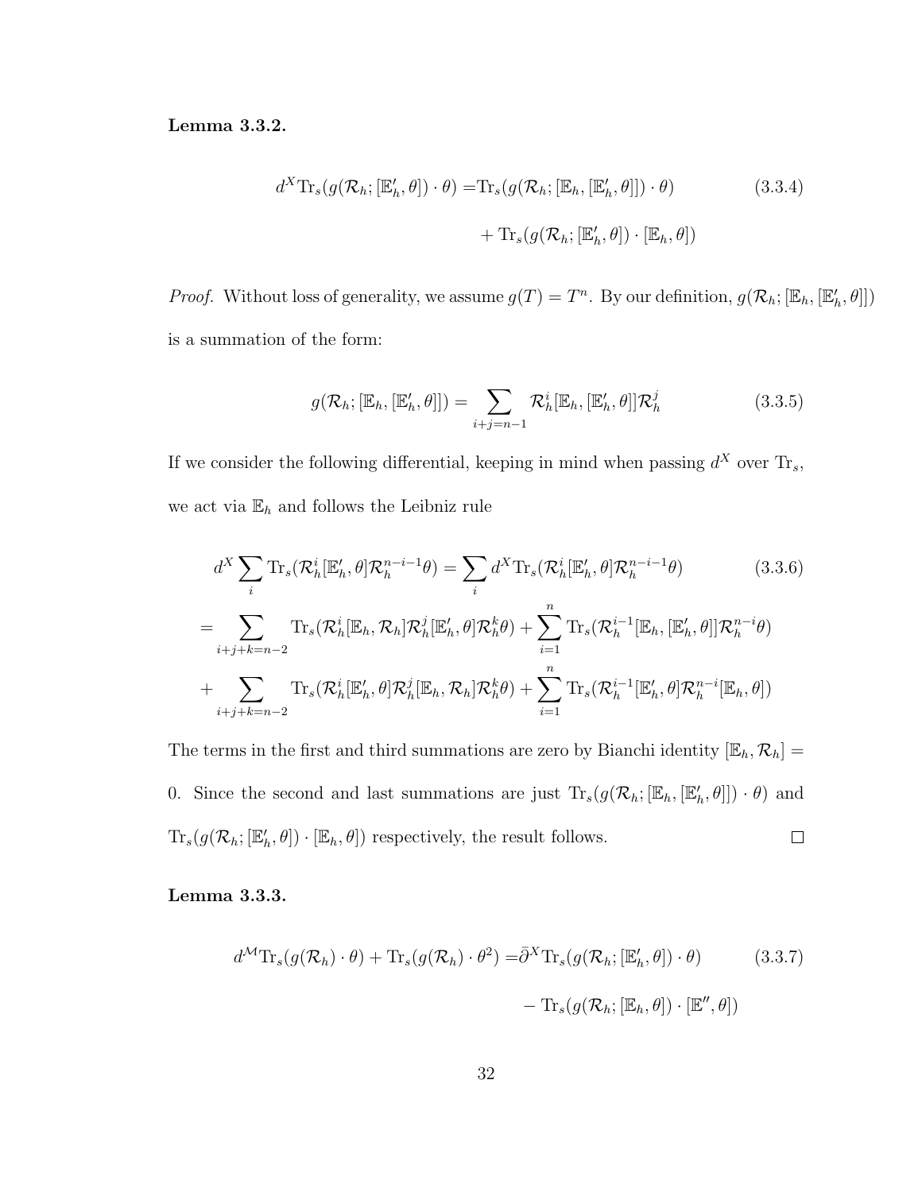**Lemma 3.3.2.**

$$
\begin{aligned}
d^X \mathrm{Tr}_s(g(\mathcal{R}_h; [\mathbb{E}_h', \theta]) \cdot \theta) =& \mathrm{Tr}_s(g(\mathcal{R}_h; [\mathbb{E}_h, [\mathbb{E}_h', \theta]]) \cdot \theta) \\
&+ \mathrm{Tr}_s(g(\mathcal{R}_h; [\mathbb{E}_h', \theta]) \cdot [\mathbb{E}_h, \theta])
\end{aligned} \tag{3.3.4}
$$

*Proof.* Without loss of generality, we assume $g(T) = T^n$. By our definition, $g(\mathcal{R}_h; [\mathbb{E}_h, [\mathbb{E}_h', \theta]])$ is a summation of the form:

$$
g(\mathcal{R}_h; [\mathbb{E}_h, [\mathbb{E}_h', \theta]]) = \sum_{i+j=n-1} \mathcal{R}_h^i [\mathbb{E}_h, [\mathbb{E}_h', \theta]] \mathcal{R}_h^j \tag{3.3.5}
$$

If we consider the following differential, keeping in mind when passing $d^X$ over $\mathrm{Tr}_s$, we act via $\mathbb{E}_h$ and follows the Leibniz rule

$$
\begin{aligned}
& d^X \sum_i \mathrm{Tr}_s(\mathcal{R}_h^i [\mathbb{E}_h', \theta] \mathcal{R}_h^{n-i-1} \theta) = \sum_i d^X \mathrm{Tr}_s(\mathcal{R}_h^i [\mathbb{E}_h', \theta] \mathcal{R}_h^{n-i-1} \theta) \\
=& \sum_{i+j+k=n-2} \mathrm{Tr}_s(\mathcal{R}_h^i [\mathbb{E}_h, \mathcal{R}_h] \mathcal{R}_h^j [\mathbb{E}_h', \theta] \mathcal{R}_h^k \theta) + \sum_{i=1}^{n} \mathrm{Tr}_s(\mathcal{R}_h^{i-1} [\mathbb{E}_h, [\mathbb{E}_h', \theta]] \mathcal{R}_h^{n-i} \theta) \\
+& \sum_{i+j+k=n-2} \mathrm{Tr}_s(\mathcal{R}_h^i [\mathbb{E}_h', \theta] \mathcal{R}_h^j [\mathbb{E}_h, \mathcal{R}_h] \mathcal{R}_h^k \theta) + \sum_{i=1}^{n} \mathrm{Tr}_s(\mathcal{R}_h^{i-1} [\mathbb{E}_h', \theta] \mathcal{R}_h^{n-i} [\mathbb{E}_h, \theta])
\end{aligned} \tag{3.3.6}
$$

The terms in the first and third summations are zero by Bianchi identity $[\mathbb{E}_h, \mathcal{R}_h] = 0$. Since the second and last summations are just $\mathrm{Tr}_s(g(\mathcal{R}_h; [\mathbb{E}_h, [\mathbb{E}_h', \theta]]) \cdot \theta)$ and $\mathrm{Tr}_s(g(\mathcal{R}_h; [\mathbb{E}_h', \theta]) \cdot [\mathbb{E}_h, \theta])$ respectively, the result follows. ◻

**Lemma 3.3.3.**

$$
\begin{aligned}
d^{\mathcal{M}} \mathrm{Tr}_s(g(\mathcal{R}_h) \cdot \theta) + \mathrm{Tr}_s(g(\mathcal{R}_h) \cdot \theta^2) =& \bar{\partial}^X \mathrm{Tr}_s(g(\mathcal{R}_h; [\mathbb{E}_h', \theta]) \cdot \theta) \\
&- \mathrm{Tr}_s(g(\mathcal{R}_h; [\mathbb{E}_h, \theta]) \cdot [\mathbb{E}'', \theta])
\end{aligned} \tag{3.3.7}
$$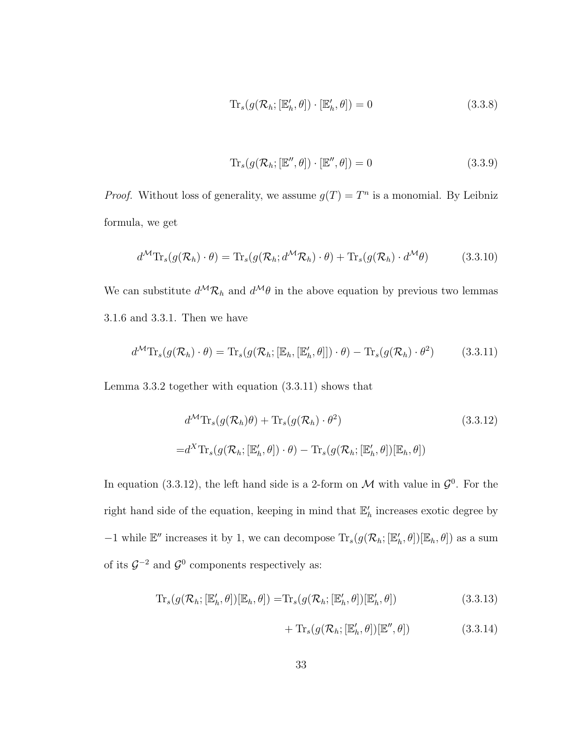$$\mathrm{Tr}_s(g(\mathcal{R}_h; [\mathbb{E}'_h, \theta]) \cdot [\mathbb{E}'_h, \theta]) = 0 \tag{3.3.8}$$

$$\mathrm{Tr}_s(g(\mathcal{R}_h; [\mathbb{E}'', \theta]) \cdot [\mathbb{E}'', \theta]) = 0 \tag{3.3.9}$$

*Proof.* Without loss of generality, we assume $g(T) = T^n$ is a monomial. By Leibniz formula, we get

$$d^{\mathcal{M}}\mathrm{Tr}_s(g(\mathcal{R}_h) \cdot \theta) = \mathrm{Tr}_s(g(\mathcal{R}_h; d^{\mathcal{M}}\mathcal{R}_h) \cdot \theta) + \mathrm{Tr}_s(g(\mathcal{R}_h) \cdot d^{\mathcal{M}}\theta) \tag{3.3.10}$$

We can substitute $d^{\mathcal{M}}\mathcal{R}_h$ and $d^{\mathcal{M}}\theta$ in the above equation by previous two lemmas 3.1.6 and 3.3.1. Then we have

$$d^{\mathcal{M}}\mathrm{Tr}_s(g(\mathcal{R}_h) \cdot \theta) = \mathrm{Tr}_s(g(\mathcal{R}_h; [\mathbb{E}_h, [\mathbb{E}'_h, \theta]]) \cdot \theta) - \mathrm{Tr}_s(g(\mathcal{R}_h) \cdot \theta^2) \tag{3.3.11}$$

Lemma 3.3.2 together with equation (3.3.11) shows that

$$\begin{aligned} &d^{\mathcal{M}}\mathrm{Tr}_s(g(\mathcal{R}_h)\theta) + \mathrm{Tr}_s(g(\mathcal{R}_h) \cdot \theta^2) \\ =&d^X\mathrm{Tr}_s(g(\mathcal{R}_h; [\mathbb{E}'_h, \theta]) \cdot \theta) - \mathrm{Tr}_s(g(\mathcal{R}_h; [\mathbb{E}'_h, \theta])[\mathbb{E}_h, \theta]) \end{aligned} \tag{3.3.12}$$

In equation (3.3.12), the left hand side is a 2-form on $\mathcal{M}$ with value in $\mathcal{G}^0$. For the right hand side of the equation, keeping in mind that $\mathbb{E}'_h$ increases exotic degree by $-1$ while $\mathbb{E}''$ increases it by 1, we can decompose $\mathrm{Tr}_s(g(\mathcal{R}_h; [\mathbb{E}'_h, \theta])[\mathbb{E}_h, \theta])$ as a sum of its $\mathcal{G}^{-2}$ and $\mathcal{G}^0$ components respectively as:

$$\mathrm{Tr}_s(g(\mathcal{R}_h; [\mathbb{E}'_h, \theta])[\mathbb{E}_h, \theta]) = \mathrm{Tr}_s(g(\mathcal{R}_h; [\mathbb{E}'_h, \theta])[\mathbb{E}'_h, \theta]) \tag{3.3.13}$$

$$+ \mathrm{Tr}_s(g(\mathcal{R}_h; [\mathbb{E}'_h, \theta])[\mathbb{E}'', \theta]) \tag{3.3.14}$$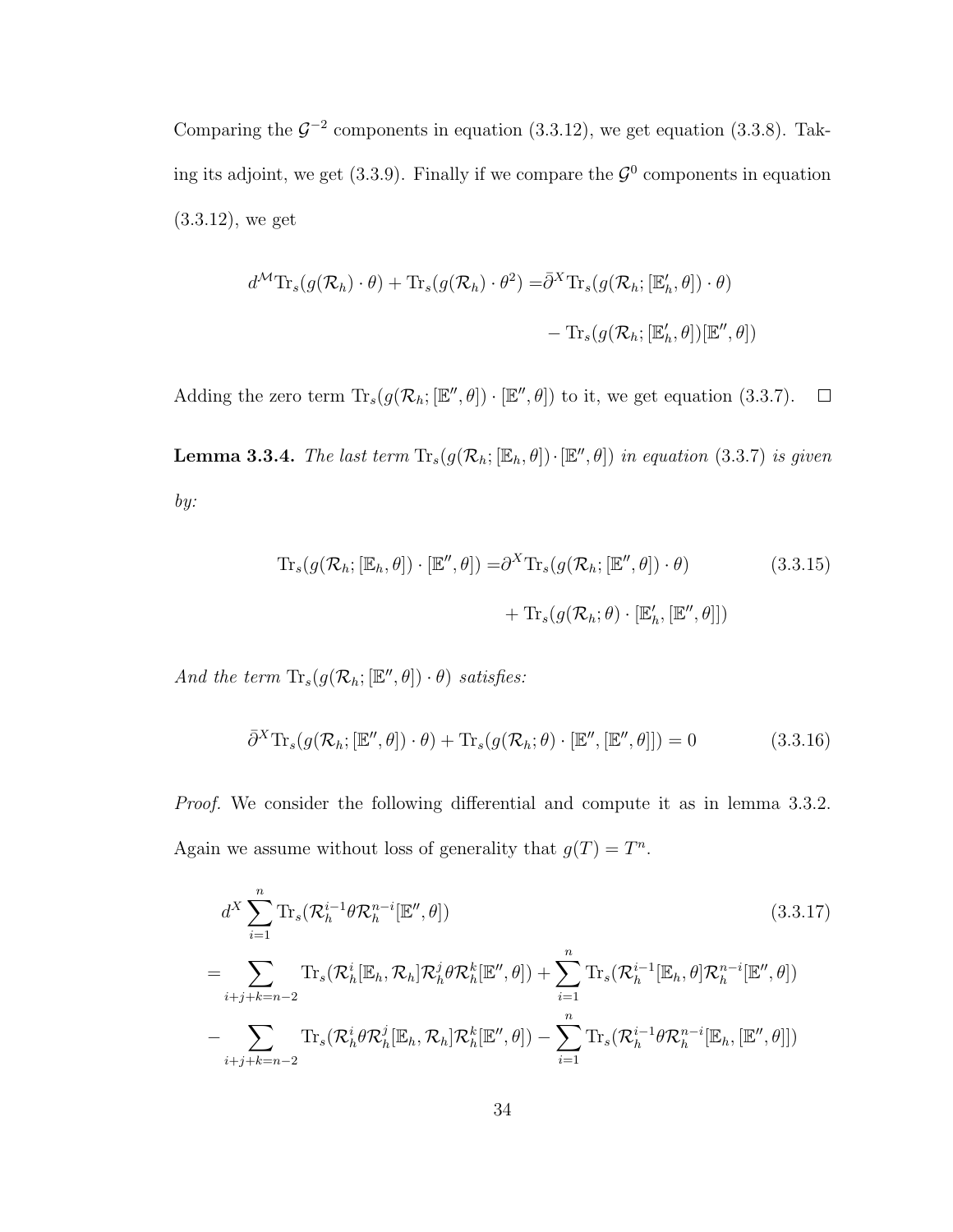Comparing the $\mathcal{G}^{-2}$ components in equation (3.3.12), we get equation (3.3.8). Taking its adjoint, we get (3.3.9). Finally if we compare the $\mathcal{G}^0$ components in equation (3.3.12), we get

$$
\begin{aligned}
d^{\mathcal{M}}\mathrm{Tr}_s(g(\mathcal{R}_h)\cdot\theta) + \mathrm{Tr}_s(g(\mathcal{R}_h)\cdot\theta^2) =& \bar{\partial}^X\mathrm{Tr}_s(g(\mathcal{R}_h;[\mathbb{E}_h',\theta])\cdot\theta) \\
& - \mathrm{Tr}_s(g(\mathcal{R}_h;[\mathbb{E}_h',\theta])[\mathbb{E}'',\theta])
\end{aligned}
$$

Adding the zero term $\mathrm{Tr}_s(g(\mathcal{R}_h;[\mathbb{E}'',\theta])\cdot[\mathbb{E}'',\theta])$ to it, we get equation (3.3.7). $\square$

**Lemma 3.3.4.** *The last term $\mathrm{Tr}_s(g(\mathcal{R}_h;[\mathbb{E}_h,\theta])\cdot[\mathbb{E}'',\theta])$ in equation (3.3.7) is given by:*

$$
\begin{aligned}
\mathrm{Tr}_s(g(\mathcal{R}_h;[\mathbb{E}_h,\theta])\cdot[\mathbb{E}'',\theta]) =& \partial^X\mathrm{Tr}_s(g(\mathcal{R}_h;[\mathbb{E}'',\theta])\cdot\theta) \\
& + \mathrm{Tr}_s(g(\mathcal{R}_h;\theta)\cdot[\mathbb{E}_h',[\mathbb{E}'',\theta]])
\end{aligned}
\tag{3.3.15}
$$

*And the term $\mathrm{Tr}_s(g(\mathcal{R}_h;[\mathbb{E}'',\theta])\cdot\theta)$ satisfies:*

$$
\bar{\partial}^X\mathrm{Tr}_s(g(\mathcal{R}_h;[\mathbb{E}'',\theta])\cdot\theta) + \mathrm{Tr}_s(g(\mathcal{R}_h;\theta)\cdot[\mathbb{E}'',[\mathbb{E}'',\theta]]) = 0 \tag{3.3.16}
$$

*Proof.* We consider the following differential and compute it as in lemma 3.3.2. Again we assume without loss of generality that $g(T) = T^n$.

$$
\begin{aligned}
& d^X\sum_{i=1}^{n}\mathrm{Tr}_s(\mathcal{R}_h^{i-1}\theta\mathcal{R}_h^{n-i}[\mathbb{E}'',\theta]) \qquad (3.3.17)\\
=& \sum_{i+j+k=n-2}\mathrm{Tr}_s(\mathcal{R}_h^{i}[\mathbb{E}_h,\mathcal{R}_h]\mathcal{R}_h^{j}\theta\mathcal{R}_h^{k}[\mathbb{E}'',\theta]) + \sum_{i=1}^{n}\mathrm{Tr}_s(\mathcal{R}_h^{i-1}[\mathbb{E}_h,\theta]\mathcal{R}_h^{n-i}[\mathbb{E}'',\theta]) \\
& - \sum_{i+j+k=n-2}\mathrm{Tr}_s(\mathcal{R}_h^{i}\theta\mathcal{R}_h^{j}[\mathbb{E}_h,\mathcal{R}_h]\mathcal{R}_h^{k}[\mathbb{E}'',\theta]) - \sum_{i=1}^{n}\mathrm{Tr}_s(\mathcal{R}_h^{i-1}\theta\mathcal{R}_h^{n-i}[\mathbb{E}_h,[\mathbb{E}'',\theta]])
\end{aligned}
$$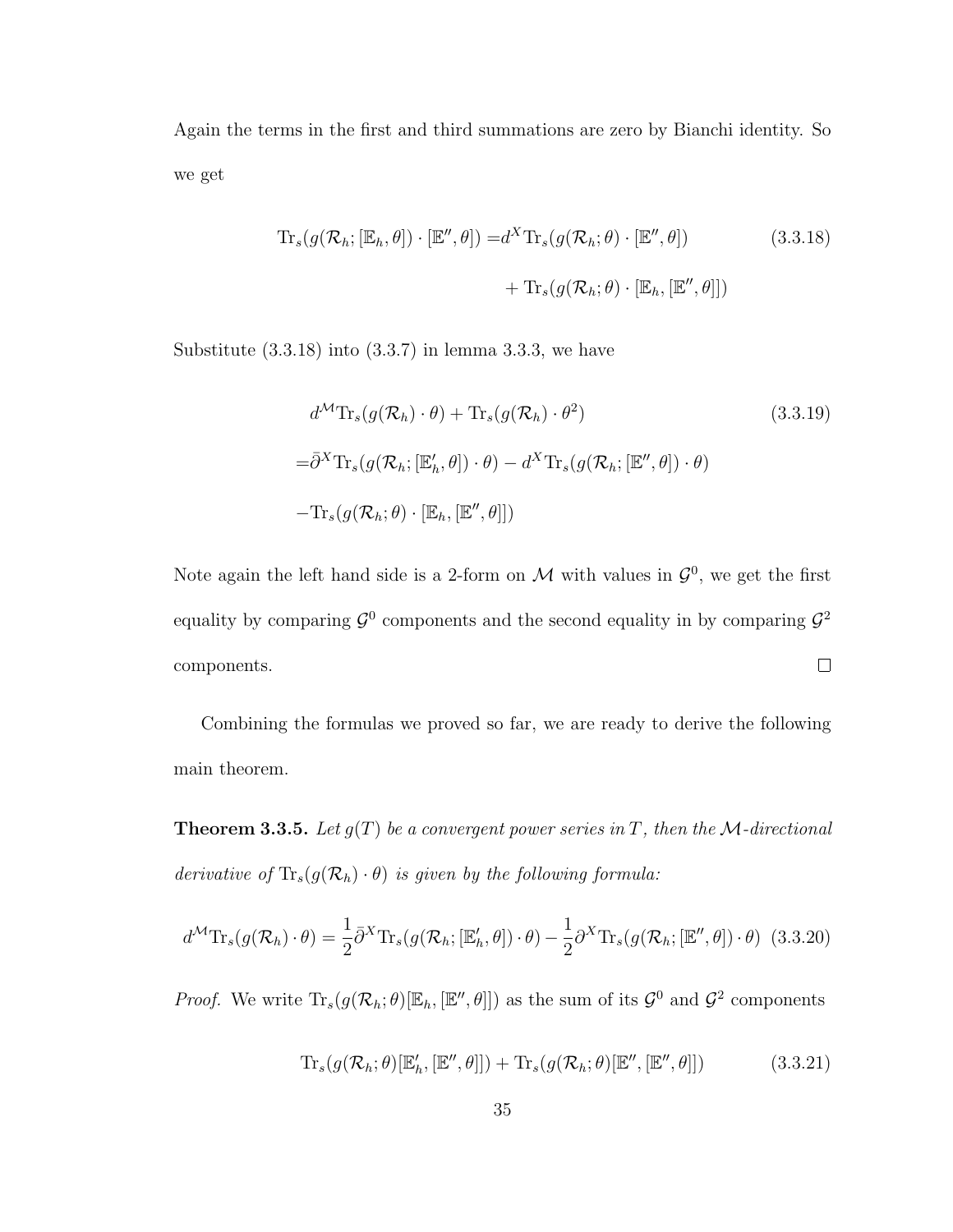Again the terms in the first and third summations are zero by Bianchi identity. So we get

$$
\begin{aligned}
\mathrm{Tr}_s(g(\mathcal{R}_h;[\mathbb{E}_h,\theta])\cdot[\mathbb{E}'',\theta]) =& d^X \mathrm{Tr}_s(g(\mathcal{R}_h;\theta)\cdot[\mathbb{E}'',\theta]) \\
&+ \mathrm{Tr}_s(g(\mathcal{R}_h;\theta)\cdot[\mathbb{E}_h,[\mathbb{E}'',\theta]])
\end{aligned}
\tag{3.3.18}
$$

Substitute (3.3.18) into (3.3.7) in lemma 3.3.3, we have

$$
\begin{aligned}
& d^{\mathcal{M}} \mathrm{Tr}_s(g(\mathcal{R}_h)\cdot\theta) + \mathrm{Tr}_s(g(\mathcal{R}_h)\cdot\theta^2) \\
=& \bar{\partial}^X \mathrm{Tr}_s(g(\mathcal{R}_h;[\mathbb{E}'_h,\theta])\cdot\theta) - d^X \mathrm{Tr}_s(g(\mathcal{R}_h;[\mathbb{E}'',\theta])\cdot\theta) \\
& - \mathrm{Tr}_s(g(\mathcal{R}_h;\theta)\cdot[\mathbb{E}_h,[\mathbb{E}'',\theta]])
\end{aligned}
\tag{3.3.19}
$$

Note again the left hand side is a 2-form on $\mathcal{M}$ with values in $\mathcal{G}^0$, we get the first equality by comparing $\mathcal{G}^0$ components and the second equality in by comparing $\mathcal{G}^2$ components. □

Combining the formulas we proved so far, we are ready to derive the following main theorem.

**Theorem 3.3.5.** *Let $g(T)$ be a convergent power series in $T$, then the $\mathcal{M}$-directional derivative of $\mathrm{Tr}_s(g(\mathcal{R}_h)\cdot\theta)$ is given by the following formula:*

$$
d^{\mathcal{M}} \mathrm{Tr}_s(g(\mathcal{R}_h)\cdot\theta) = \frac{1}{2}\bar{\partial}^X \mathrm{Tr}_s(g(\mathcal{R}_h;[\mathbb{E}'_h,\theta])\cdot\theta) - \frac{1}{2}\partial^X \mathrm{Tr}_s(g(\mathcal{R}_h;[\mathbb{E}'',\theta])\cdot\theta) \tag{3.3.20}
$$

*Proof.* We write $\mathrm{Tr}_s(g(\mathcal{R}_h;\theta)[\mathbb{E}_h,[\mathbb{E}'',\theta]])$ as the sum of its $\mathcal{G}^0$ and $\mathcal{G}^2$ components

$$
\mathrm{Tr}_s(g(\mathcal{R}_h;\theta)[\mathbb{E}'_h,[\mathbb{E}'',\theta]]) + \mathrm{Tr}_s(g(\mathcal{R}_h;\theta)[\mathbb{E}'',[\mathbb{E}'',\theta]]) \tag{3.3.21}
$$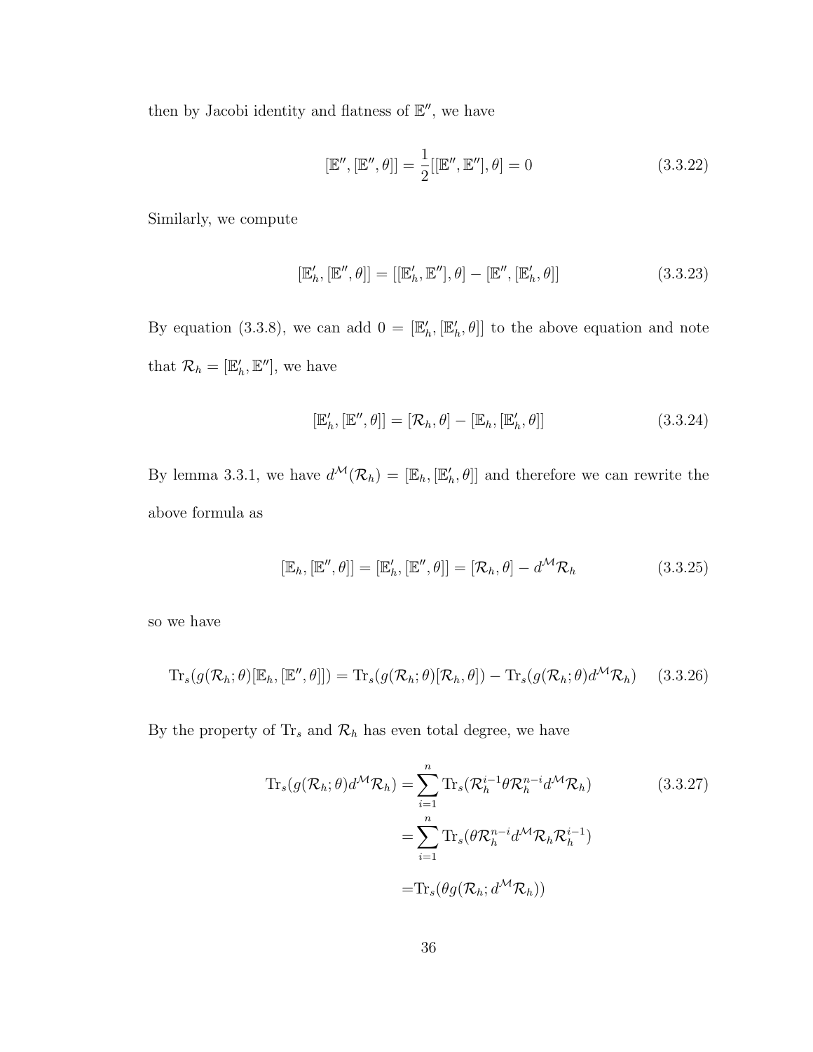then by Jacobi identity and flatness of $\mathbb{E}''$, we have

$$[\mathbb{E}'', [\mathbb{E}'', \theta]] = \frac{1}{2}[[\mathbb{E}'', \mathbb{E}''], \theta] = 0 \tag{3.3.22}$$

Similarly, we compute

$$[\mathbb{E}'_h, [\mathbb{E}'', \theta]] = [[\mathbb{E}'_h, \mathbb{E}''], \theta] - [\mathbb{E}'', [\mathbb{E}'_h, \theta]] \tag{3.3.23}$$

By equation (3.3.8), we can add $0 = [\mathbb{E}'_h, [\mathbb{E}'_h, \theta]]$ to the above equation and note that $\mathcal{R}_h = [\mathbb{E}'_h, \mathbb{E}'']$, we have

$$[\mathbb{E}'_h, [\mathbb{E}'', \theta]] = [\mathcal{R}_h, \theta] - [\mathbb{E}_h, [\mathbb{E}'_h, \theta]] \tag{3.3.24}$$

By lemma 3.3.1, we have $d^{\mathcal{M}}(\mathcal{R}_h) = [\mathbb{E}_h, [\mathbb{E}'_h, \theta]]$ and therefore we can rewrite the above formula as

$$[\mathbb{E}_h, [\mathbb{E}'', \theta]] = [\mathbb{E}'_h, [\mathbb{E}'', \theta]] = [\mathcal{R}_h, \theta] - d^{\mathcal{M}}\mathcal{R}_h \tag{3.3.25}$$

so we have

$$\operatorname{Tr}_s(g(\mathcal{R}_h; \theta)[\mathbb{E}_h, [\mathbb{E}'', \theta]]) = \operatorname{Tr}_s(g(\mathcal{R}_h; \theta)[\mathcal{R}_h, \theta]) - \operatorname{Tr}_s(g(\mathcal{R}_h; \theta)d^{\mathcal{M}}\mathcal{R}_h) \tag{3.3.26}$$

By the property of $\operatorname{Tr}_s$ and $\mathcal{R}_h$ has even total degree, we have

$$\begin{aligned}
\operatorname{Tr}_s(g(\mathcal{R}_h; \theta)d^{\mathcal{M}}\mathcal{R}_h) =& \sum_{i=1}^{n} \operatorname{Tr}_s(\mathcal{R}_h^{i-1}\theta\mathcal{R}_h^{n-i}d^{\mathcal{M}}\mathcal{R}_h) \\
=& \sum_{i=1}^{n} \operatorname{Tr}_s(\theta\mathcal{R}_h^{n-i}d^{\mathcal{M}}\mathcal{R}_h\mathcal{R}_h^{i-1}) \\
=& \operatorname{Tr}_s(\theta g(\mathcal{R}_h; d^{\mathcal{M}}\mathcal{R}_h))
\end{aligned} \tag{3.3.27}$$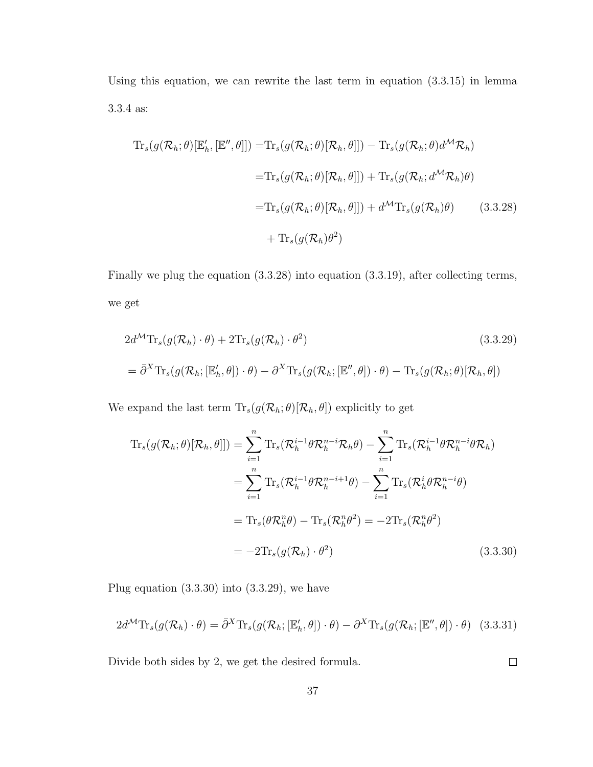Using this equation, we can rewrite the last term in equation (3.3.15) in lemma 3.3.4 as:

$$
\begin{aligned}
\mathrm{Tr}_s(g(\mathcal{R}_h;\theta)[\mathbb{E}_h', [\mathbb{E}'', \theta]]) =& \mathrm{Tr}_s(g(\mathcal{R}_h;\theta)[\mathcal{R}_h, \theta]]) - \mathrm{Tr}_s(g(\mathcal{R}_h;\theta) d^{\mathcal{M}}\mathcal{R}_h) \\
=& \mathrm{Tr}_s(g(\mathcal{R}_h;\theta)[\mathcal{R}_h, \theta]]) + \mathrm{Tr}_s(g(\mathcal{R}_h; d^{\mathcal{M}}\mathcal{R}_h)\theta) \\
=& \mathrm{Tr}_s(g(\mathcal{R}_h;\theta)[\mathcal{R}_h, \theta]]) + d^{\mathcal{M}}\mathrm{Tr}_s(g(\mathcal{R}_h)\theta) \qquad (3.3.28) \\
& + \mathrm{Tr}_s(g(\mathcal{R}_h)\theta^2)
\end{aligned}
$$

Finally we plug the equation (3.3.28) into equation (3.3.19), after collecting terms, we get

$$
\begin{aligned}
& 2d^{\mathcal{M}}\mathrm{Tr}_s(g(\mathcal{R}_h)\cdot\theta) + 2\mathrm{Tr}_s(g(\mathcal{R}_h)\cdot\theta^2) \qquad (3.3.29) \\
&= \bar{\partial}^X \mathrm{Tr}_s(g(\mathcal{R}_h;[\mathbb{E}_h',\theta])\cdot\theta) - \partial^X \mathrm{Tr}_s(g(\mathcal{R}_h;[\mathbb{E}'',\theta])\cdot\theta) - \mathrm{Tr}_s(g(\mathcal{R}_h;\theta)[\mathcal{R}_h,\theta])
\end{aligned}
$$

We expand the last term $\mathrm{Tr}_s(g(\mathcal{R}_h;\theta)[\mathcal{R}_h,\theta])$ explicitly to get

$$
\begin{aligned}
\mathrm{Tr}_s(g(\mathcal{R}_h;\theta)[\mathcal{R}_h,\theta]]) &= \sum_{i=1}^{n} \mathrm{Tr}_s(\mathcal{R}_h^{i-1}\theta\mathcal{R}_h^{n-i}\mathcal{R}_h\theta) - \sum_{i=1}^{n} \mathrm{Tr}_s(\mathcal{R}_h^{i-1}\theta\mathcal{R}_h^{n-i}\theta\mathcal{R}_h) \\
&= \sum_{i=1}^{n} \mathrm{Tr}_s(\mathcal{R}_h^{i-1}\theta\mathcal{R}_h^{n-i+1}\theta) - \sum_{i=1}^{n} \mathrm{Tr}_s(\mathcal{R}_h^{i}\theta\mathcal{R}_h^{n-i}\theta) \\
&= \mathrm{Tr}_s(\theta\mathcal{R}_h^n\theta) - \mathrm{Tr}_s(\mathcal{R}_h^n\theta^2) = -2\mathrm{Tr}_s(\mathcal{R}_h^n\theta^2) \\
&= -2\mathrm{Tr}_s(g(\mathcal{R}_h)\cdot\theta^2) \qquad (3.3.30)
\end{aligned}
$$

Plug equation (3.3.30) into (3.3.29), we have

$$
2d^{\mathcal{M}}\mathrm{Tr}_s(g(\mathcal{R}_h)\cdot\theta) = \bar{\partial}^X \mathrm{Tr}_s(g(\mathcal{R}_h;[\mathbb{E}_h',\theta])\cdot\theta) - \partial^X \mathrm{Tr}_s(g(\mathcal{R}_h;[\mathbb{E}'',\theta])\cdot\theta) \quad (3.3.31)
$$

Divide both sides by 2, we get the desired formula. □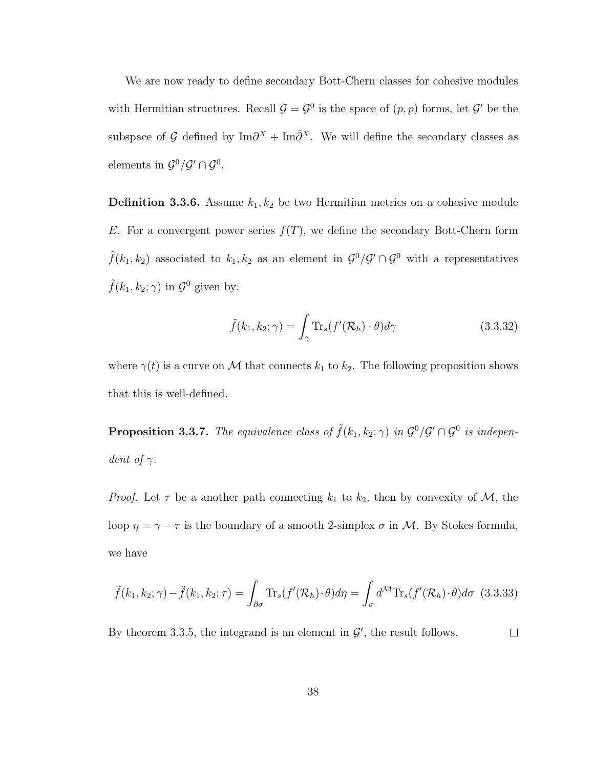We are now ready to define secondary Bott-Chern classes for cohesive modules with Hermitian structures. Recall $\mathcal{G} = \mathcal{G}^0$ is the space of $(p,p)$ forms, let $\mathcal{G}'$ be the subspace of $\mathcal{G}$ defined by $\mathrm{Im}\partial^X + \mathrm{Im}\bar{\partial}^X$. We will define the secondary classes as elements in $\mathcal{G}^0/\mathcal{G}' \cap \mathcal{G}^0$.

**Definition 3.3.6.** Assume $k_1, k_2$ be two Hermitian metrics on a cohesive module $E$. For a convergent power series $f(T)$, we define the secondary Bott-Chern form $\tilde{f}(k_1, k_2)$ associated to $k_1, k_2$ as an element in $\mathcal{G}^0/\mathcal{G}' \cap \mathcal{G}^0$ with a representatives $\tilde{f}(k_1, k_2; \gamma)$ in $\mathcal{G}^0$ given by:

$$\tilde{f}(k_1, k_2; \gamma) = \int_\gamma \mathrm{Tr}_s(f'(\mathcal{R}_h) \cdot \theta) d\gamma \tag{3.3.32}$$

where $\gamma(t)$ is a curve on $\mathcal{M}$ that connects $k_1$ to $k_2$. The following proposition shows that this is well-defined.

**Proposition 3.3.7.** *The equivalence class of $\tilde{f}(k_1, k_2; \gamma)$ in $\mathcal{G}^0/\mathcal{G}' \cap \mathcal{G}^0$ is independent of $\gamma$.*

*Proof.* Let $\tau$ be a another path connecting $k_1$ to $k_2$, then by convexity of $\mathcal{M}$, the loop $\eta = \gamma - \tau$ is the boundary of a smooth 2-simplex $\sigma$ in $\mathcal{M}$. By Stokes formula, we have

$$\tilde{f}(k_1, k_2; \gamma) - \tilde{f}(k_1, k_2; \tau) = \int_{\partial\sigma} \mathrm{Tr}_s(f'(\mathcal{R}_h) \cdot \theta) d\eta = \int_\sigma d^{\mathcal{M}} \mathrm{Tr}_s(f'(\mathcal{R}_h) \cdot \theta) d\sigma \tag{3.3.33}$$

By theorem 3.3.5, the integrand is an element in $\mathcal{G}'$, the result follows. $\square$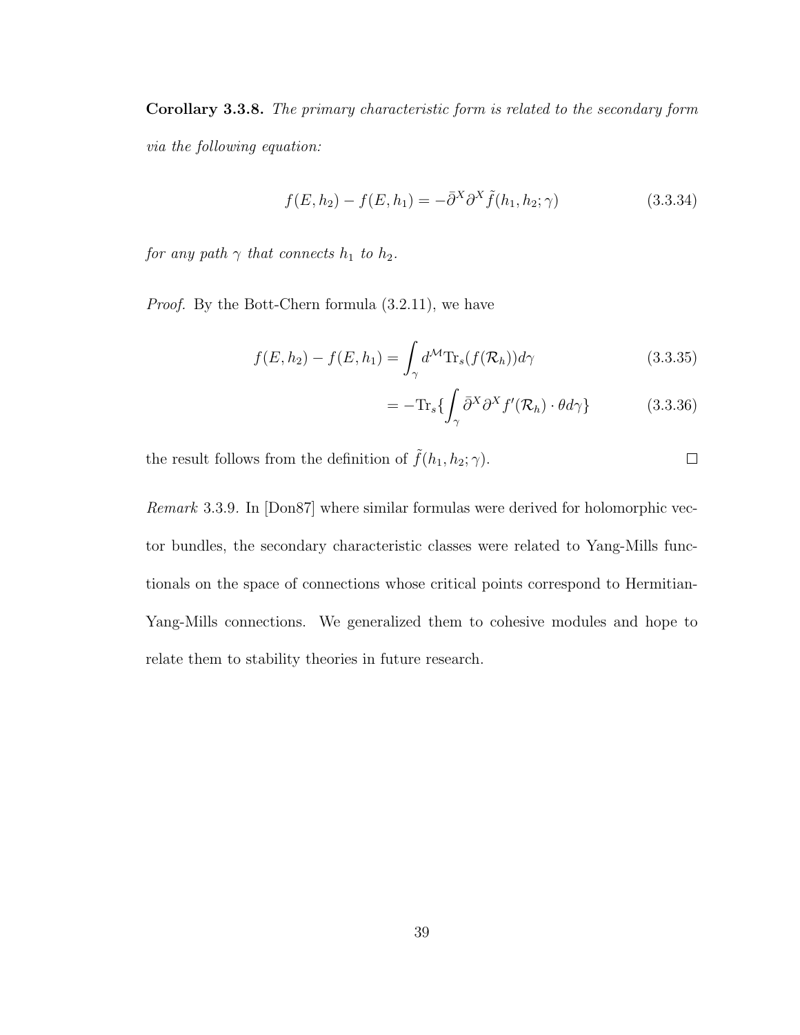**Corollary 3.3.8.** *The primary characteristic form is related to the secondary form via the following equation:*

$$f(E, h_2) - f(E, h_1) = -\bar{\partial}^X \partial^X \tilde{f}(h_1, h_2; \gamma) \tag{3.3.34}$$

*for any path $\gamma$ that connects $h_1$ to $h_2$.*

*Proof.* By the Bott-Chern formula (3.2.11), we have

$$f(E, h_2) - f(E, h_1) = \int_\gamma d^{\mathcal{M}} \mathrm{Tr}_s(f(\mathcal{R}_h)) d\gamma \tag{3.3.35}$$

$$= -\mathrm{Tr}_s\{\int_\gamma \bar{\partial}^X \partial^X f'(\mathcal{R}_h) \cdot \theta d\gamma\} \tag{3.3.36}$$

the result follows from the definition of $\tilde{f}(h_1, h_2; \gamma)$. ∎

*Remark* 3.3.9. In [Don87] where similar formulas were derived for holomorphic vector bundles, the secondary characteristic classes were related to Yang-Mills functionals on the space of connections whose critical points correspond to Hermitian-Yang-Mills connections. We generalized them to cohesive modules and hope to relate them to stability theories in future research.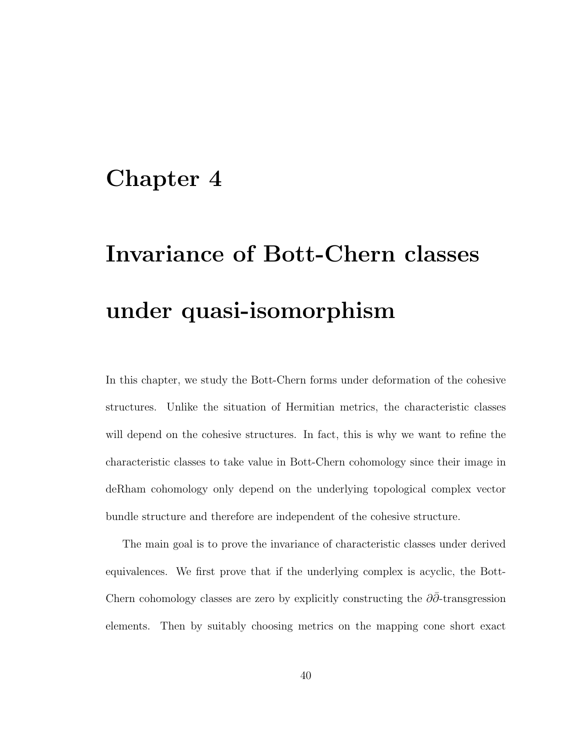# Chapter 4

# Invariance of Bott-Chern classes under quasi-isomorphism

In this chapter, we study the Bott-Chern forms under deformation of the cohesive structures. Unlike the situation of Hermitian metrics, the characteristic classes will depend on the cohesive structures. In fact, this is why we want to refine the characteristic classes to take value in Bott-Chern cohomology since their image in deRham cohomology only depend on the underlying topological complex vector bundle structure and therefore are independent of the cohesive structure.

The main goal is to prove the invariance of characteristic classes under derived equivalences. We first prove that if the underlying complex is acyclic, the Bott-Chern cohomology classes are zero by explicitly constructing the $\partial\bar{\partial}$-transgression elements. Then by suitably choosing metrics on the mapping cone short exact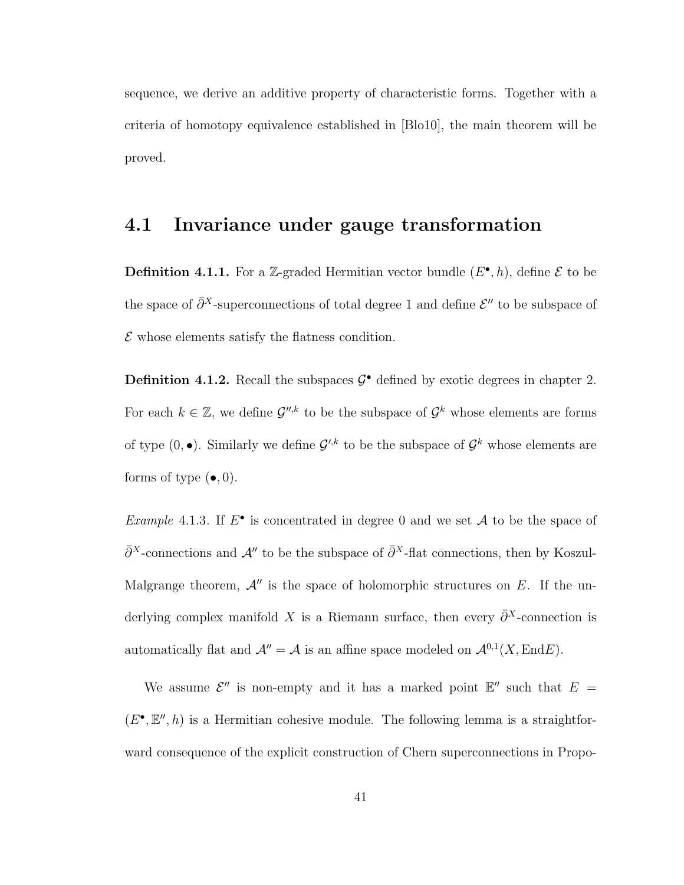sequence, we derive an additive property of characteristic forms. Together with a criteria of homotopy equivalence established in [Blo10], the main theorem will be proved.

## 4.1 Invariance under gauge transformation

**Definition 4.1.1.** For a $\mathbb{Z}$-graded Hermitian vector bundle $(E^\bullet, h)$, define $\mathcal{E}$ to be the space of $\bar{\partial}^X$-superconnections of total degree 1 and define $\mathcal{E}''$ to be subspace of $\mathcal{E}$ whose elements satisfy the flatness condition.

**Definition 4.1.2.** Recall the subspaces $\mathcal{G}^\bullet$ defined by exotic degrees in chapter 2. For each $k \in \mathbb{Z}$, we define $\mathcal{G}''^{,k}$ to be the subspace of $\mathcal{G}^k$ whose elements are forms of type $(0, \bullet)$. Similarly we define $\mathcal{G}'^{,k}$ to be the subspace of $\mathcal{G}^k$ whose elements are forms of type $(\bullet, 0)$.

*Example* 4.1.3. If $E^\bullet$ is concentrated in degree 0 and we set $\mathcal{A}$ to be the space of $\bar{\partial}^X$-connections and $\mathcal{A}''$ to be the subspace of $\bar{\partial}^X$-flat connections, then by Koszul-Malgrange theorem, $\mathcal{A}''$ is the space of holomorphic structures on $E$. If the underlying complex manifold $X$ is a Riemann surface, then every $\bar{\partial}^X$-connection is automatically flat and $\mathcal{A}'' = \mathcal{A}$ is an affine space modeled on $\mathcal{A}^{0,1}(X, \mathrm{End}E)$.

We assume $\mathcal{E}''$ is non-empty and it has a marked point $\mathbb{E}''$ such that $E = (E^\bullet, \mathbb{E}'', h)$ is a Hermitian cohesive module. The following lemma is a straightforward consequence of the explicit construction of Chern superconnections in Propo-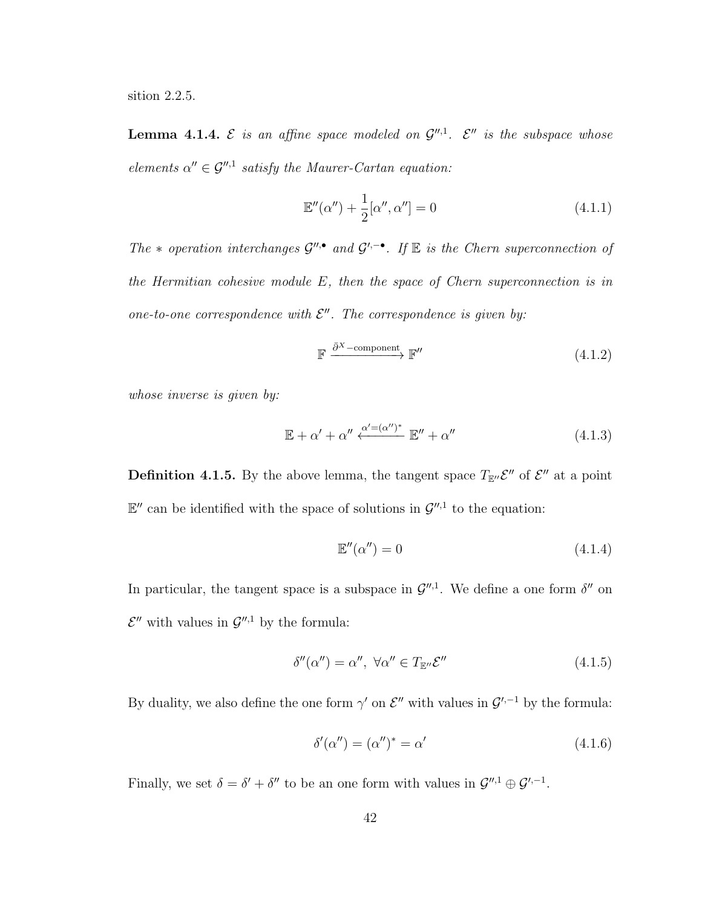sition 2.2.5.

**Lemma 4.1.4.** *$\mathcal{E}$ is an affine space modeled on $\mathcal{G}^{\prime\prime,1}$. $\mathcal{E}''$ is the subspace whose elements $\alpha'' \in \mathcal{G}^{\prime\prime,1}$ satisfy the Maurer-Cartan equation:*

$$\mathbb{E}''(\alpha'') + \frac{1}{2}[\alpha'', \alpha''] = 0 \tag{4.1.1}$$

*The $*$ operation interchanges $\mathcal{G}^{\prime\prime,\bullet}$ and $\mathcal{G}^{\prime,-\bullet}$. If $\mathbb{E}$ is the Chern superconnection of the Hermitian cohesive module $E$, then the space of Chern superconnection is in one-to-one correspondence with $\mathcal{E}''$. The correspondence is given by:*

$$\mathbb{F} \xrightarrow{\bar{\partial}^X-\text{component}} \mathbb{F}'' \tag{4.1.2}$$

*whose inverse is given by:*

$$\mathbb{E} + \alpha' + \alpha'' \xleftarrow{\alpha' = (\alpha'')^*} \mathbb{E}'' + \alpha'' \tag{4.1.3}$$

**Definition 4.1.5.** By the above lemma, the tangent space $T_{\mathbb{E}''}\mathcal{E}''$ of $\mathcal{E}''$ at a point $\mathbb{E}''$ can be identified with the space of solutions in $\mathcal{G}^{\prime\prime,1}$ to the equation:

$$\mathbb{E}''(\alpha'') = 0 \tag{4.1.4}$$

In particular, the tangent space is a subspace in $\mathcal{G}^{\prime\prime,1}$. We define a one form $\delta''$ on $\mathcal{E}''$ with values in $\mathcal{G}^{\prime\prime,1}$ by the formula:

$$\delta''(\alpha'') = \alpha'', \ \forall \alpha'' \in T_{\mathbb{E}''}\mathcal{E}'' \tag{4.1.5}$$

By duality, we also define the one form $\gamma'$ on $\mathcal{E}''$ with values in $\mathcal{G}^{\prime,-1}$ by the formula:

$$\delta'(\alpha'') = (\alpha'')^* = \alpha' \tag{4.1.6}$$

Finally, we set $\delta = \delta' + \delta''$ to be an one form with values in $\mathcal{G}^{\prime\prime,1} \oplus \mathcal{G}^{\prime,-1}$.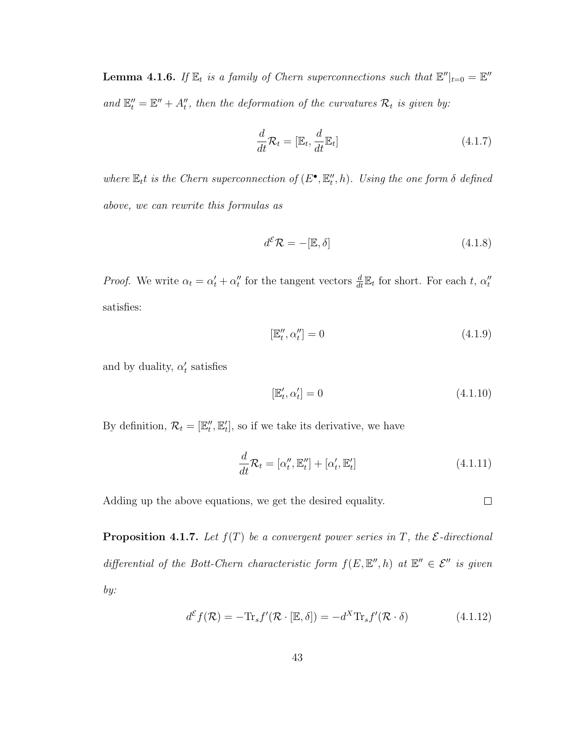**Lemma 4.1.6.** *If $\mathbb{E}_t$ is a family of Chern superconnections such that $\mathbb{E}''|_{t=0} = \mathbb{E}''$ and $\mathbb{E}''_t = \mathbb{E}'' + A''_t$, then the deformation of the curvatures $\mathcal{R}_t$ is given by:*

$$\frac{d}{dt}\mathcal{R}_t = [\mathbb{E}_t, \frac{d}{dt}\mathbb{E}_t] \tag{4.1.7}$$

*where $\mathbb{E}_t t$ is the Chern superconnection of $(E^\bullet, \mathbb{E}''_t, h)$. Using the one form $\delta$ defined above, we can rewrite this formulas as*

$$d^{\mathcal{E}}\mathcal{R} = -[\mathbb{E}, \delta] \tag{4.1.8}$$

*Proof.* We write $\alpha_t = \alpha'_t + \alpha''_t$ for the tangent vectors $\frac{d}{dt}\mathbb{E}_t$ for short. For each $t$, $\alpha''_t$ satisfies:

$$[\mathbb{E}''_t, \alpha''_t] = 0 \tag{4.1.9}$$

and by duality, $\alpha'_t$ satisfies

$$[\mathbb{E}'_t, \alpha'_t] = 0 \tag{4.1.10}$$

By definition, $\mathcal{R}_t = [\mathbb{E}''_t, \mathbb{E}'_t]$, so if we take its derivative, we have

$$\frac{d}{dt}\mathcal{R}_t = [\alpha''_t, \mathbb{E}''_t] + [\alpha'_t, \mathbb{E}'_t] \tag{4.1.11}$$

Adding up the above equations, we get the desired equality. $\square$

**Proposition 4.1.7.** *Let $f(T)$ be a convergent power series in $T$, the $\mathcal{E}$-directional differential of the Bott-Chern characteristic form $f(E, \mathbb{E}'', h)$ at $\mathbb{E}'' \in \mathcal{E}''$ is given by:*

$$d^{\mathcal{E}} f(\mathcal{R}) = -\mathrm{Tr}_s f'(\mathcal{R} \cdot [\mathbb{E}, \delta]) = -d^X \mathrm{Tr}_s f'(\mathcal{R} \cdot \delta) \tag{4.1.12}$$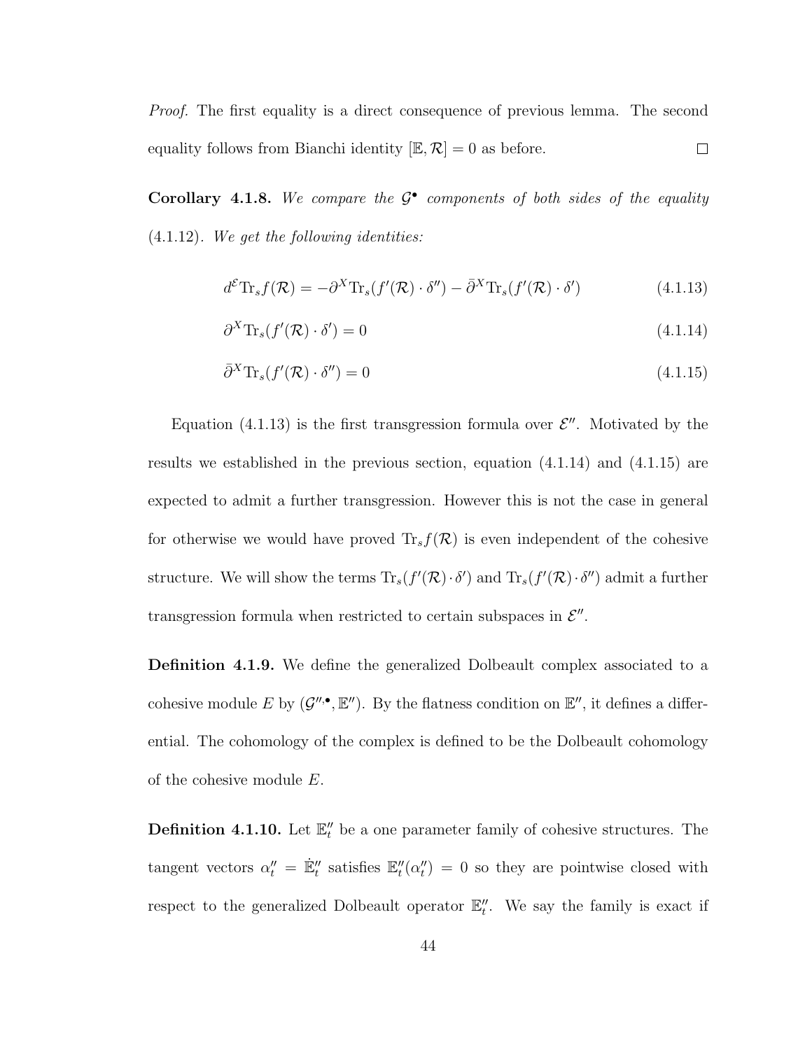*Proof.* The first equality is a direct consequence of previous lemma. The second equality follows from Bianchi identity $[\mathbb{E}, \mathcal{R}] = 0$ as before. $\square$

**Corollary 4.1.8.** *We compare the $\mathcal{G}^\bullet$ components of both sides of the equality* (4.1.12)*. We get the following identities:*

$$d^{\mathcal{E}} \mathrm{Tr}_s f(\mathcal{R}) = -\partial^X \mathrm{Tr}_s(f'(\mathcal{R}) \cdot \delta'') - \bar{\partial}^X \mathrm{Tr}_s(f'(\mathcal{R}) \cdot \delta') \tag{4.1.13}$$

$$\partial^X \mathrm{Tr}_s(f'(\mathcal{R}) \cdot \delta') = 0 \tag{4.1.14}$$

$$\bar{\partial}^X \mathrm{Tr}_s(f'(\mathcal{R}) \cdot \delta'') = 0 \tag{4.1.15}$$

Equation (4.1.13) is the first transgression formula over $\mathcal{E}''$. Motivated by the results we established in the previous section, equation (4.1.14) and (4.1.15) are expected to admit a further transgression. However this is not the case in general for otherwise we would have proved $\mathrm{Tr}_s f(\mathcal{R})$ is even independent of the cohesive structure. We will show the terms $\mathrm{Tr}_s(f'(\mathcal{R}) \cdot \delta')$ and $\mathrm{Tr}_s(f'(\mathcal{R}) \cdot \delta'')$ admit a further transgression formula when restricted to certain subspaces in $\mathcal{E}''$.

**Definition 4.1.9.** We define the generalized Dolbeault complex associated to a cohesive module $E$ by $(\mathcal{G}''^{,\bullet}, \mathbb{E}'')$. By the flatness condition on $\mathbb{E}''$, it defines a differential. The cohomology of the complex is defined to be the Dolbeault cohomology of the cohesive module $E$.

**Definition 4.1.10.** Let $\mathbb{E}''_t$ be a one parameter family of cohesive structures. The tangent vectors $\alpha''_t = \dot{\mathbb{E}}''_t$ satisfies $\mathbb{E}''_t(\alpha''_t) = 0$ so they are pointwise closed with respect to the generalized Dolbeault operator $\mathbb{E}''_t$. We say the family is exact if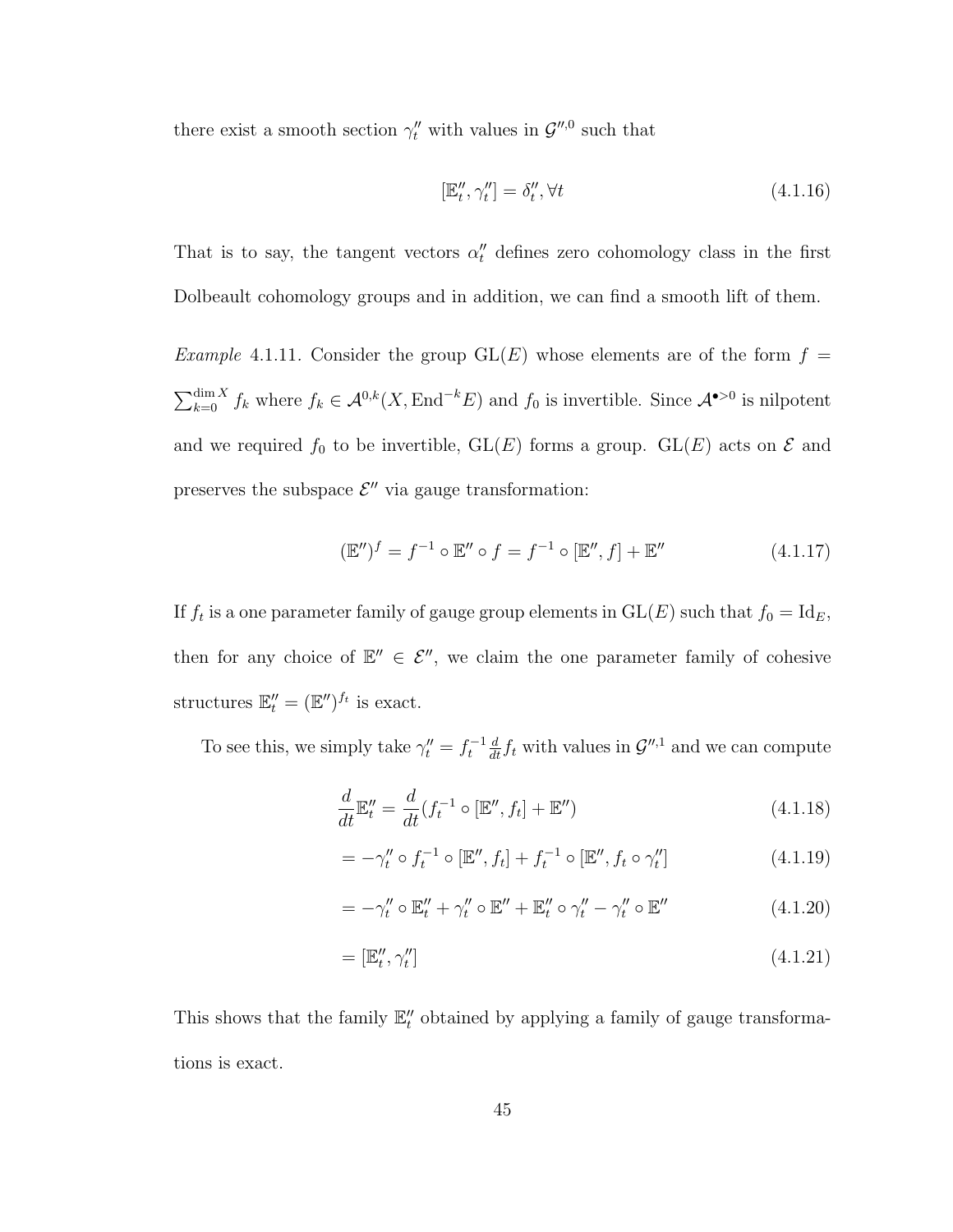there exist a smooth section $\gamma''_t$ with values in $\mathcal{G}''^{,0}$ such that

$$[\mathbb{E}''_t, \gamma''_t] = \delta''_t, \forall t \tag{4.1.16}$$

That is to say, the tangent vectors $\alpha''_t$ defines zero cohomology class in the first Dolbeault cohomology groups and in addition, we can find a smooth lift of them.

*Example* 4.1.11. Consider the group $\mathrm{GL}(E)$ whose elements are of the form $f = \sum_{k=0}^{\dim X} f_k$ where $f_k \in \mathcal{A}^{0,k}(X, \mathrm{End}^{-k} E)$ and $f_0$ is invertible. Since $\mathcal{A}^{\bullet>0}$ is nilpotent and we required $f_0$ to be invertible, $\mathrm{GL}(E)$ forms a group. $\mathrm{GL}(E)$ acts on $\mathcal{E}$ and preserves the subspace $\mathcal{E}''$ via gauge transformation:

$$(\mathbb{E}'')^f = f^{-1} \circ \mathbb{E}'' \circ f = f^{-1} \circ [\mathbb{E}'', f] + \mathbb{E}'' \tag{4.1.17}$$

If $f_t$ is a one parameter family of gauge group elements in $\mathrm{GL}(E)$ such that $f_0 = \mathrm{Id}_E$, then for any choice of $\mathbb{E}'' \in \mathcal{E}''$, we claim the one parameter family of cohesive structures $\mathbb{E}''_t = (\mathbb{E}'')^{f_t}$ is exact.

To see this, we simply take $\gamma''_t = f_t^{-1} \frac{d}{dt} f_t$ with values in $\mathcal{G}''^{,1}$ and we can compute

$$\frac{d}{dt}\mathbb{E}''_t = \frac{d}{dt}(f_t^{-1} \circ [\mathbb{E}'', f_t] + \mathbb{E}'') \tag{4.1.18}$$

$$= -\gamma''_t \circ f_t^{-1} \circ [\mathbb{E}'', f_t] + f_t^{-1} \circ [\mathbb{E}'', f_t \circ \gamma''_t] \tag{4.1.19}$$

$$= -\gamma''_t \circ \mathbb{E}''_t + \gamma''_t \circ \mathbb{E}'' + \mathbb{E}''_t \circ \gamma''_t - \gamma''_t \circ \mathbb{E}'' \tag{4.1.20}$$

$$= [\mathbb{E}''_t, \gamma''_t] \tag{4.1.21}$$

This shows that the family $\mathbb{E}''_t$ obtained by applying a family of gauge transformations is exact.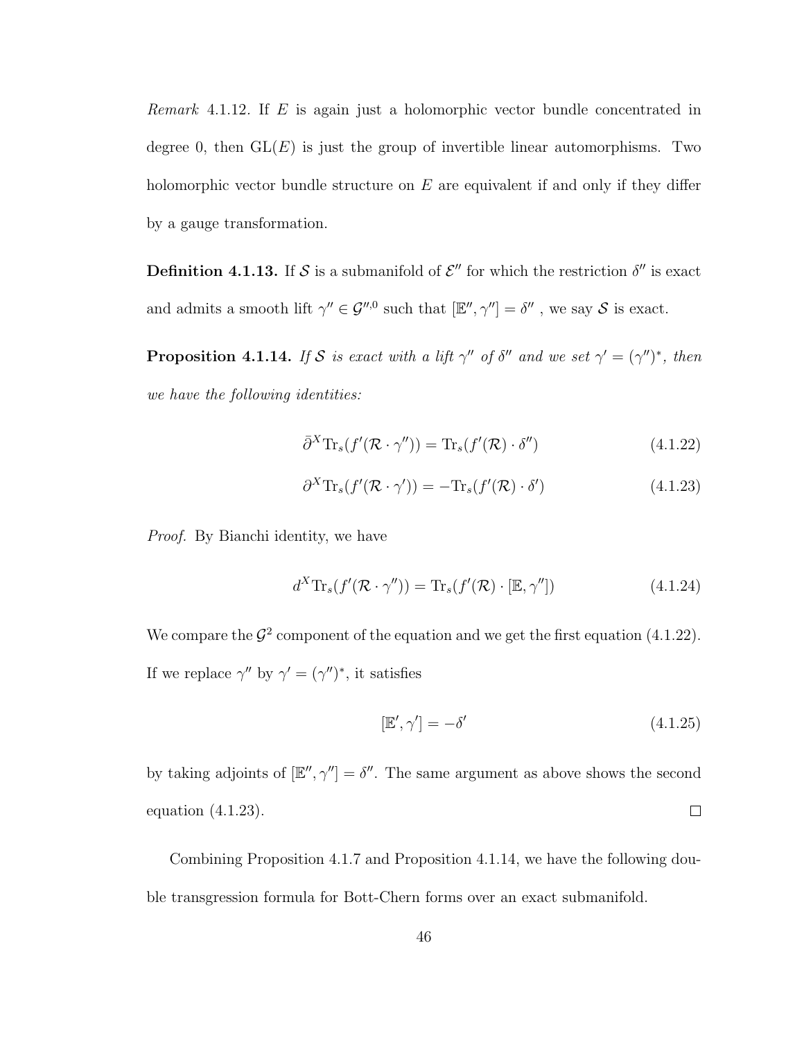*Remark* 4.1.12. If $E$ is again just a holomorphic vector bundle concentrated in degree 0, then $\mathrm{GL}(E)$ is just the group of invertible linear automorphisms. Two holomorphic vector bundle structure on $E$ are equivalent if and only if they differ by a gauge transformation.

**Definition 4.1.13.** If $\mathcal{S}$ is a submanifold of $\mathcal{E}''$ for which the restriction $\delta''$ is exact and admits a smooth lift $\gamma'' \in \mathcal{G}''^{,0}$ such that $[\mathbb{E}'', \gamma''] = \delta''$ , we say $\mathcal{S}$ is exact.

**Proposition 4.1.14.** *If $\mathcal{S}$ is exact with a lift $\gamma''$ of $\delta''$ and we set $\gamma' = (\gamma'')^*$, then we have the following identities:*

$$\bar{\partial}^X \mathrm{Tr}_s(f'(\mathcal{R} \cdot \gamma'')) = \mathrm{Tr}_s(f'(\mathcal{R}) \cdot \delta'') \tag{4.1.22}$$

$$\partial^X \mathrm{Tr}_s(f'(\mathcal{R} \cdot \gamma')) = -\mathrm{Tr}_s(f'(\mathcal{R}) \cdot \delta') \tag{4.1.23}$$

*Proof.* By Bianchi identity, we have

$$d^X \mathrm{Tr}_s(f'(\mathcal{R} \cdot \gamma'')) = \mathrm{Tr}_s(f'(\mathcal{R}) \cdot [\mathbb{E}, \gamma'']) \tag{4.1.24}$$

We compare the $\mathcal{G}^2$ component of the equation and we get the first equation (4.1.22). If we replace $\gamma''$ by $\gamma' = (\gamma'')^*$, it satisfies

$$[\mathbb{E}', \gamma'] = -\delta' \tag{4.1.25}$$

by taking adjoints of $[\mathbb{E}'', \gamma''] = \delta''$. The same argument as above shows the second equation (4.1.23). □

Combining Proposition 4.1.7 and Proposition 4.1.14, we have the following double transgression formula for Bott-Chern forms over an exact submanifold.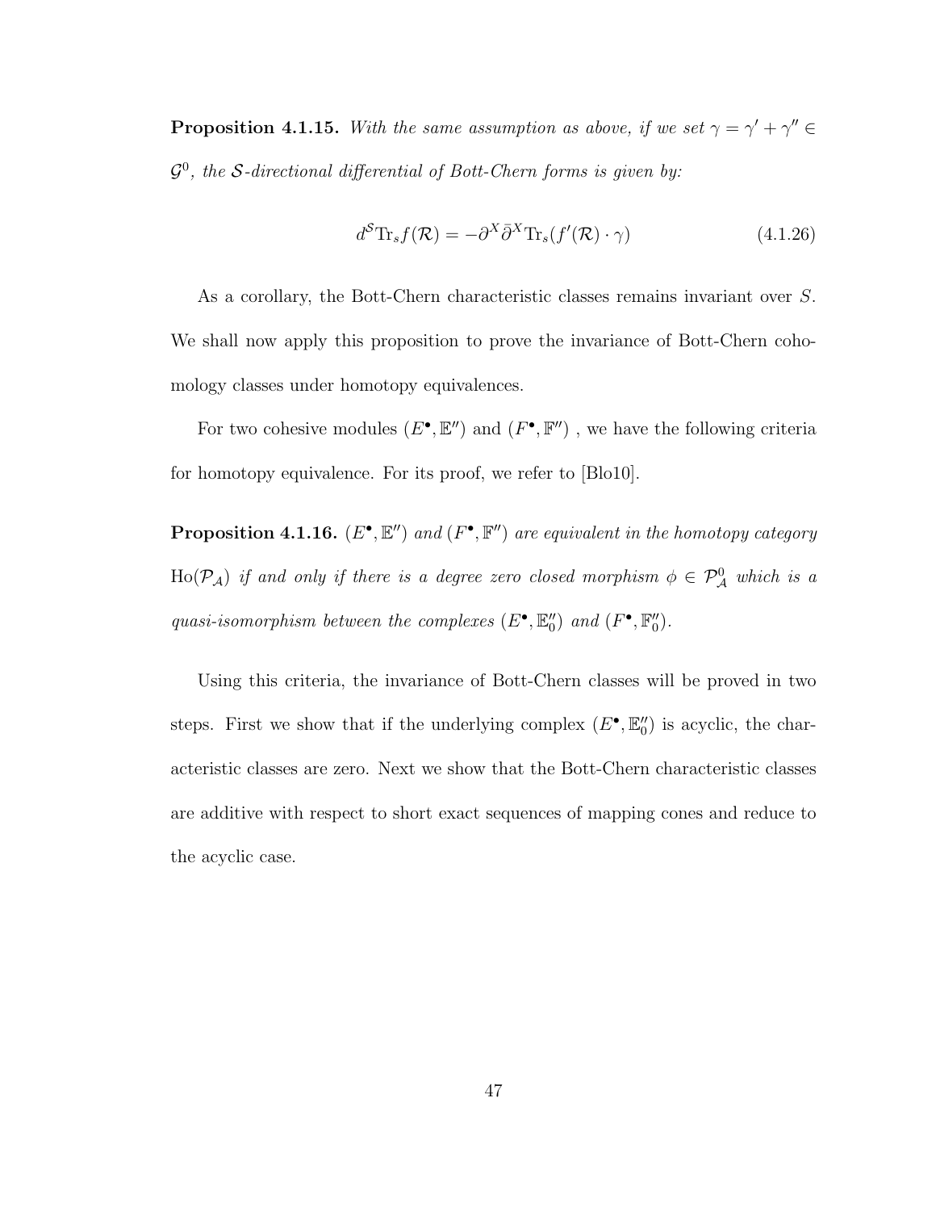**Proposition 4.1.15.** *With the same assumption as above, if we set $\gamma = \gamma' + \gamma'' \in \mathcal{G}^0$, the $\mathcal{S}$-directional differential of Bott-Chern forms is given by:*

$$d^{\mathcal{S}} \mathrm{Tr}_s f(\mathcal{R}) = -\partial^X \bar{\partial}^X \mathrm{Tr}_s(f'(\mathcal{R}) \cdot \gamma) \tag{4.1.26}$$

As a corollary, the Bott-Chern characteristic classes remains invariant over $S$. We shall now apply this proposition to prove the invariance of Bott-Chern cohomology classes under homotopy equivalences.

For two cohesive modules $(E^\bullet, \mathbb{E}'')$ and $(F^\bullet, \mathbb{F}'')$ , we have the following criteria for homotopy equivalence. For its proof, we refer to [Blo10].

**Proposition 4.1.16.** *$(E^\bullet, \mathbb{E}'')$ and $(F^\bullet, \mathbb{F}'')$ are equivalent in the homotopy category $\mathrm{Ho}(\mathcal{P}_{\mathcal{A}})$ if and only if there is a degree zero closed morphism $\phi \in \mathcal{P}^0_{\mathcal{A}}$ which is a quasi-isomorphism between the complexes $(E^\bullet, \mathbb{E}''_0)$ and $(F^\bullet, \mathbb{F}''_0)$.*

Using this criteria, the invariance of Bott-Chern classes will be proved in two steps. First we show that if the underlying complex $(E^\bullet, \mathbb{E}''_0)$ is acyclic, the characteristic classes are zero. Next we show that the Bott-Chern characteristic classes are additive with respect to short exact sequences of mapping cones and reduce to the acyclic case.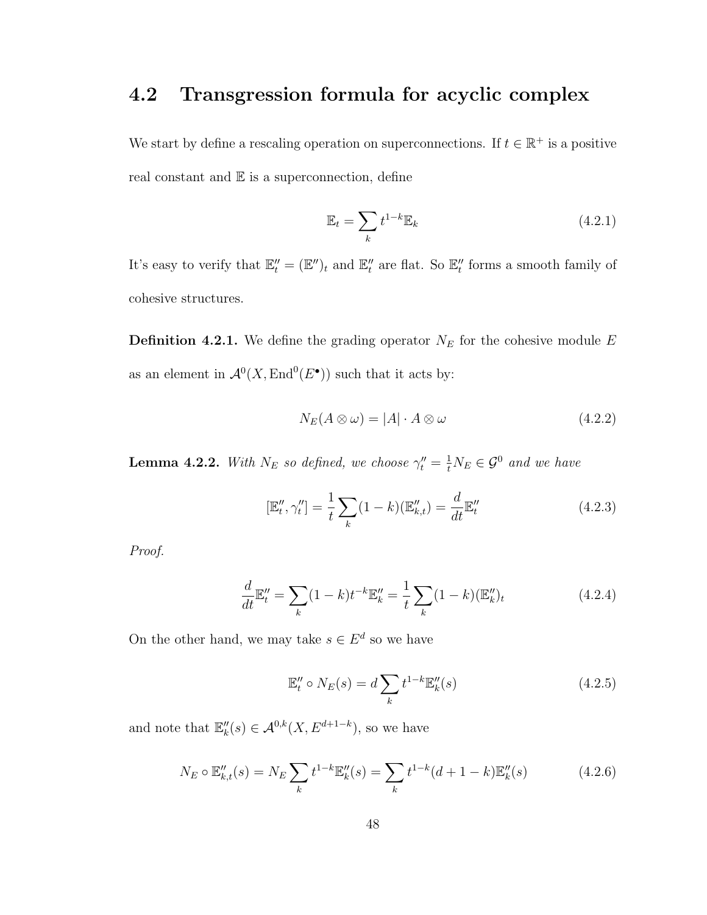## 4.2 Transgression formula for acyclic complex

We start by define a rescaling operation on superconnections. If $t \in \mathbb{R}^+$ is a positive real constant and $\mathbb{E}$ is a superconnection, define

$$\mathbb{E}_t = \sum_k t^{1-k}\mathbb{E}_k \tag{4.2.1}$$

It's easy to verify that $\mathbb{E}''_t = (\mathbb{E}'')_t$ and $\mathbb{E}''_t$ are flat. So $\mathbb{E}''_t$ forms a smooth family of cohesive structures.

**Definition 4.2.1.** We define the grading operator $N_E$ for the cohesive module $E$ as an element in $\mathcal{A}^0(X, \mathrm{End}^0(E^\bullet))$ such that it acts by:

$$N_E(A \otimes \omega) = |A| \cdot A \otimes \omega \tag{4.2.2}$$

**Lemma 4.2.2.** *With $N_E$ so defined, we choose $\gamma''_t = \frac{1}{t}N_E \in \mathcal{G}^0$ and we have*

$$[\mathbb{E}''_t, \gamma''_t] = \frac{1}{t}\sum_k (1-k)(\mathbb{E}''_{k,t}) = \frac{d}{dt}\mathbb{E}''_t \tag{4.2.3}$$

*Proof.*

$$\frac{d}{dt}\mathbb{E}''_t = \sum_k (1-k)t^{-k}\mathbb{E}''_k = \frac{1}{t}\sum_k (1-k)(\mathbb{E}''_k)_t \tag{4.2.4}$$

On the other hand, we may take $s \in E^d$ so we have

$$\mathbb{E}''_t \circ N_E(s) = d\sum_k t^{1-k}\mathbb{E}''_k(s) \tag{4.2.5}$$

and note that $\mathbb{E}''_k(s) \in \mathcal{A}^{0,k}(X, E^{d+1-k})$, so we have

$$N_E \circ \mathbb{E}''_{k,t}(s) = N_E \sum_k t^{1-k}\mathbb{E}''_k(s) = \sum_k t^{1-k}(d+1-k)\mathbb{E}''_k(s) \tag{4.2.6}$$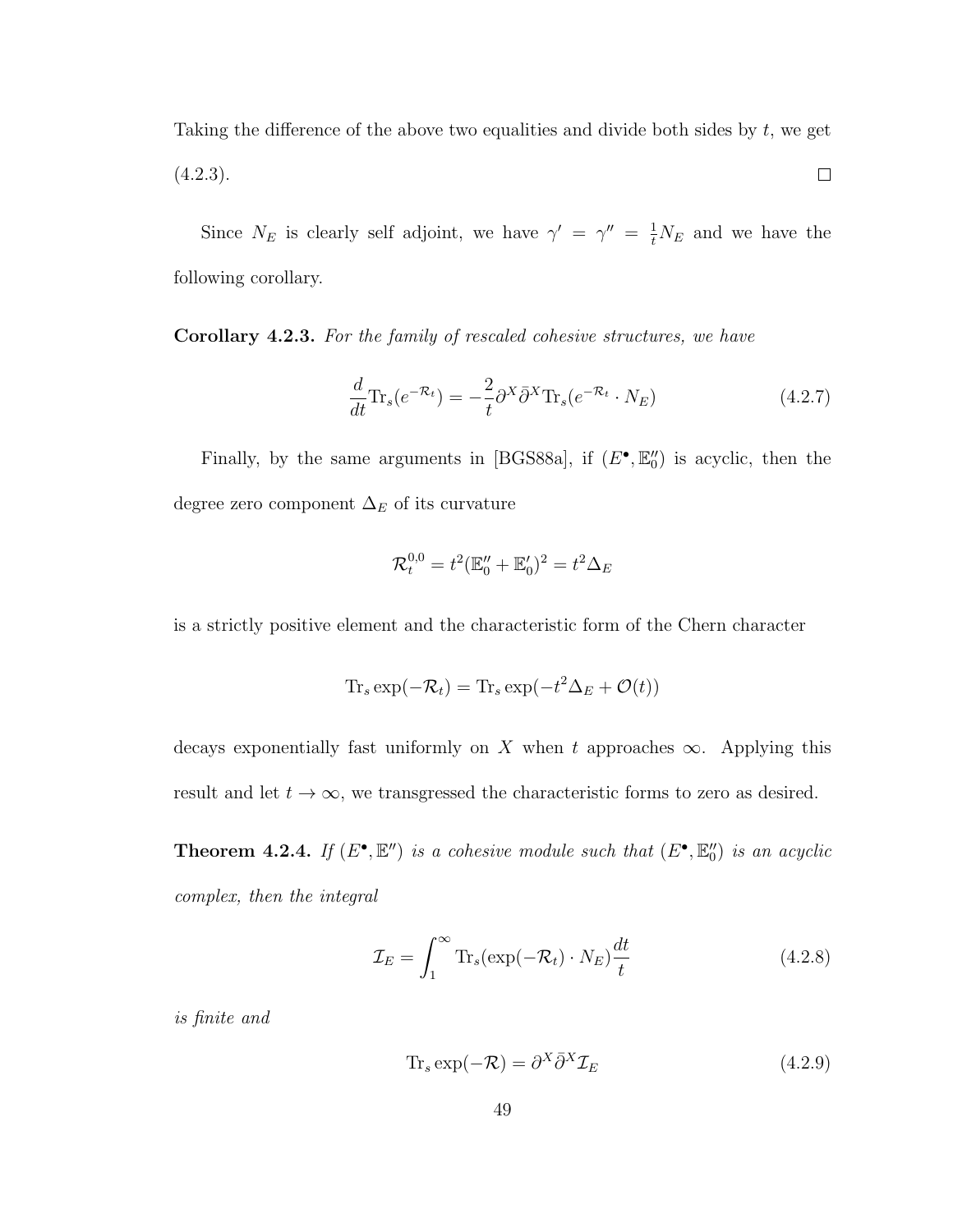Taking the difference of the above two equalities and divide both sides by $t$, we get (4.2.3). □

Since $N_E$ is clearly self adjoint, we have $\gamma' = \gamma'' = \frac{1}{t}N_E$ and we have the following corollary.

**Corollary 4.2.3.** *For the family of rescaled cohesive structures, we have*

$$\frac{d}{dt}\mathrm{Tr}_s(e^{-\mathcal{R}_t}) = -\frac{2}{t}\partial^X\bar{\partial}^X\mathrm{Tr}_s(e^{-\mathcal{R}_t}\cdot N_E) \tag{4.2.7}$$

Finally, by the same arguments in [BGS88a], if $(E^\bullet, \mathbb{E}_0'')$ is acyclic, then the degree zero component $\Delta_E$ of its curvature

$$\mathcal{R}_t^{0,0} = t^2(\mathbb{E}_0'' + \mathbb{E}_0')^2 = t^2\Delta_E$$

is a strictly positive element and the characteristic form of the Chern character

$$\mathrm{Tr}_s\exp(-\mathcal{R}_t) = \mathrm{Tr}_s\exp(-t^2\Delta_E + \mathcal{O}(t))$$

decays exponentially fast uniformly on $X$ when $t$ approaches $\infty$. Applying this result and let $t \to \infty$, we transgressed the characteristic forms to zero as desired.

**Theorem 4.2.4.** *If $(E^\bullet, \mathbb{E}'')$ is a cohesive module such that $(E^\bullet, \mathbb{E}_0'')$ is an acyclic complex, then the integral*

$$\mathcal{I}_E = \int_1^\infty \mathrm{Tr}_s(\exp(-\mathcal{R}_t)\cdot N_E)\frac{dt}{t} \tag{4.2.8}$$

*is finite and*

$$\mathrm{Tr}_s\exp(-\mathcal{R}) = \partial^X\bar{\partial}^X\mathcal{I}_E \tag{4.2.9}$$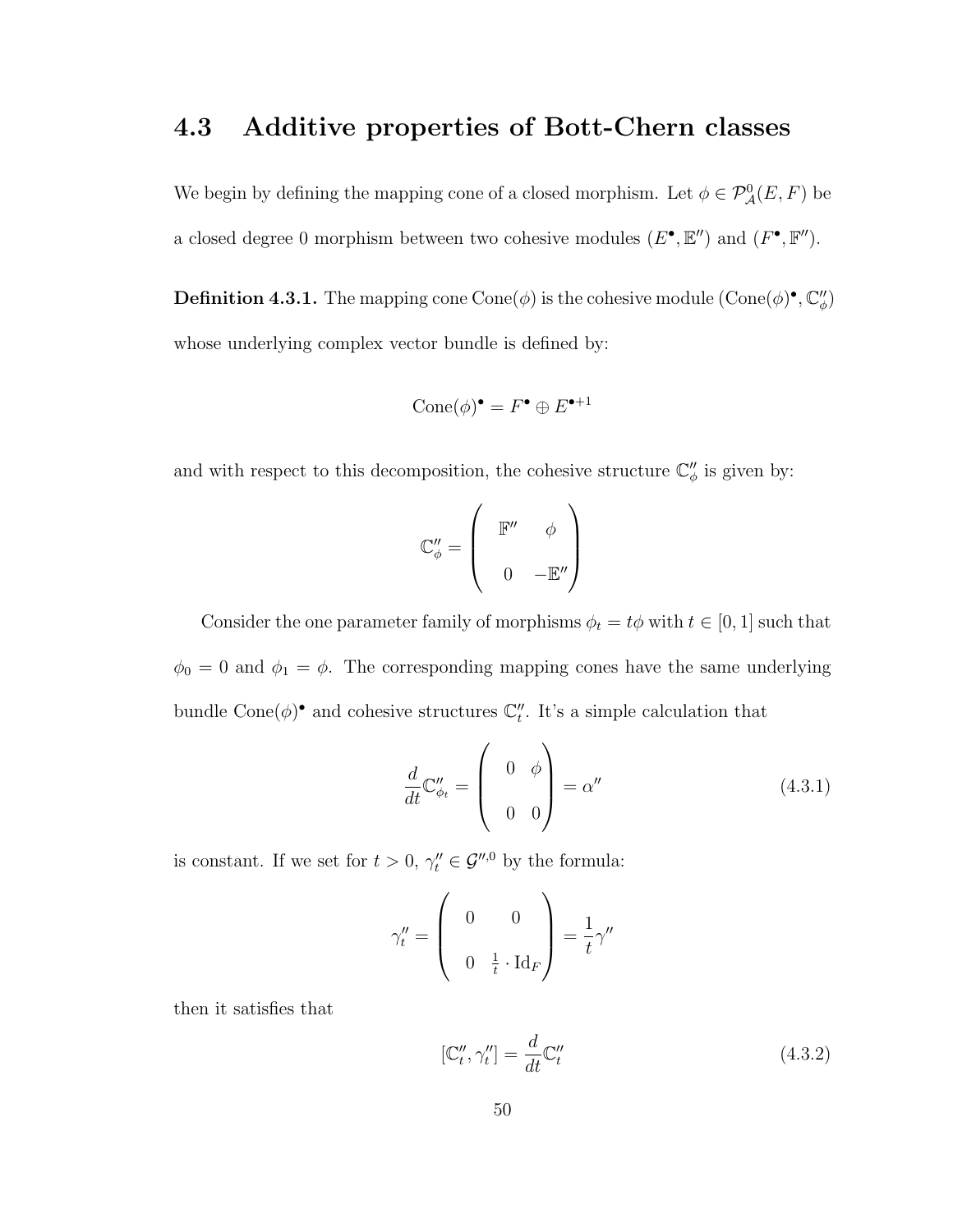## 4.3 Additive properties of Bott-Chern classes

We begin by defining the mapping cone of a closed morphism. Let $\phi \in \mathcal{P}^0_{\mathcal{A}}(E, F)$ be a closed degree 0 morphism between two cohesive modules $(E^\bullet, \mathbb{E}'')$ and $(F^\bullet, \mathbb{F}'')$.

**Definition 4.3.1.** The mapping cone $\mathrm{Cone}(\phi)$ is the cohesive module $(\mathrm{Cone}(\phi)^\bullet, \mathbb{C}''_\phi)$ whose underlying complex vector bundle is defined by:

$$\mathrm{Cone}(\phi)^\bullet = F^\bullet \oplus E^{\bullet+1}$$

and with respect to this decomposition, the cohesive structure $\mathbb{C}''_\phi$ is given by:

$$\mathbb{C}''_\phi = \begin{pmatrix} \mathbb{F}'' & \phi \\ 0 & -\mathbb{E}'' \end{pmatrix}$$

Consider the one parameter family of morphisms $\phi_t = t\phi$ with $t \in [0, 1]$ such that $\phi_0 = 0$ and $\phi_1 = \phi$. The corresponding mapping cones have the same underlying bundle $\mathrm{Cone}(\phi)^\bullet$ and cohesive structures $\mathbb{C}''_t$. It's a simple calculation that

$$\frac{d}{dt}\mathbb{C}''_{\phi_t} = \begin{pmatrix} 0 & \phi \\ 0 & 0 \end{pmatrix} = \alpha'' \tag{4.3.1}$$

is constant. If we set for $t > 0$, $\gamma''_t \in \mathcal{G}''^{,0}$ by the formula:

$$\gamma''_t = \begin{pmatrix} 0 & 0 \\ 0 & \frac{1}{t} \cdot \mathrm{Id}_F \end{pmatrix} = \frac{1}{t}\gamma''$$

then it satisfies that

$$[\mathbb{C}''_t, \gamma''_t] = \frac{d}{dt}\mathbb{C}''_t \tag{4.3.2}$$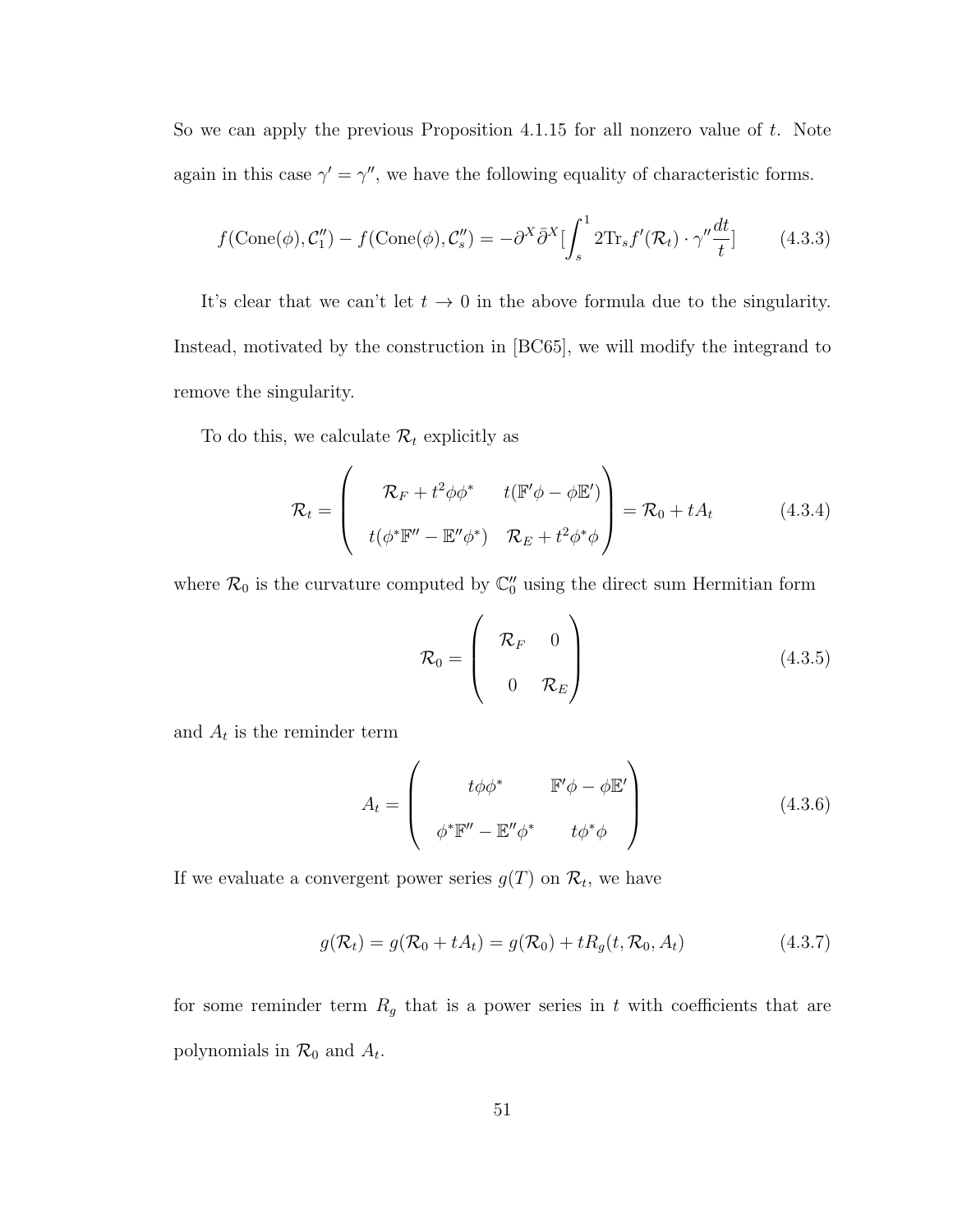So we can apply the previous Proposition 4.1.15 for all nonzero value of $t$. Note again in this case $\gamma' = \gamma''$, we have the following equality of characteristic forms.

$$f(\text{Cone}(\phi), \mathcal{C}_1'') - f(\text{Cone}(\phi), \mathcal{C}_s'') = -\partial^X \bar{\partial}^X [\int_s^1 2\text{Tr}_s f'(\mathcal{R}_t) \cdot \gamma'' \frac{dt}{t}] \tag{4.3.3}$$

It's clear that we can't let $t \to 0$ in the above formula due to the singularity. Instead, motivated by the construction in [BC65], we will modify the integrand to remove the singularity.

To do this, we calculate $\mathcal{R}_t$ explicitly as

$$\mathcal{R}_t = \begin{pmatrix} \mathcal{R}_F + t^2 \phi\phi^* & t(\mathbb{F}'\phi - \phi\mathbb{E}') \\ t(\phi^*\mathbb{F}'' - \mathbb{E}''\phi^*) & \mathcal{R}_E + t^2\phi^*\phi \end{pmatrix} = \mathcal{R}_0 + tA_t \tag{4.3.4}$$

where $\mathcal{R}_0$ is the curvature computed by $\mathbb{C}_0''$ using the direct sum Hermitian form

$$\mathcal{R}_0 = \begin{pmatrix} \mathcal{R}_F & 0 \\ 0 & \mathcal{R}_E \end{pmatrix} \tag{4.3.5}$$

and $A_t$ is the reminder term

$$A_t = \begin{pmatrix} t\phi\phi^* & \mathbb{F}'\phi - \phi\mathbb{E}' \\ \phi^*\mathbb{F}'' - \mathbb{E}''\phi^* & t\phi^*\phi \end{pmatrix} \tag{4.3.6}$$

If we evaluate a convergent power series $g(T)$ on $\mathcal{R}_t$, we have

$$g(\mathcal{R}_t) = g(\mathcal{R}_0 + tA_t) = g(\mathcal{R}_0) + tR_g(t, \mathcal{R}_0, A_t) \tag{4.3.7}$$

for some reminder term $R_g$ that is a power series in $t$ with coefficients that are polynomials in $\mathcal{R}_0$ and $A_t$.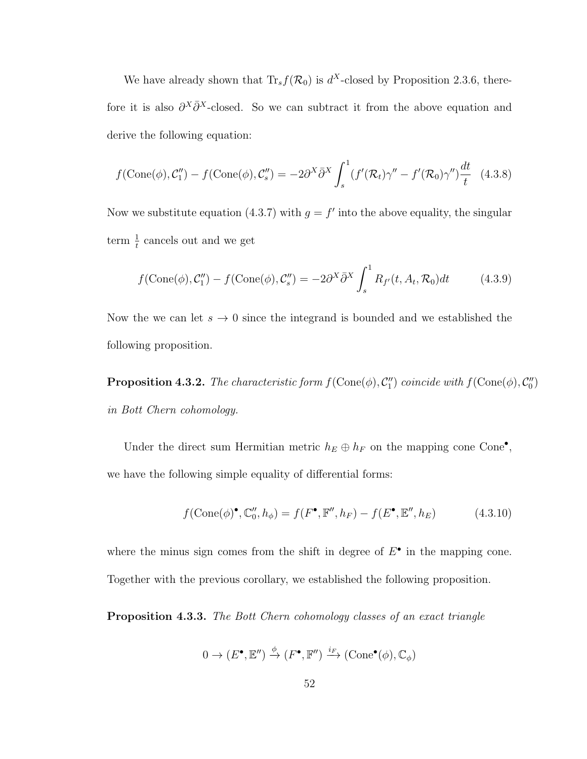We have already shown that $\mathrm{Tr}_s f(\mathcal{R}_0)$ is $d^X$-closed by Proposition 2.3.6, therefore it is also $\partial^X\bar{\partial}^X$-closed. So we can subtract it from the above equation and derive the following equation:

$$f(\mathrm{Cone}(\phi), \mathcal{C}_1'') - f(\mathrm{Cone}(\phi), \mathcal{C}_s'') = -2\partial^X\bar{\partial}^X \int_s^1 (f'(\mathcal{R}_t)\gamma'' - f'(\mathcal{R}_0)\gamma'')\frac{dt}{t} \quad (4.3.8)$$

Now we substitute equation (4.3.7) with $g = f'$ into the above equality, the singular term $\frac{1}{t}$ cancels out and we get

$$f(\mathrm{Cone}(\phi), \mathcal{C}_1'') - f(\mathrm{Cone}(\phi), \mathcal{C}_s'') = -2\partial^X\bar{\partial}^X \int_s^1 R_{f'}(t, A_t, \mathcal{R}_0)dt \quad (4.3.9)$$

Now the we can let $s \to 0$ since the integrand is bounded and we established the following proposition.

**Proposition 4.3.2.** *The characteristic form $f(\mathrm{Cone}(\phi), \mathcal{C}_1'')$ coincide with $f(\mathrm{Cone}(\phi), \mathcal{C}_0'')$ in Bott Chern cohomology.*

Under the direct sum Hermitian metric $h_E \oplus h_F$ on the mapping cone $\mathrm{Cone}^\bullet$, we have the following simple equality of differential forms:

$$f(\mathrm{Cone}(\phi)^\bullet, \mathbb{C}_0'', h_\phi) = f(F^\bullet, \mathbb{F}'', h_F) - f(E^\bullet, \mathbb{E}'', h_E) \quad (4.3.10)$$

where the minus sign comes from the shift in degree of $E^\bullet$ in the mapping cone. Together with the previous corollary, we established the following proposition.

**Proposition 4.3.3.** *The Bott Chern cohomology classes of an exact triangle*

$$0 \to (E^\bullet, \mathbb{E}'') \xrightarrow{\phi} (F^\bullet, \mathbb{F}'') \xrightarrow{i_F} (\mathrm{Cone}^\bullet(\phi), \mathbb{C}_\phi)$$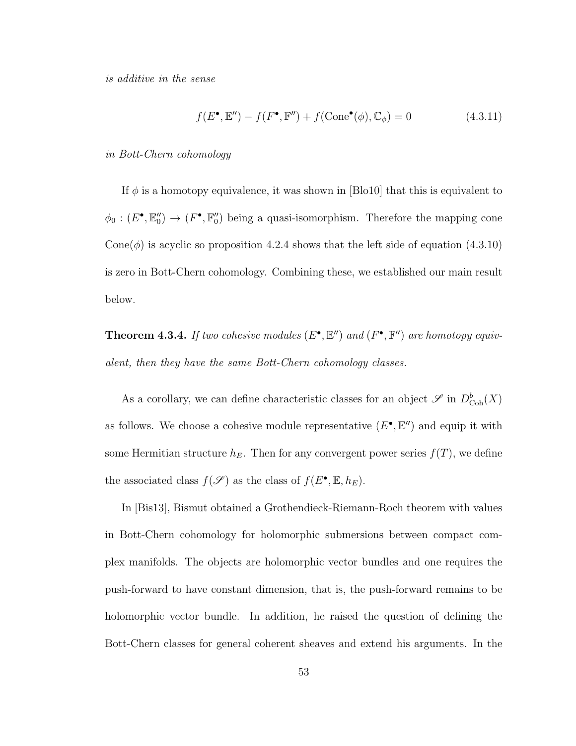*is additive in the sense*

$$f(E^\bullet, \mathbb{E}'') - f(F^\bullet, \mathbb{F}'') + f(\text{Cone}^\bullet(\phi), \mathbb{C}_\phi) = 0 \tag{4.3.11}$$

*in Bott-Chern cohomology*

If $\phi$ is a homotopy equivalence, it was shown in [Blo10] that this is equivalent to $\phi_0 : (E^\bullet, \mathbb{E}''_0) \to (F^\bullet, \mathbb{F}''_0)$ being a quasi-isomorphism. Therefore the mapping cone $\text{Cone}(\phi)$ is acyclic so proposition 4.2.4 shows that the left side of equation (4.3.10) is zero in Bott-Chern cohomology. Combining these, we established our main result below.

**Theorem 4.3.4.** *If two cohesive modules $(E^\bullet, \mathbb{E}'')$ and $(F^\bullet, \mathbb{F}'')$ are homotopy equivalent, then they have the same Bott-Chern cohomology classes.*

As a corollary, we can define characteristic classes for an object $\mathscr{S}$ in $D^b_{\text{Coh}}(X)$ as follows. We choose a cohesive module representative $(E^\bullet, \mathbb{E}'')$ and equip it with some Hermitian structure $h_E$. Then for any convergent power series $f(T)$, we define the associated class $f(\mathscr{S})$ as the class of $f(E^\bullet, \mathbb{E}, h_E)$.

In [Bis13], Bismut obtained a Grothendieck-Riemann-Roch theorem with values in Bott-Chern cohomology for holomorphic submersions between compact complex manifolds. The objects are holomorphic vector bundles and one requires the push-forward to have constant dimension, that is, the push-forward remains to be holomorphic vector bundle. In addition, he raised the question of defining the Bott-Chern classes for general coherent sheaves and extend his arguments. In the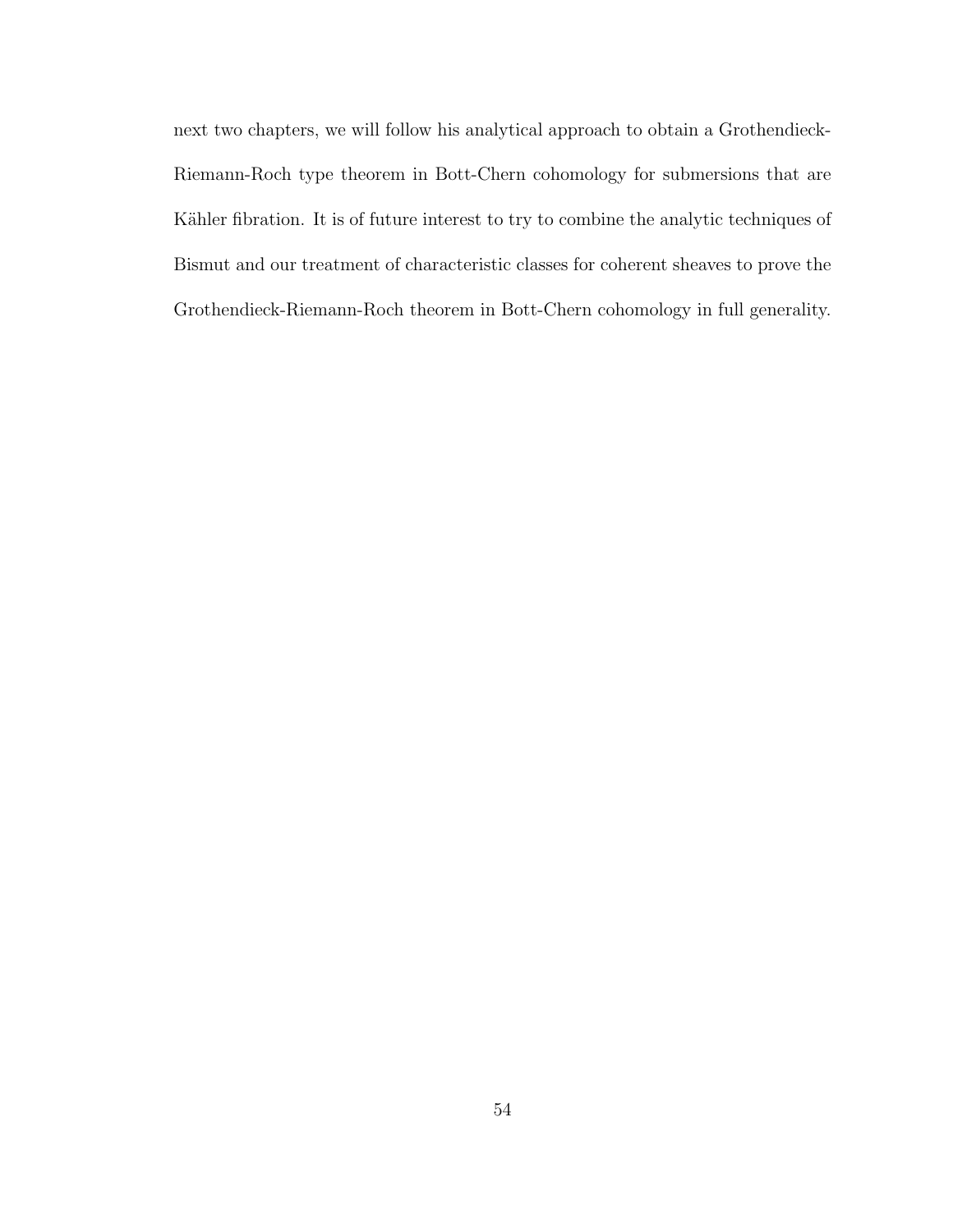next two chapters, we will follow his analytical approach to obtain a Grothendieck-Riemann-Roch type theorem in Bott-Chern cohomology for submersions that are Kähler fibration. It is of future interest to try to combine the analytic techniques of Bismut and our treatment of characteristic classes for coherent sheaves to prove the Grothendieck-Riemann-Roch theorem in Bott-Chern cohomology in full generality.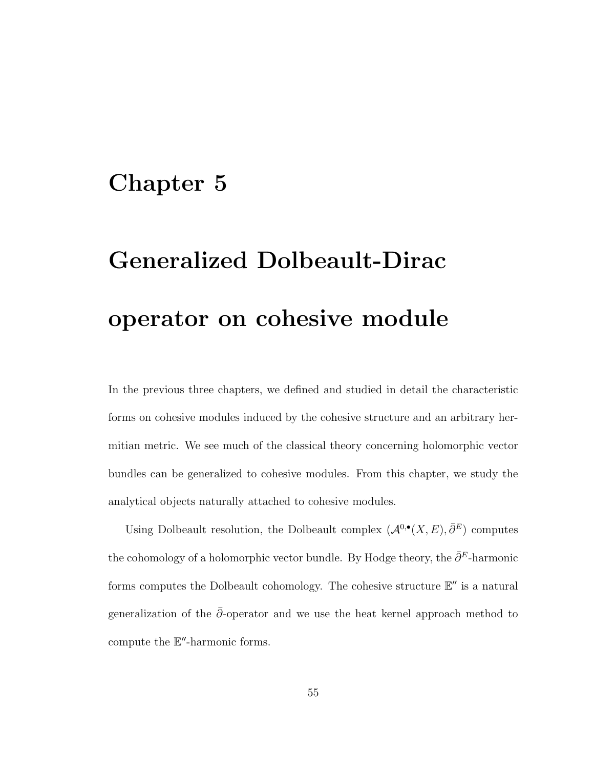# Chapter 5

# Generalized Dolbeault-Dirac operator on cohesive module

In the previous three chapters, we defined and studied in detail the characteristic forms on cohesive modules induced by the cohesive structure and an arbitrary hermitian metric. We see much of the classical theory concerning holomorphic vector bundles can be generalized to cohesive modules. From this chapter, we study the analytical objects naturally attached to cohesive modules.

Using Dolbeault resolution, the Dolbeault complex $(\mathcal{A}^{0,\bullet}(X, E), \bar{\partial}^E)$ computes the cohomology of a holomorphic vector bundle. By Hodge theory, the $\bar{\partial}^E$-harmonic forms computes the Dolbeault cohomology. The cohesive structure $\mathbb{E}''$ is a natural generalization of the $\bar{\partial}$-operator and we use the heat kernel approach method to compute the $\mathbb{E}''$-harmonic forms.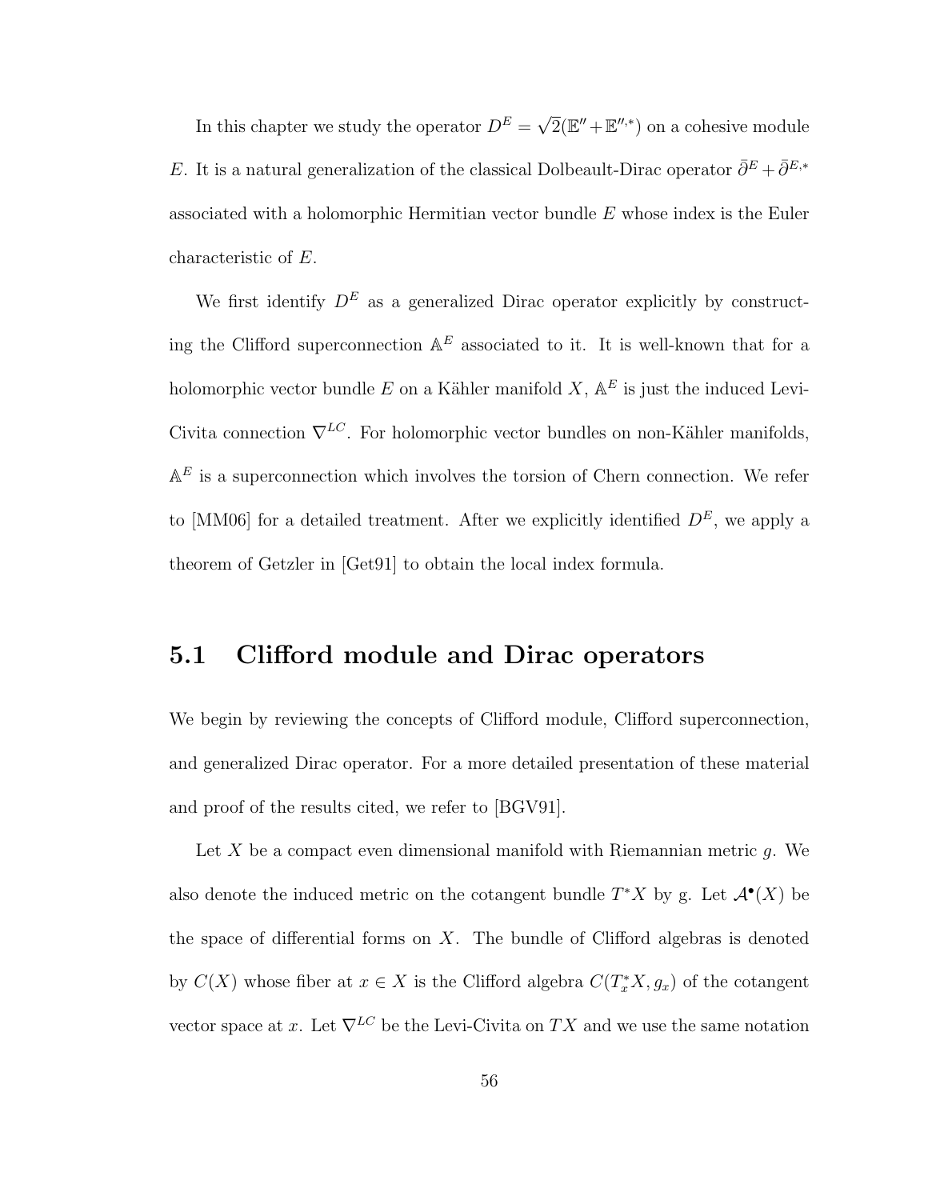In this chapter we study the operator $D^E = \sqrt{2}(\mathbb{E}'' + \mathbb{E}''^{,*})$ on a cohesive module $E$. It is a natural generalization of the classical Dolbeault-Dirac operator $\bar{\partial}^E + \bar{\partial}^{E,*}$ associated with a holomorphic Hermitian vector bundle $E$ whose index is the Euler characteristic of $E$.

We first identify $D^E$ as a generalized Dirac operator explicitly by constructing the Clifford superconnection $\mathbb{A}^E$ associated to it. It is well-known that for a holomorphic vector bundle $E$ on a Kähler manifold $X$, $\mathbb{A}^E$ is just the induced Levi-Civita connection $\nabla^{LC}$. For holomorphic vector bundles on non-Kähler manifolds, $\mathbb{A}^E$ is a superconnection which involves the torsion of Chern connection. We refer to [MM06] for a detailed treatment. After we explicitly identified $D^E$, we apply a theorem of Getzler in [Get91] to obtain the local index formula.

## 5.1 Clifford module and Dirac operators

We begin by reviewing the concepts of Clifford module, Clifford superconnection, and generalized Dirac operator. For a more detailed presentation of these material and proof of the results cited, we refer to [BGV91].

Let $X$ be a compact even dimensional manifold with Riemannian metric $g$. We also denote the induced metric on the cotangent bundle $T^*X$ by g. Let $\mathcal{A}^\bullet(X)$ be the space of differential forms on $X$. The bundle of Clifford algebras is denoted by $C(X)$ whose fiber at $x \in X$ is the Clifford algebra $C(T_x^*X, g_x)$ of the cotangent vector space at $x$. Let $\nabla^{LC}$ be the Levi-Civita on $TX$ and we use the same notation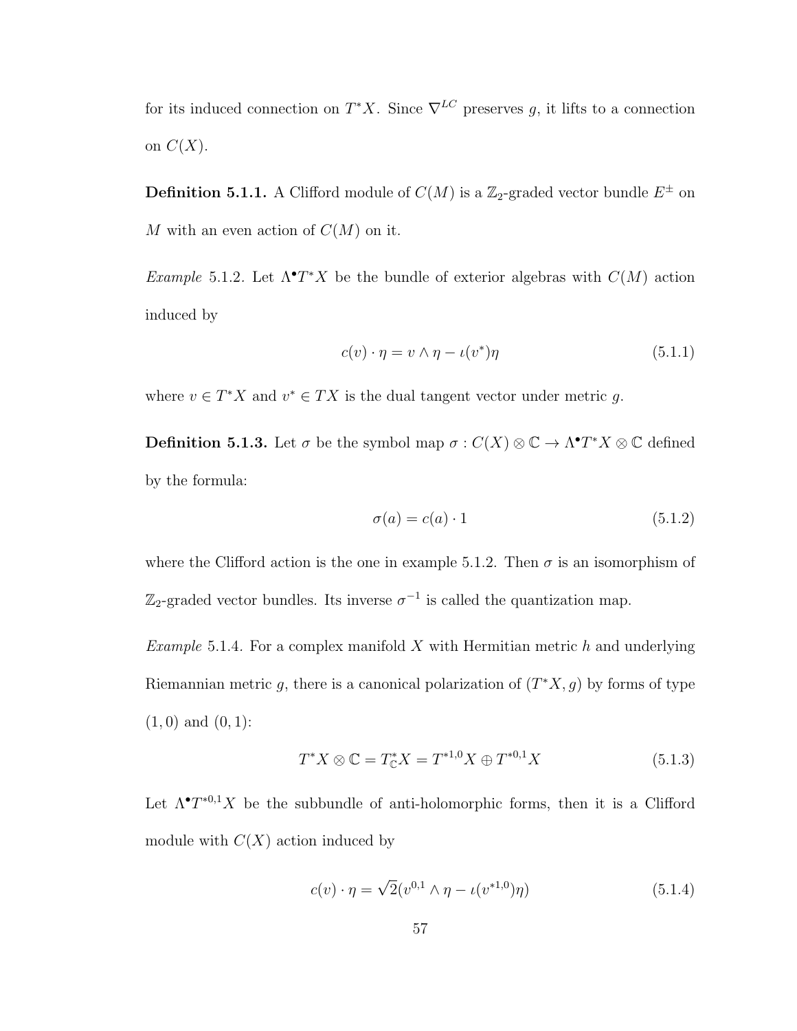for its induced connection on $T^*X$. Since $\nabla^{LC}$ preserves $g$, it lifts to a connection on $C(X)$.

**Definition 5.1.1.** A Clifford module of $C(M)$ is a $\mathbb{Z}_2$-graded vector bundle $E^{\pm}$ on $M$ with an even action of $C(M)$ on it.

*Example* 5.1.2. Let $\Lambda^{\bullet}T^*X$ be the bundle of exterior algebras with $C(M)$ action induced by

$$c(v) \cdot \eta = v \wedge \eta - \iota(v^*)\eta \tag{5.1.1}$$

where $v \in T^*X$ and $v^* \in TX$ is the dual tangent vector under metric $g$.

**Definition 5.1.3.** Let $\sigma$ be the symbol map $\sigma : C(X) \otimes \mathbb{C} \to \Lambda^{\bullet}T^*X \otimes \mathbb{C}$ defined by the formula:

$$\sigma(a) = c(a) \cdot 1 \tag{5.1.2}$$

where the Clifford action is the one in example 5.1.2. Then $\sigma$ is an isomorphism of $\mathbb{Z}_2$-graded vector bundles. Its inverse $\sigma^{-1}$ is called the quantization map.

*Example* 5.1.4. For a complex manifold $X$ with Hermitian metric $h$ and underlying Riemannian metric $g$, there is a canonical polarization of $(T^*X, g)$ by forms of type $(1,0)$ and $(0,1)$:

$$T^*X \otimes \mathbb{C} = T^*_{\mathbb{C}}X = T^{*1,0}X \oplus T^{*0,1}X \tag{5.1.3}$$

Let $\Lambda^{\bullet}T^{*0,1}X$ be the subbundle of anti-holomorphic forms, then it is a Clifford module with $C(X)$ action induced by

$$c(v) \cdot \eta = \sqrt{2}(v^{0,1} \wedge \eta - \iota(v^{*1,0})\eta) \tag{5.1.4}$$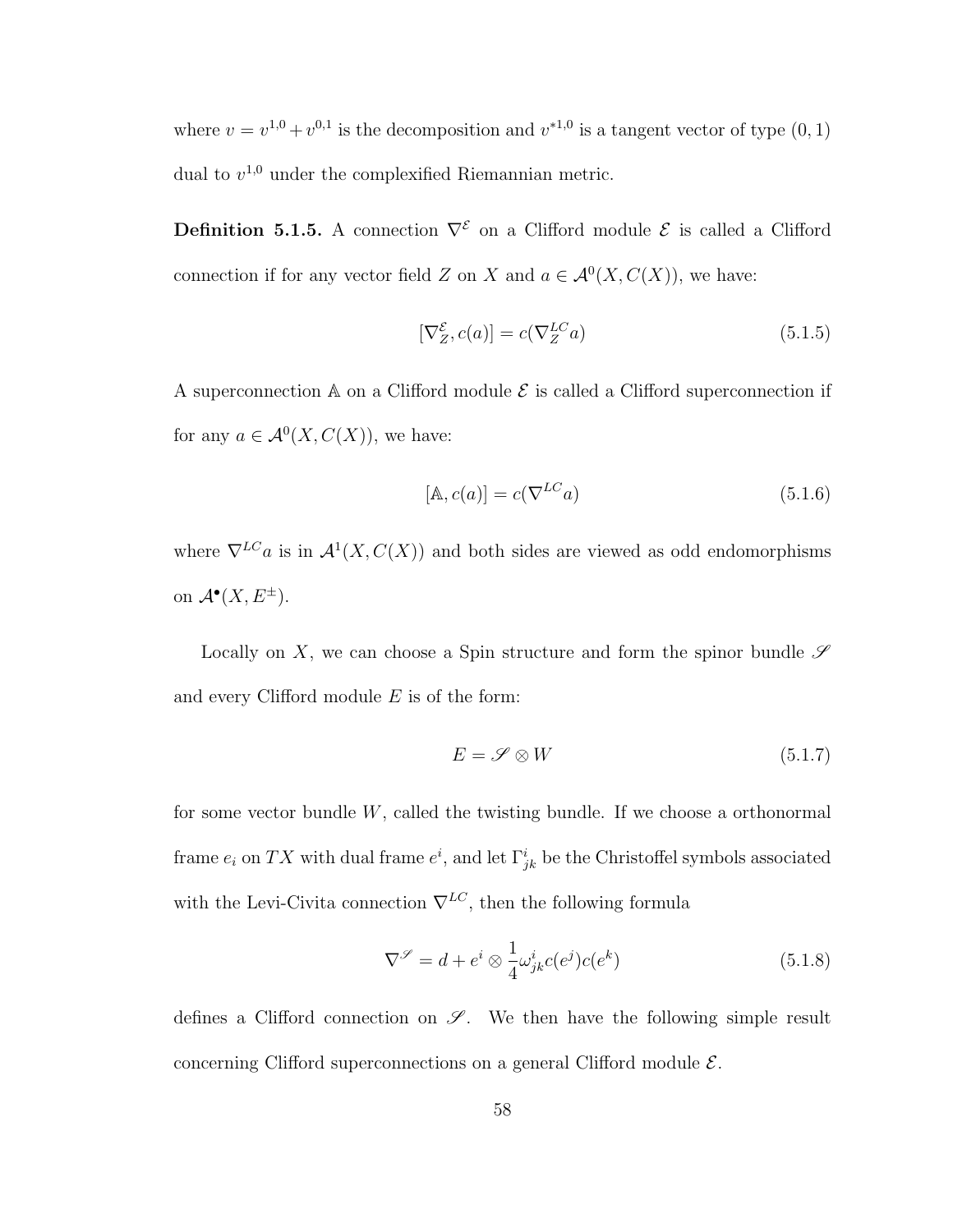where $v = v^{1,0} + v^{0,1}$ is the decomposition and $v^{*1,0}$ is a tangent vector of type $(0,1)$ dual to $v^{1,0}$ under the complexified Riemannian metric.

**Definition 5.1.5.** A connection $\nabla^{\mathcal{E}}$ on a Clifford module $\mathcal{E}$ is called a Clifford connection if for any vector field $Z$ on $X$ and $a \in \mathcal{A}^0(X, C(X))$, we have:

$$[\nabla^{\mathcal{E}}_Z, c(a)] = c(\nabla^{LC}_Z a) \tag{5.1.5}$$

A superconnection $\mathbb{A}$ on a Clifford module $\mathcal{E}$ is called a Clifford superconnection if for any $a \in \mathcal{A}^0(X, C(X))$, we have:

$$[\mathbb{A}, c(a)] = c(\nabla^{LC} a) \tag{5.1.6}$$

where $\nabla^{LC} a$ is in $\mathcal{A}^1(X, C(X))$ and both sides are viewed as odd endomorphisms on $\mathcal{A}^\bullet(X, E^\pm)$.

Locally on $X$, we can choose a Spin structure and form the spinor bundle $\mathscr{S}$ and every Clifford module $E$ is of the form:

$$E = \mathscr{S} \otimes W \tag{5.1.7}$$

for some vector bundle $W$, called the twisting bundle. If we choose a orthonormal frame $e_i$ on $TX$ with dual frame $e^i$, and let $\Gamma^i_{jk}$ be the Christoffel symbols associated with the Levi-Civita connection $\nabla^{LC}$, then the following formula

$$\nabla^{\mathscr{S}} = d + e^i \otimes \frac{1}{4}\omega^i_{jk} c(e^j) c(e^k) \tag{5.1.8}$$

defines a Clifford connection on $\mathscr{S}$. We then have the following simple result concerning Clifford superconnections on a general Clifford module $\mathcal{E}$.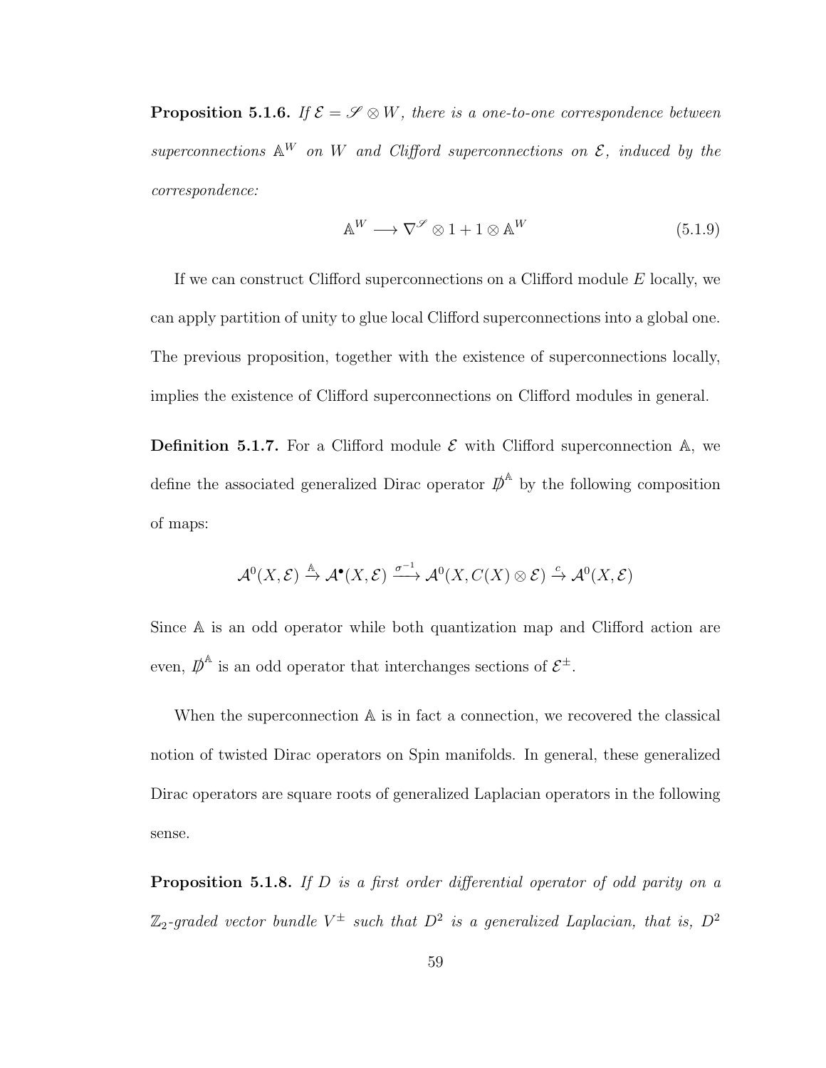**Proposition 5.1.6.** *If $\mathcal{E} = \mathscr{S} \otimes W$, there is a one-to-one correspondence between superconnections $\mathbb{A}^W$ on $W$ and Clifford superconnections on $\mathcal{E}$, induced by the correspondence:*

$$\mathbb{A}^W \longrightarrow \nabla^{\mathscr{S}} \otimes 1 + 1 \otimes \mathbb{A}^W \tag{5.1.9}$$

If we can construct Clifford superconnections on a Clifford module $E$ locally, we can apply partition of unity to glue local Clifford superconnections into a global one. The previous proposition, together with the existence of superconnections locally, implies the existence of Clifford superconnections on Clifford modules in general.

**Definition 5.1.7.** For a Clifford module $\mathcal{E}$ with Clifford superconnection $\mathbb{A}$, we define the associated generalized Dirac operator $\not{D}^{\mathbb{A}}$ by the following composition of maps:

$$\mathcal{A}^0(X, \mathcal{E}) \xrightarrow{\mathbb{A}} \mathcal{A}^{\bullet}(X, \mathcal{E}) \xrightarrow{\sigma^{-1}} \mathcal{A}^0(X, C(X) \otimes \mathcal{E}) \xrightarrow{c} \mathcal{A}^0(X, \mathcal{E})$$

Since $\mathbb{A}$ is an odd operator while both quantization map and Clifford action are even, $\not{D}^{\mathbb{A}}$ is an odd operator that interchanges sections of $\mathcal{E}^{\pm}$.

When the superconnection $\mathbb{A}$ is in fact a connection, we recovered the classical notion of twisted Dirac operators on Spin manifolds. In general, these generalized Dirac operators are square roots of generalized Laplacian operators in the following sense.

**Proposition 5.1.8.** *If $D$ is a first order differential operator of odd parity on a $\mathbb{Z}_2$-graded vector bundle $V^{\pm}$ such that $D^2$ is a generalized Laplacian, that is, $D^2$*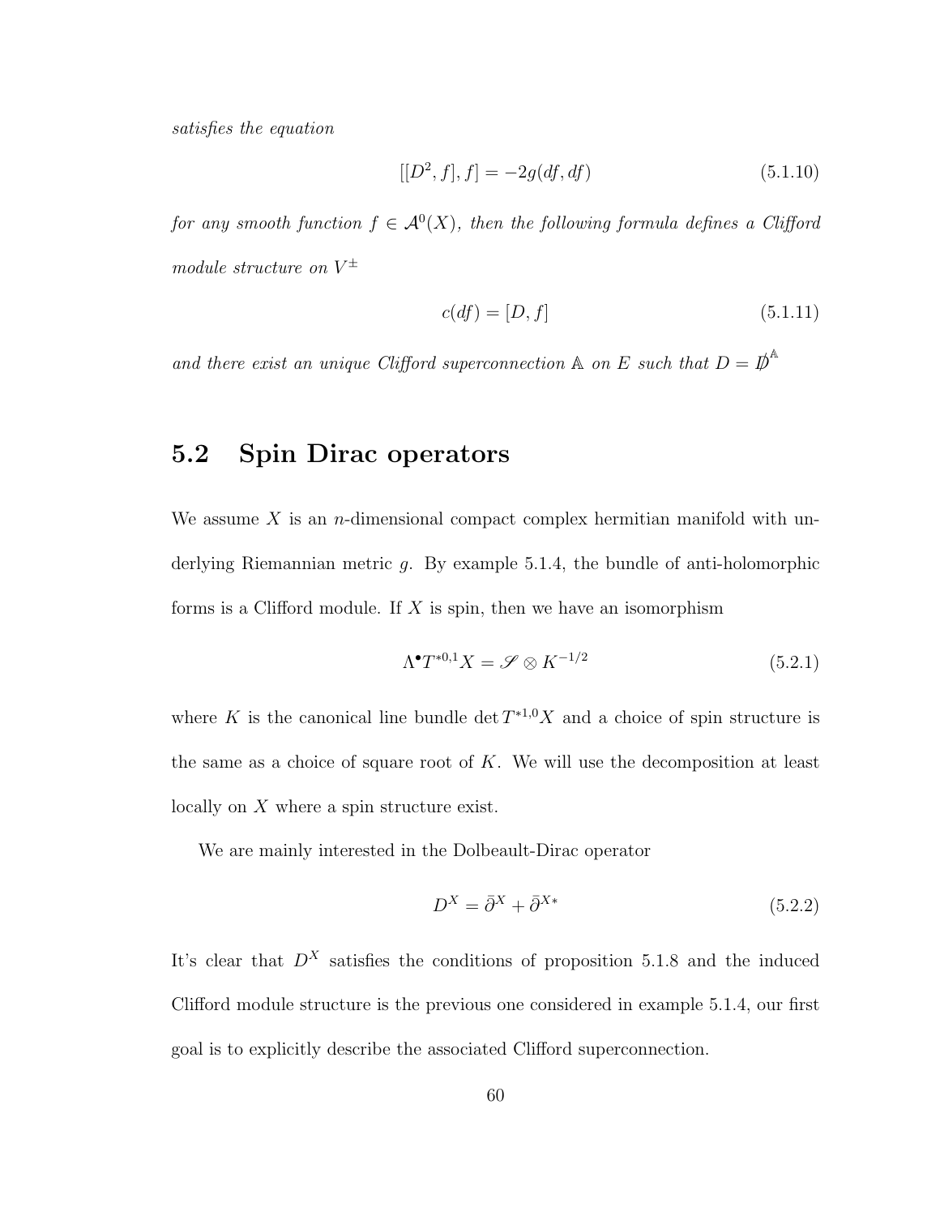*satisfies the equation*

$$[[D^2, f], f] = -2g(df, df) \tag{5.1.10}$$

*for any smooth function $f \in \mathcal{A}^0(X)$, then the following formula defines a Clifford module structure on $V^{\pm}$*

$$c(df) = [D, f] \tag{5.1.11}$$

*and there exist an unique Clifford superconnection $\mathbb{A}$ on $E$ such that $D = \not{D}^{\mathbb{A}}$*

## 5.2 Spin Dirac operators

We assume $X$ is an $n$-dimensional compact complex hermitian manifold with underlying Riemannian metric $g$. By example 5.1.4, the bundle of anti-holomorphic forms is a Clifford module. If $X$ is spin, then we have an isomorphism

$$\Lambda^{\bullet} T^{*0,1} X = \mathscr{S} \otimes K^{-1/2} \tag{5.2.1}$$

where $K$ is the canonical line bundle $\det T^{*1,0} X$ and a choice of spin structure is the same as a choice of square root of $K$. We will use the decomposition at least locally on $X$ where a spin structure exist.

We are mainly interested in the Dolbeault-Dirac operator

$$D^X = \bar{\partial}^X + \bar{\partial}^{X*} \tag{5.2.2}$$

It's clear that $D^X$ satisfies the conditions of proposition 5.1.8 and the induced Clifford module structure is the previous one considered in example 5.1.4, our first goal is to explicitly describe the associated Clifford superconnection.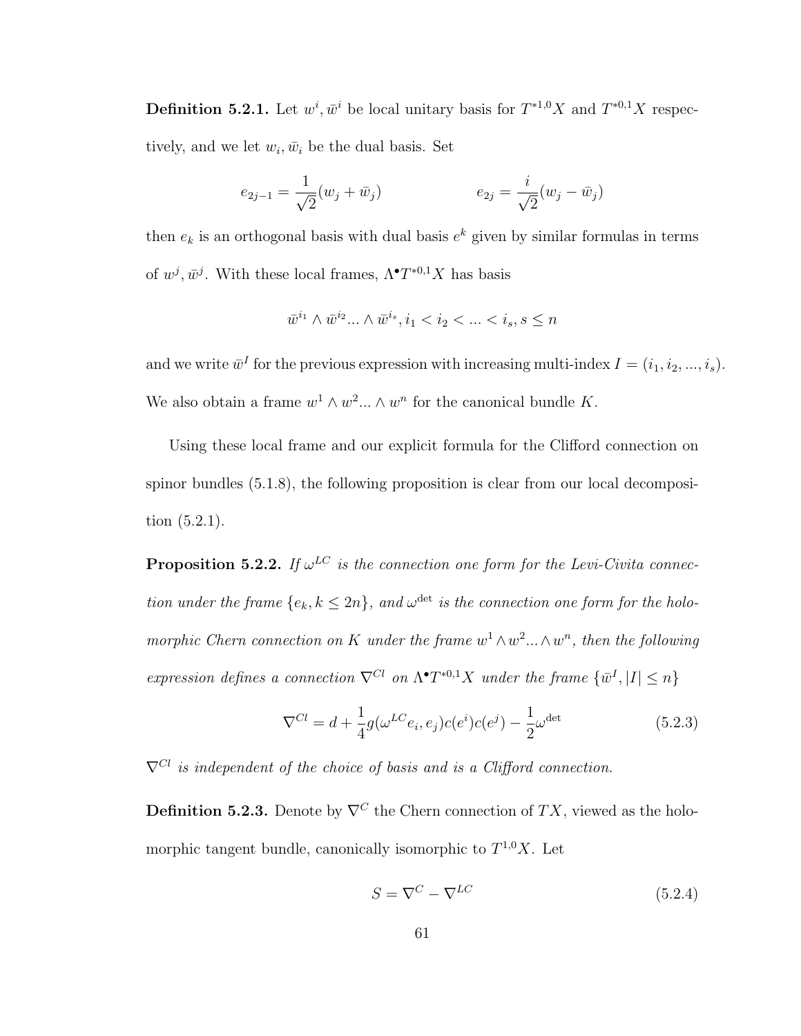**Definition 5.2.1.** Let $w^i, \bar{w}^i$ be local unitary basis for $T^{*1,0}X$ and $T^{*0,1}X$ respectively, and we let $w_i, \bar{w}_i$ be the dual basis. Set

$$e_{2j-1} = \frac{1}{\sqrt{2}}(w_j + \bar{w}_j) \qquad\qquad e_{2j} = \frac{i}{\sqrt{2}}(w_j - \bar{w}_j)$$

then $e_k$ is an orthogonal basis with dual basis $e^k$ given by similar formulas in terms of $w^j, \bar{w}^j$. With these local frames, $\Lambda^\bullet T^{*0,1}X$ has basis

$$\bar{w}^{i_1} \wedge \bar{w}^{i_2} ... \wedge \bar{w}^{i_s}, i_1 < i_2 < ... < i_s, s \leq n$$

and we write $\bar{w}^I$ for the previous expression with increasing multi-index $I = (i_1, i_2, ..., i_s)$. We also obtain a frame $w^1 \wedge w^2 ... \wedge w^n$ for the canonical bundle $K$.

Using these local frame and our explicit formula for the Clifford connection on spinor bundles (5.1.8), the following proposition is clear from our local decomposition (5.2.1).

**Proposition 5.2.2.** *If $\omega^{LC}$ is the connection one form for the Levi-Civita connection under the frame $\{e_k, k \leq 2n\}$, and $\omega^{\det}$ is the connection one form for the holomorphic Chern connection on $K$ under the frame $w^1 \wedge w^2 ... \wedge w^n$, then the following expression defines a connection $\nabla^{Cl}$ on $\Lambda^\bullet T^{*0,1}X$ under the frame $\{\bar{w}^I, |I| \leq n\}$*

$$\nabla^{Cl} = d + \frac{1}{4} g(\omega^{LC} e_i, e_j) c(e^i) c(e^j) - \frac{1}{2}\omega^{\det} \tag{5.2.3}$$

*$\nabla^{Cl}$ is independent of the choice of basis and is a Clifford connection.*

**Definition 5.2.3.** Denote by $\nabla^C$ the Chern connection of $TX$, viewed as the holomorphic tangent bundle, canonically isomorphic to $T^{1,0}X$. Let

$$S = \nabla^C - \nabla^{LC} \tag{5.2.4}$$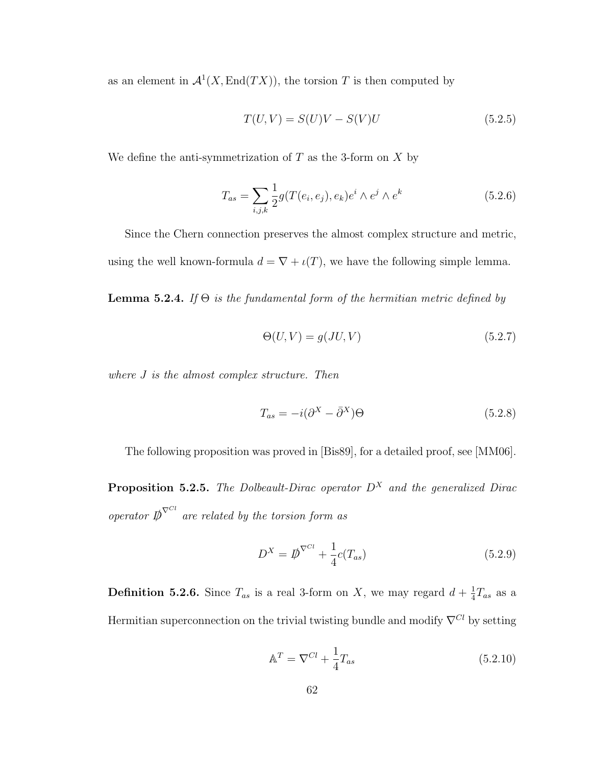as an element in $\mathcal{A}^1(X, \mathrm{End}(TX))$, the torsion $T$ is then computed by

$$T(U, V) = S(U)V - S(V)U \tag{5.2.5}$$

We define the anti-symmetrization of $T$ as the 3-form on $X$ by

$$T_{as} = \sum_{i,j,k} \frac{1}{2} g(T(e_i, e_j), e_k) e^i \wedge e^j \wedge e^k \tag{5.2.6}$$

Since the Chern connection preserves the almost complex structure and metric, using the well known-formula $d = \nabla + \iota(T)$, we have the following simple lemma.

**Lemma 5.2.4.** *If $\Theta$ is the fundamental form of the hermitian metric defined by*

$$\Theta(U, V) = g(JU, V) \tag{5.2.7}$$

*where $J$ is the almost complex structure. Then*

$$T_{as} = -i(\partial^X - \bar{\partial}^X)\Theta \tag{5.2.8}$$

The following proposition was proved in [Bis89], for a detailed proof, see [MM06].

**Proposition 5.2.5.** *The Dolbeault-Dirac operator $D^X$ and the generalized Dirac operator $\not{D}^{\nabla^{Cl}}$ are related by the torsion form as*

$$D^X = \not{D}^{\nabla^{Cl}} + \frac{1}{4} c(T_{as}) \tag{5.2.9}$$

**Definition 5.2.6.** Since $T_{as}$ is a real 3-form on $X$, we may regard $d + \frac{1}{4}T_{as}$ as a Hermitian superconnection on the trivial twisting bundle and modify $\nabla^{Cl}$ by setting

$$\mathbb{A}^T = \nabla^{Cl} + \frac{1}{4} T_{as} \tag{5.2.10}$$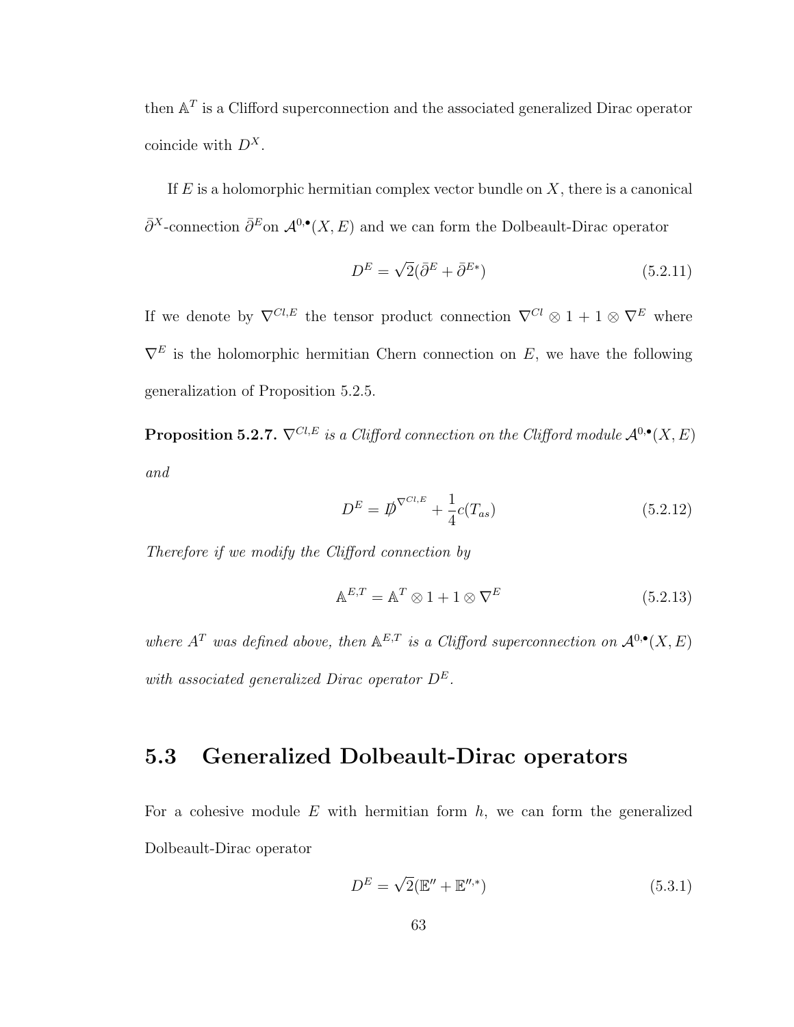then $\mathbb{A}^T$ is a Clifford superconnection and the associated generalized Dirac operator coincide with $D^X$.

If $E$ is a holomorphic hermitian complex vector bundle on $X$, there is a canonical $\bar{\partial}^X$-connection $\bar{\partial}^E$on $\mathcal{A}^{0,\bullet}(X,E)$ and we can form the Dolbeault-Dirac operator

$$D^E = \sqrt{2}(\bar{\partial}^E + \bar{\partial}^{E*}) \tag{5.2.11}$$

If we denote by $\nabla^{Cl,E}$ the tensor product connection $\nabla^{Cl} \otimes 1 + 1 \otimes \nabla^E$ where $\nabla^E$ is the holomorphic hermitian Chern connection on $E$, we have the following generalization of Proposition 5.2.5.

**Proposition 5.2.7.** *$\nabla^{Cl,E}$ is a Clifford connection on the Clifford module $\mathcal{A}^{0,\bullet}(X,E)$ and*

$$D^E = \not{D}^{\nabla^{Cl,E}} + \frac{1}{4}c(T_{as}) \tag{5.2.12}$$

*Therefore if we modify the Clifford connection by*

$$\mathbb{A}^{E,T} = \mathbb{A}^T \otimes 1 + 1 \otimes \nabla^E \tag{5.2.13}$$

*where $A^T$ was defined above, then $\mathbb{A}^{E,T}$ is a Clifford superconnection on $\mathcal{A}^{0,\bullet}(X,E)$ with associated generalized Dirac operator $D^E$.*

## 5.3 Generalized Dolbeault-Dirac operators

For a cohesive module $E$ with hermitian form $h$, we can form the generalized Dolbeault-Dirac operator

$$D^E = \sqrt{2}(\mathbb{E}'' + \mathbb{E}''^{,*}) \tag{5.3.1}$$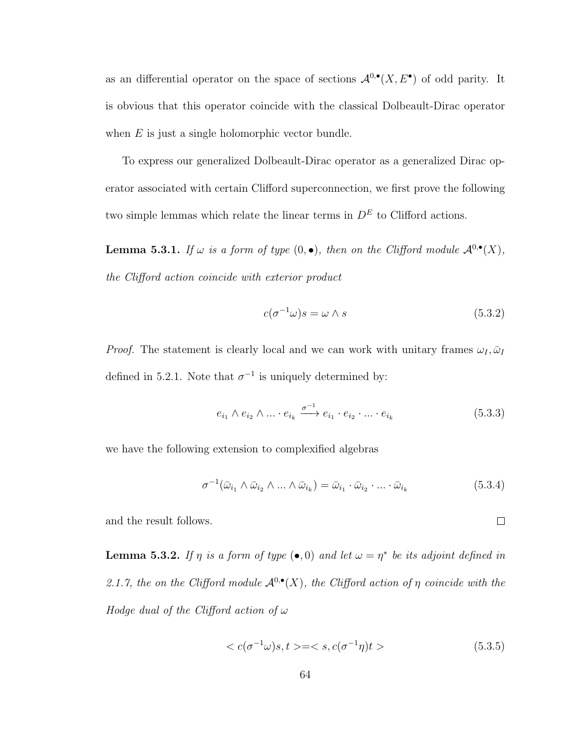as an differential operator on the space of sections $\mathcal{A}^{0,\bullet}(X, E^\bullet)$ of odd parity. It is obvious that this operator coincide with the classical Dolbeault-Dirac operator when $E$ is just a single holomorphic vector bundle.

To express our generalized Dolbeault-Dirac operator as a generalized Dirac operator associated with certain Clifford superconnection, we first prove the following two simple lemmas which relate the linear terms in $D^E$ to Clifford actions.

**Lemma 5.3.1.** *If $\omega$ is a form of type $(0, \bullet)$, then on the Clifford module $\mathcal{A}^{0,\bullet}(X)$, the Clifford action coincide with exterior product*

$$c(\sigma^{-1}\omega)s = \omega \wedge s \tag{5.3.2}$$

*Proof.* The statement is clearly local and we can work with unitary frames $\omega_I, \bar{\omega}_I$ defined in 5.2.1. Note that $\sigma^{-1}$ is uniquely determined by:

$$e_{i_1} \wedge e_{i_2} \wedge ... \cdot e_{i_k} \xrightarrow{\sigma^{-1}} e_{i_1} \cdot e_{i_2} \cdot ... \cdot e_{i_k} \tag{5.3.3}$$

we have the following extension to complexified algebras

$$\sigma^{-1}(\bar{\omega}_{i_1} \wedge \bar{\omega}_{i_2} \wedge ... \wedge \bar{\omega}_{i_k}) = \bar{\omega}_{i_1} \cdot \bar{\omega}_{i_2} \cdot ... \cdot \bar{\omega}_{i_k} \tag{5.3.4}$$

and the result follows. $\square$

**Lemma 5.3.2.** *If $\eta$ is a form of type $(\bullet, 0)$ and let $\omega = \eta^*$ be its adjoint defined in 2.1.7, the on the Clifford module $\mathcal{A}^{0,\bullet}(X)$, the Clifford action of $\eta$ coincide with the Hodge dual of the Clifford action of $\omega$*

$$< c(\sigma^{-1}\omega)s, t > = < s, c(\sigma^{-1}\eta)t > \tag{5.3.5}$$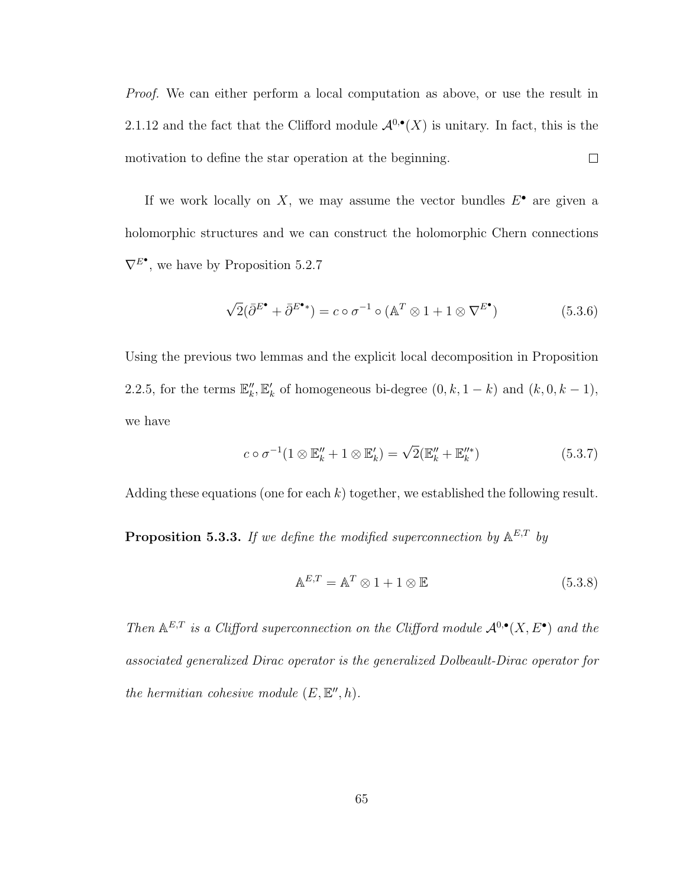*Proof.* We can either perform a local computation as above, or use the result in 2.1.12 and the fact that the Clifford module $\mathcal{A}^{0,\bullet}(X)$ is unitary. In fact, this is the motivation to define the star operation at the beginning. $\square$

If we work locally on $X$, we may assume the vector bundles $E^\bullet$ are given a holomorphic structures and we can construct the holomorphic Chern connections $\nabla^{E^\bullet}$, we have by Proposition 5.2.7

$$\sqrt{2}(\bar{\partial}^{E^\bullet} + \bar{\partial}^{E^\bullet *}) = c \circ \sigma^{-1} \circ (\mathbb{A}^T \otimes 1 + 1 \otimes \nabla^{E^\bullet}) \tag{5.3.6}$$

Using the previous two lemmas and the explicit local decomposition in Proposition 2.2.5, for the terms $\mathbb{E}''_k, \mathbb{E}'_k$ of homogeneous bi-degree $(0, k, 1-k)$ and $(k, 0, k-1)$, we have

$$c \circ \sigma^{-1}(1 \otimes \mathbb{E}''_k + 1 \otimes \mathbb{E}'_k) = \sqrt{2}(\mathbb{E}''_k + \mathbb{E}''^*_k) \tag{5.3.7}$$

Adding these equations (one for each $k$) together, we established the following result.

**Proposition 5.3.3.** *If we define the modified superconnection by $\mathbb{A}^{E,T}$ by*

$$\mathbb{A}^{E,T} = \mathbb{A}^T \otimes 1 + 1 \otimes \mathbb{E} \tag{5.3.8}$$

*Then $\mathbb{A}^{E,T}$ is a Clifford superconnection on the Clifford module $\mathcal{A}^{0,\bullet}(X, E^\bullet)$ and the associated generalized Dirac operator is the generalized Dolbeault-Dirac operator for the hermitian cohesive module $(E, \mathbb{E}'', h)$.*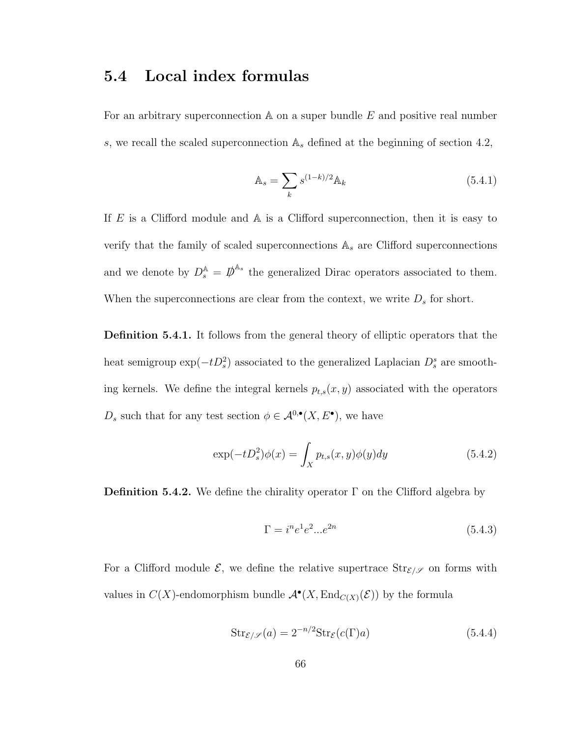## 5.4 Local index formulas

For an arbitrary superconnection $\mathbb{A}$ on a super bundle $E$ and positive real number $s$, we recall the scaled superconnection $\mathbb{A}_s$ defined at the beginning of section 4.2,

$$\mathbb{A}_s = \sum_k s^{(1-k)/2} \mathbb{A}_k \tag{5.4.1}$$

If $E$ is a Clifford module and $\mathbb{A}$ is a Clifford superconnection, then it is easy to verify that the family of scaled superconnections $\mathbb{A}_s$ are Clifford superconnections and we denote by $D_s^{\mathbb{A}} = \not{D}^{\mathbb{A}_s}$ the generalized Dirac operators associated to them. When the superconnections are clear from the context, we write $D_s$ for short.

**Definition 5.4.1.** It follows from the general theory of elliptic operators that the heat semigroup $\exp(-tD_s^2)$ associated to the generalized Laplacian $D_s^s$ are smoothing kernels. We define the integral kernels $p_{t,s}(x, y)$ associated with the operators $D_s$ such that for any test section $\phi \in \mathcal{A}^{0,\bullet}(X, E^\bullet)$, we have

$$\exp(-tD_s^2)\phi(x) = \int_X p_{t,s}(x, y)\phi(y)dy \tag{5.4.2}$$

**Definition 5.4.2.** We define the chirality operator $\Gamma$ on the Clifford algebra by

$$\Gamma = i^n e^1 e^2 ... e^{2n} \tag{5.4.3}$$

For a Clifford module $\mathcal{E}$, we define the relative supertrace $\mathrm{Str}_{\mathcal{E}/\mathscr{S}}$ on forms with values in $C(X)$-endomorphism bundle $\mathcal{A}^\bullet(X, \mathrm{End}_{C(X)}(\mathcal{E}))$ by the formula

$$\mathrm{Str}_{\mathcal{E}/\mathscr{S}}(a) = 2^{-n/2}\mathrm{Str}_{\mathcal{E}}(c(\Gamma)a) \tag{5.4.4}$$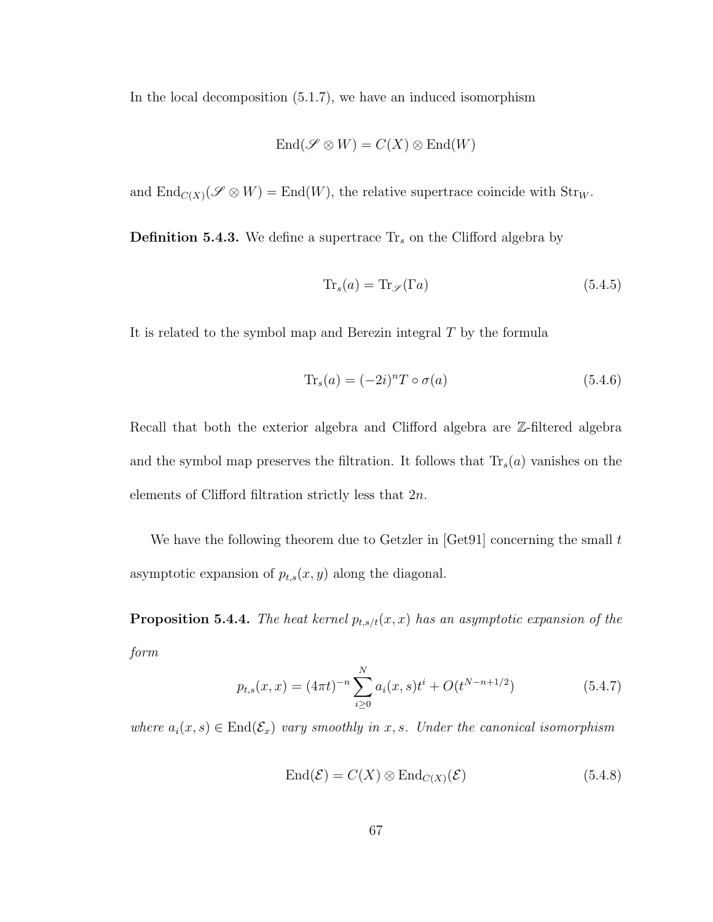In the local decomposition (5.1.7), we have an induced isomorphism

$$\mathrm{End}(\mathscr{S} \otimes W) = C(X) \otimes \mathrm{End}(W)$$

and $\mathrm{End}_{C(X)}(\mathscr{S} \otimes W) = \mathrm{End}(W)$, the relative supertrace coincide with $\mathrm{Str}_W$.

**Definition 5.4.3.** We define a supertrace $\mathrm{Tr}_s$ on the Clifford algebra by

$$\mathrm{Tr}_s(a) = \mathrm{Tr}_{\mathscr{S}}(\Gamma a) \tag{5.4.5}$$

It is related to the symbol map and Berezin integral $T$ by the formula

$$\mathrm{Tr}_s(a) = (-2i)^n T \circ \sigma(a) \tag{5.4.6}$$

Recall that both the exterior algebra and Clifford algebra are $\mathbb{Z}$-filtered algebra and the symbol map preserves the filtration. It follows that $\mathrm{Tr}_s(a)$ vanishes on the elements of Clifford filtration strictly less that $2n$.

We have the following theorem due to Getzler in [Get91] concerning the small $t$ asymptotic expansion of $p_{t,s}(x, y)$ along the diagonal.

**Proposition 5.4.4.** *The heat kernel $p_{t,s/t}(x, x)$ has an asymptotic expansion of the form*

$$p_{t,s}(x, x) = (4\pi t)^{-n} \sum_{i \geq 0}^{N} a_i(x, s) t^i + O(t^{N-n+1/2}) \tag{5.4.7}$$

*where $a_i(x, s) \in \mathrm{End}(\mathcal{E}_x)$ vary smoothly in $x, s$. Under the canonical isomorphism*

$$\mathrm{End}(\mathcal{E}) = C(X) \otimes \mathrm{End}_{C(X)}(\mathcal{E}) \tag{5.4.8}$$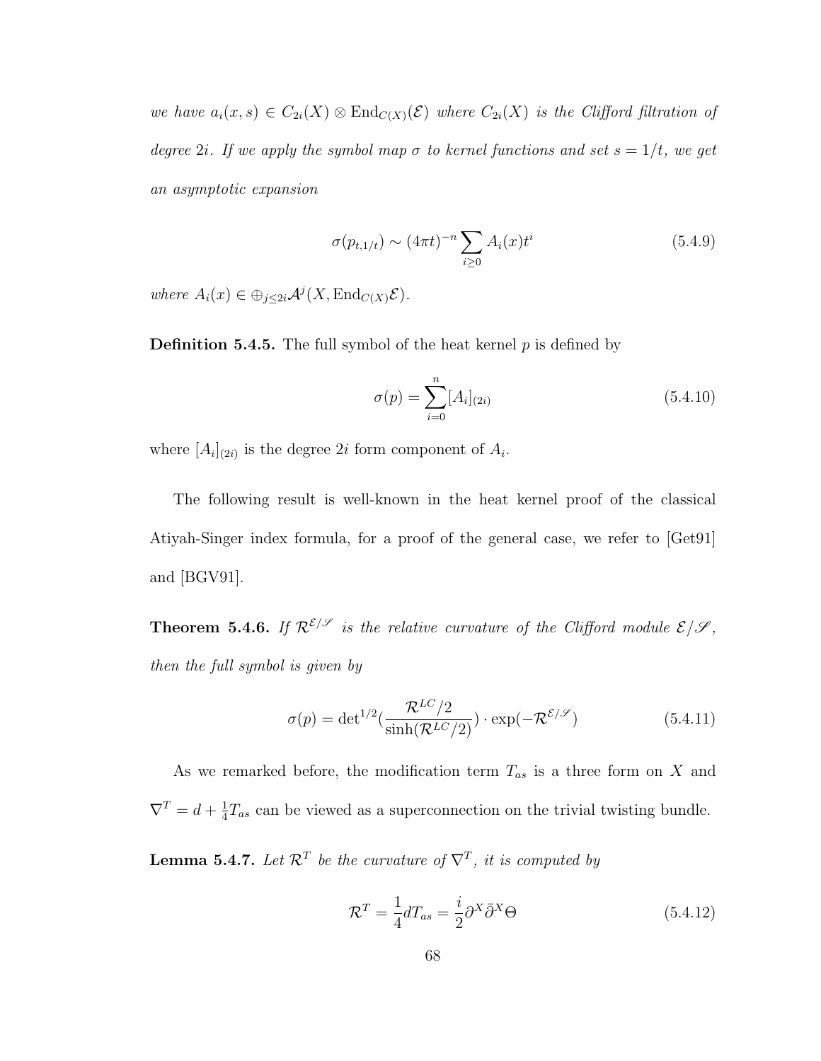*we have $a_i(x,s) \in C_{2i}(X) \otimes \mathrm{End}_{C(X)}(\mathcal{E})$ where $C_{2i}(X)$ is the Clifford filtration of degree $2i$. If we apply the symbol map $\sigma$ to kernel functions and set $s = 1/t$, we get an asymptotic expansion*

$$\sigma(p_{t,1/t}) \sim (4\pi t)^{-n} \sum_{i \geq 0} A_i(x) t^i \tag{5.4.9}$$

*where $A_i(x) \in \oplus_{j \leq 2i} \mathcal{A}^j(X, \mathrm{End}_{C(X)}\mathcal{E})$.*

**Definition 5.4.5.** The full symbol of the heat kernel $p$ is defined by

$$\sigma(p) = \sum_{i=0}^{n} [A_i]_{(2i)} \tag{5.4.10}$$

where $[A_i]_{(2i)}$ is the degree $2i$ form component of $A_i$.

The following result is well-known in the heat kernel proof of the classical Atiyah-Singer index formula, for a proof of the general case, we refer to [Get91] and [BGV91].

**Theorem 5.4.6.** *If $\mathcal{R}^{\mathcal{E}/\mathscr{S}}$ is the relative curvature of the Clifford module $\mathcal{E}/\mathscr{S}$, then the full symbol is given by*

$$\sigma(p) = \det{}^{1/2}\left(\frac{\mathcal{R}^{LC}/2}{\sinh(\mathcal{R}^{LC}/2)}\right) \cdot \exp(-\mathcal{R}^{\mathcal{E}/\mathscr{S}}) \tag{5.4.11}$$

As we remarked before, the modification term $T_{as}$ is a three form on $X$ and $\nabla^T = d + \frac{1}{4}T_{as}$ can be viewed as a superconnection on the trivial twisting bundle.

**Lemma 5.4.7.** *Let $\mathcal{R}^T$ be the curvature of $\nabla^T$, it is computed by*

$$\mathcal{R}^T = \frac{1}{4} dT_{as} = \frac{i}{2} \partial^X \bar{\partial}^X \Theta \tag{5.4.12}$$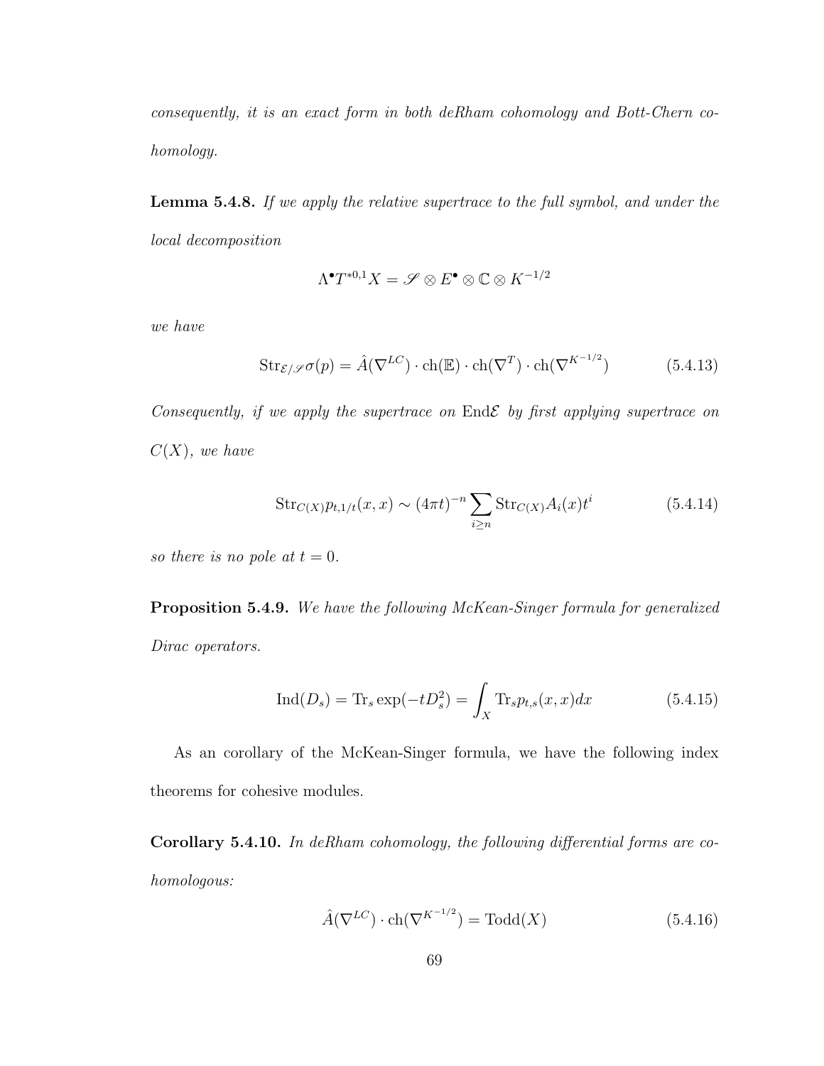*consequently, it is an exact form in both deRham cohomology and Bott-Chern cohomology.*

**Lemma 5.4.8.** *If we apply the relative supertrace to the full symbol, and under the local decomposition*

$$\Lambda^\bullet T^{*0,1}X = \mathscr{S} \otimes E^\bullet \otimes \mathbb{C} \otimes K^{-1/2}$$

*we have*

$$\mathrm{Str}_{\mathcal{E}/\mathscr{S}}\sigma(p) = \hat{A}(\nabla^{LC}) \cdot \mathrm{ch}(\mathbb{E}) \cdot \mathrm{ch}(\nabla^T) \cdot \mathrm{ch}(\nabla^{K^{-1/2}}) \tag{5.4.13}$$

*Consequently, if we apply the supertrace on* $\mathrm{End}\mathcal{E}$ *by first applying supertrace on* $C(X)$*, we have*

$$\mathrm{Str}_{C(X)}p_{t,1/t}(x,x) \sim (4\pi t)^{-n} \sum_{i \geq n} \mathrm{Str}_{C(X)} A_i(x) t^i \tag{5.4.14}$$

*so there is no pole at* $t = 0$*.*

**Proposition 5.4.9.** *We have the following McKean-Singer formula for generalized Dirac operators.*

$$\mathrm{Ind}(D_s) = \mathrm{Tr}_s \exp(-tD_s^2) = \int_X \mathrm{Tr}_s p_{t,s}(x,x)dx \tag{5.4.15}$$

As an corollary of the McKean-Singer formula, we have the following index theorems for cohesive modules.

**Corollary 5.4.10.** *In deRham cohomology, the following differential forms are cohomologous:*

$$\hat{A}(\nabla^{LC}) \cdot \mathrm{ch}(\nabla^{K^{-1/2}}) = \mathrm{Todd}(X) \tag{5.4.16}$$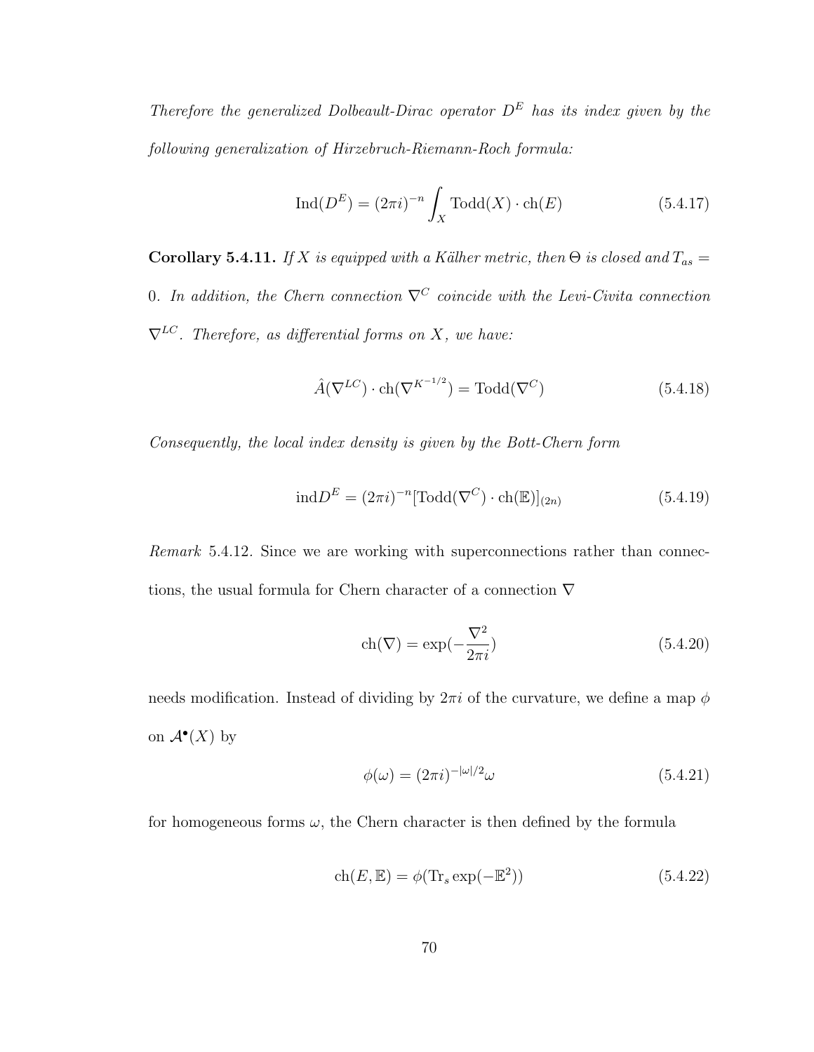*Therefore the generalized Dolbeault-Dirac operator $D^E$ has its index given by the following generalization of Hirzebruch-Riemann-Roch formula:*

$$\mathrm{Ind}(D^E) = (2\pi i)^{-n} \int_X \mathrm{Todd}(X) \cdot \mathrm{ch}(E) \tag{5.4.17}$$

**Corollary 5.4.11.** *If $X$ is equipped with a Kälher metric, then $\Theta$ is closed and $T_{as} = 0$. In addition, the Chern connection $\nabla^C$ coincide with the Levi-Civita connection $\nabla^{LC}$. Therefore, as differential forms on $X$, we have:*

$$\hat{A}(\nabla^{LC}) \cdot \mathrm{ch}(\nabla^{K^{-1/2}}) = \mathrm{Todd}(\nabla^C) \tag{5.4.18}$$

*Consequently, the local index density is given by the Bott-Chern form*

$$\mathrm{ind} D^E = (2\pi i)^{-n} [\mathrm{Todd}(\nabla^C) \cdot \mathrm{ch}(\mathbb{E})]_{(2n)} \tag{5.4.19}$$

*Remark* 5.4.12. Since we are working with superconnections rather than connections, the usual formula for Chern character of a connection $\nabla$

$$\mathrm{ch}(\nabla) = \exp(-\frac{\nabla^2}{2\pi i}) \tag{5.4.20}$$

needs modification. Instead of dividing by $2\pi i$ of the curvature, we define a map $\phi$ on $\mathcal{A}^\bullet(X)$ by

$$\phi(\omega) = (2\pi i)^{-|\omega|/2} \omega \tag{5.4.21}$$

for homogeneous forms $\omega$, the Chern character is then defined by the formula

$$\mathrm{ch}(E, \mathbb{E}) = \phi(\mathrm{Tr}_s \exp(-\mathbb{E}^2)) \tag{5.4.22}$$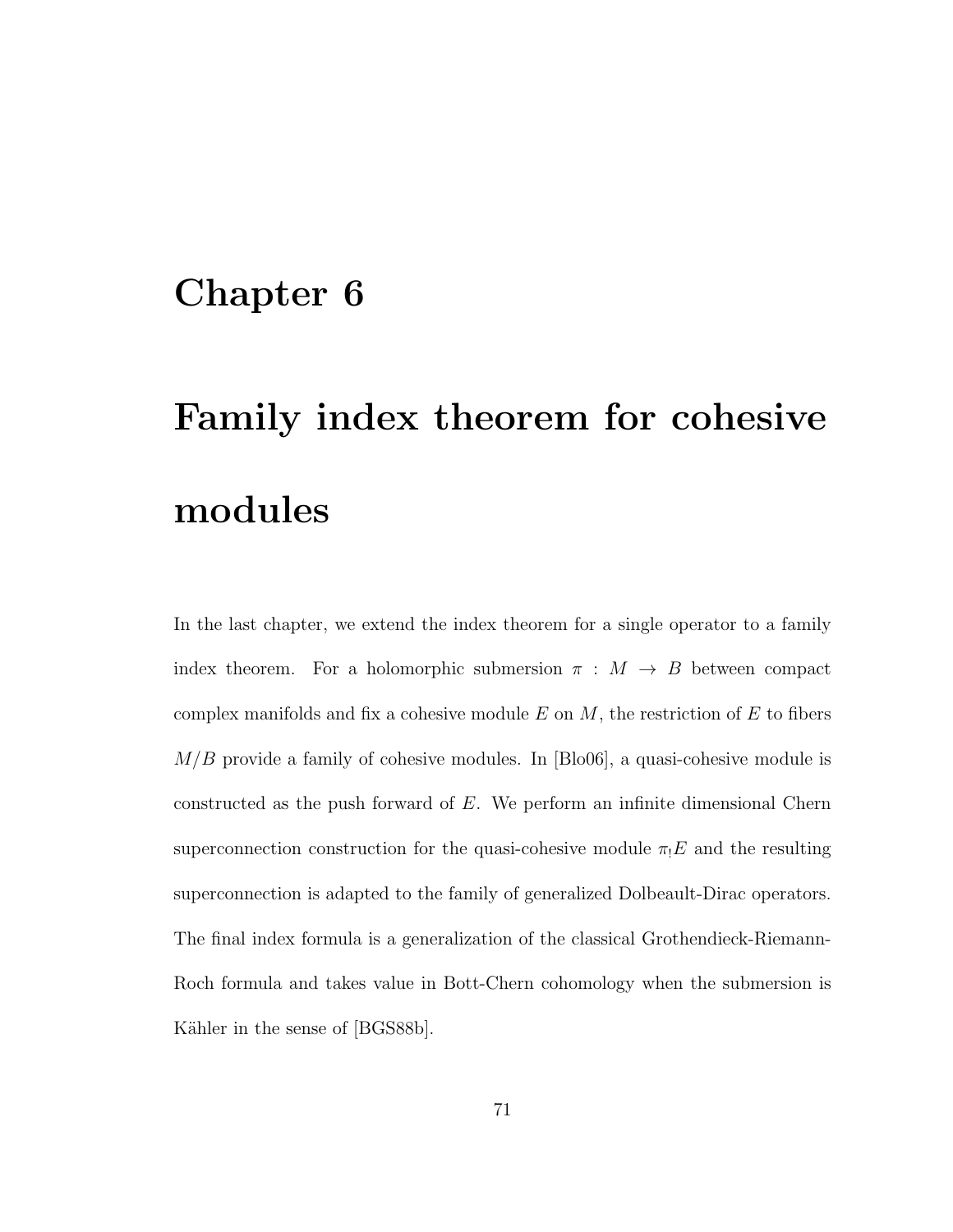# Chapter 6

# Family index theorem for cohesive modules

In the last chapter, we extend the index theorem for a single operator to a family index theorem. For a holomorphic submersion $\pi : M \to B$ between compact complex manifolds and fix a cohesive module $E$ on $M$, the restriction of $E$ to fibers $M/B$ provide a family of cohesive modules. In [Blo06], a quasi-cohesive module is constructed as the push forward of $E$. We perform an infinite dimensional Chern superconnection construction for the quasi-cohesive module $\pi_! E$ and the resulting superconnection is adapted to the family of generalized Dolbeault-Dirac operators. The final index formula is a generalization of the classical Grothendieck-Riemann-Roch formula and takes value in Bott-Chern cohomology when the submersion is Kähler in the sense of [BGS88b].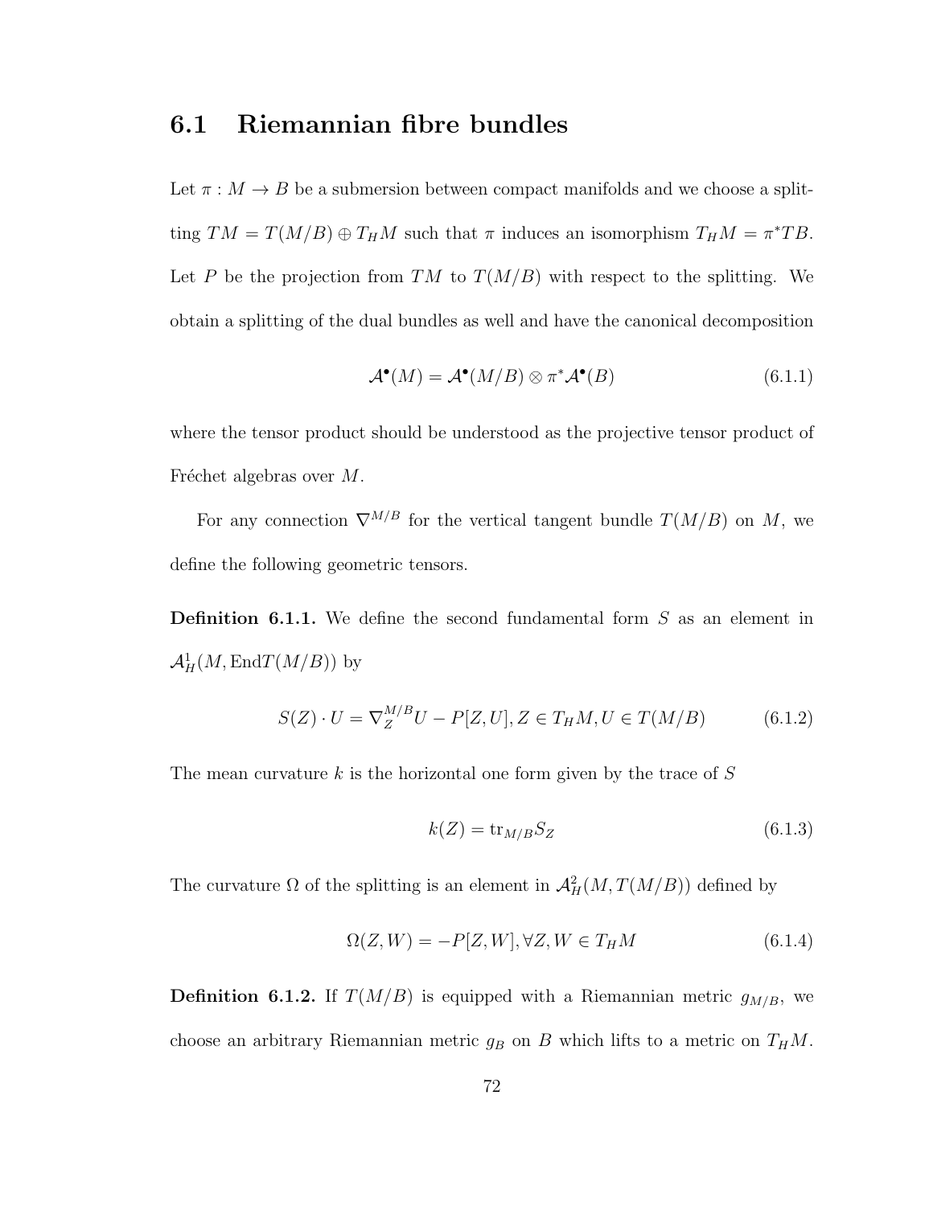## 6.1 Riemannian fibre bundles

Let $\pi : M \to B$ be a submersion between compact manifolds and we choose a splitting $TM = T(M/B) \oplus T_H M$ such that $\pi$ induces an isomorphism $T_H M = \pi^* TB$. Let $P$ be the projection from $TM$ to $T(M/B)$ with respect to the splitting. We obtain a splitting of the dual bundles as well and have the canonical decomposition

$$\mathcal{A}^\bullet(M) = \mathcal{A}^\bullet(M/B) \otimes \pi^* \mathcal{A}^\bullet(B) \tag{6.1.1}$$

where the tensor product should be understood as the projective tensor product of Fréchet algebras over $M$.

For any connection $\nabla^{M/B}$ for the vertical tangent bundle $T(M/B)$ on $M$, we define the following geometric tensors.

**Definition 6.1.1.** We define the second fundamental form $S$ as an element in $\mathcal{A}^1_H(M, \mathrm{End}T(M/B))$ by

$$S(Z) \cdot U = \nabla^{M/B}_Z U - P[Z, U], Z \in T_H M, U \in T(M/B) \tag{6.1.2}$$

The mean curvature $k$ is the horizontal one form given by the trace of $S$

$$k(Z) = \mathrm{tr}_{M/B} S_Z \tag{6.1.3}$$

The curvature $\Omega$ of the splitting is an element in $\mathcal{A}^2_H(M, T(M/B))$ defined by

$$\Omega(Z, W) = -P[Z, W], \forall Z, W \in T_H M \tag{6.1.4}$$

**Definition 6.1.2.** If $T(M/B)$ is equipped with a Riemannian metric $g_{M/B}$, we choose an arbitrary Riemannian metric $g_B$ on $B$ which lifts to a metric on $T_H M$.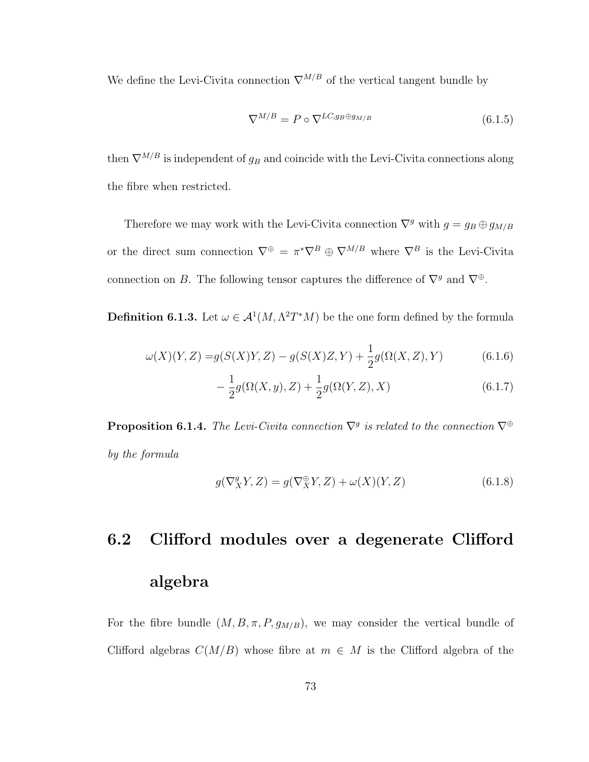We define the Levi-Civita connection $\nabla^{M/B}$ of the vertical tangent bundle by

$$\nabla^{M/B} = P \circ \nabla^{LC, g_B \oplus g_{M/B}} \tag{6.1.5}$$

then $\nabla^{M/B}$ is independent of $g_B$ and coincide with the Levi-Civita connections along the fibre when restricted.

Therefore we may work with the Levi-Civita connection $\nabla^g$ with $g = g_B \oplus g_{M/B}$ or the direct sum connection $\nabla^{\oplus} = \pi^* \nabla^B \oplus \nabla^{M/B}$ where $\nabla^B$ is the Levi-Civita connection on $B$. The following tensor captures the difference of $\nabla^g$ and $\nabla^{\oplus}$.

**Definition 6.1.3.** Let $\omega \in \mathcal{A}^1(M, \Lambda^2 T^* M)$ be the one form defined by the formula

$$\omega(X)(Y,Z) = g(S(X)Y,Z) - g(S(X)Z,Y) + \frac{1}{2} g(\Omega(X,Z),Y) \tag{6.1.6}$$

$$- \frac{1}{2} g(\Omega(X,y),Z) + \frac{1}{2} g(\Omega(Y,Z),X) \tag{6.1.7}$$

**Proposition 6.1.4.** *The Levi-Civita connection $\nabla^g$ is related to the connection $\nabla^{\oplus}$ by the formula*

$$g(\nabla^g_X Y, Z) = g(\nabla^{\oplus}_X Y, Z) + \omega(X)(Y,Z) \tag{6.1.8}$$

## 6.2 Clifford modules over a degenerate Clifford algebra

For the fibre bundle $(M, B, \pi, P, g_{M/B})$, we may consider the vertical bundle of Clifford algebras $C(M/B)$ whose fibre at $m \in M$ is the Clifford algebra of the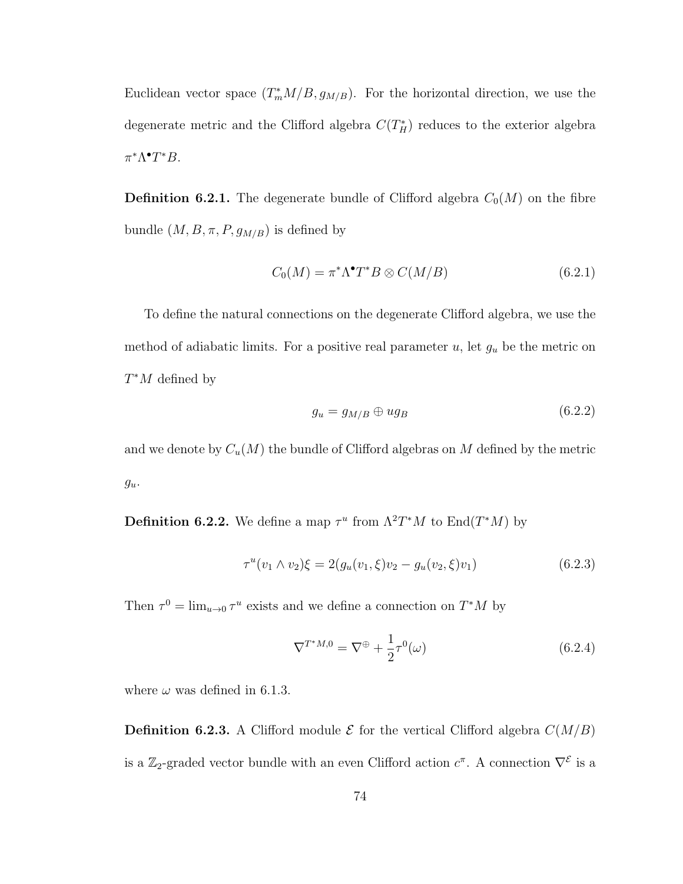Euclidean vector space $(T^*_m M/B, g_{M/B})$. For the horizontal direction, we use the degenerate metric and the Clifford algebra $C(T^*_H)$ reduces to the exterior algebra $\pi^*\Lambda^\bullet T^*B$.

**Definition 6.2.1.** The degenerate bundle of Clifford algebra $C_0(M)$ on the fibre bundle $(M, B, \pi, P, g_{M/B})$ is defined by

$$C_0(M) = \pi^*\Lambda^\bullet T^*B \otimes C(M/B) \tag{6.2.1}$$

To define the natural connections on the degenerate Clifford algebra, we use the method of adiabatic limits. For a positive real parameter $u$, let $g_u$ be the metric on $T^*M$ defined by

$$g_u = g_{M/B} \oplus u g_B \tag{6.2.2}$$

and we denote by $C_u(M)$ the bundle of Clifford algebras on $M$ defined by the metric $g_u$.

**Definition 6.2.2.** We define a map $\tau^u$ from $\Lambda^2 T^*M$ to $\mathrm{End}(T^*M)$ by

$$\tau^u(v_1 \wedge v_2)\xi = 2(g_u(v_1, \xi)v_2 - g_u(v_2, \xi)v_1) \tag{6.2.3}$$

Then $\tau^0 = \lim_{u \to 0} \tau^u$ exists and we define a connection on $T^*M$ by

$$\nabla^{T^*M,0} = \nabla^{\oplus} + \frac{1}{2}\tau^0(\omega) \tag{6.2.4}$$

where $\omega$ was defined in 6.1.3.

**Definition 6.2.3.** A Clifford module $\mathcal{E}$ for the vertical Clifford algebra $C(M/B)$ is a $\mathbb{Z}_2$-graded vector bundle with an even Clifford action $c^\pi$. A connection $\nabla^{\mathcal{E}}$ is a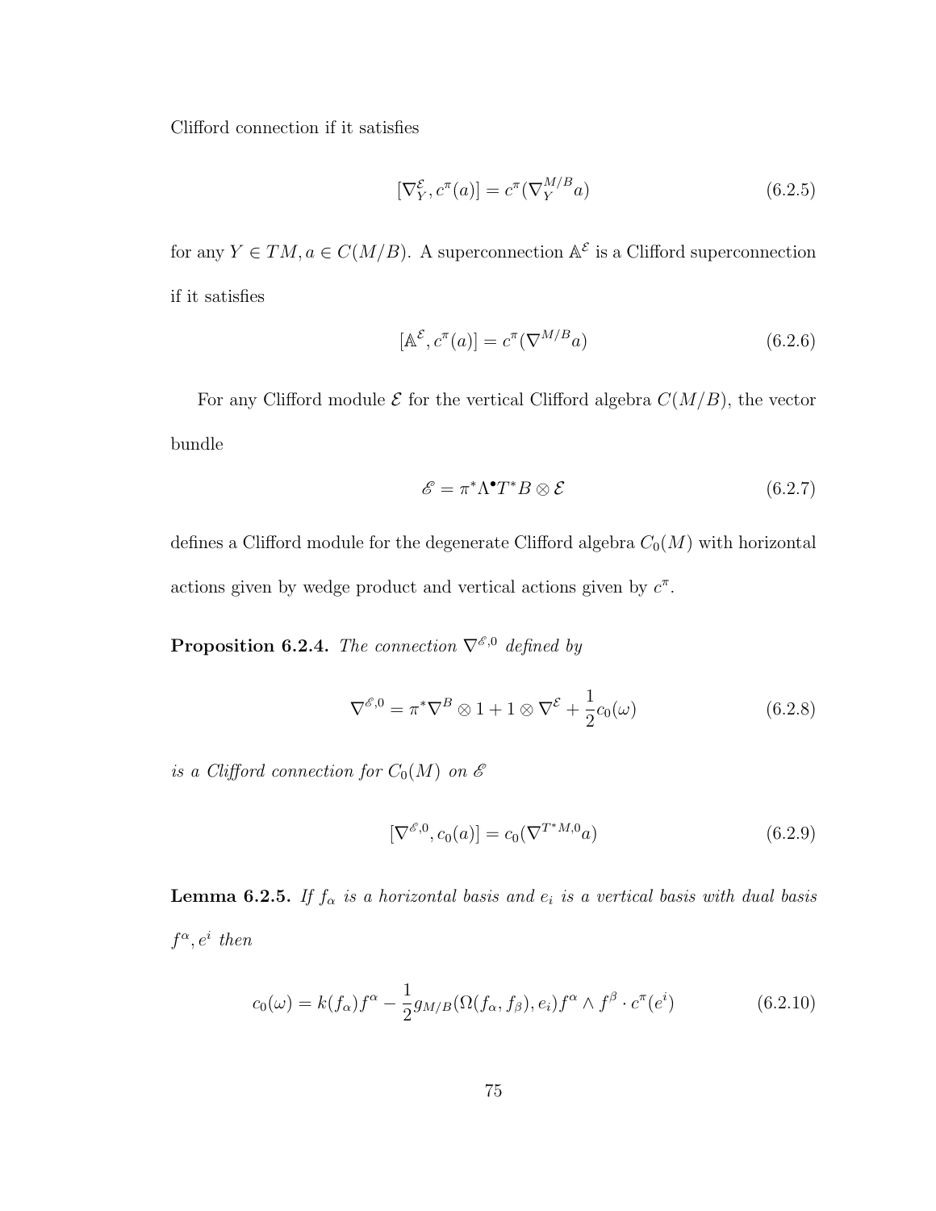Clifford connection if it satisfies

$$[\nabla^{\mathcal{E}}_Y, c^\pi(a)] = c^\pi(\nabla^{M/B}_Y a) \tag{6.2.5}$$

for any $Y \in TM, a \in C(M/B)$. A superconnection $\mathbb{A}^{\mathcal{E}}$ is a Clifford superconnection if it satisfies

$$[\mathbb{A}^{\mathcal{E}}, c^\pi(a)] = c^\pi(\nabla^{M/B} a) \tag{6.2.6}$$

For any Clifford module $\mathcal{E}$ for the vertical Clifford algebra $C(M/B)$, the vector bundle

$$\mathscr{E} = \pi^*\Lambda^\bullet T^*B \otimes \mathcal{E} \tag{6.2.7}$$

defines a Clifford module for the degenerate Clifford algebra $C_0(M)$ with horizontal actions given by wedge product and vertical actions given by $c^\pi$.

**Proposition 6.2.4.** *The connection $\nabla^{\mathscr{E},0}$ defined by*

$$\nabla^{\mathscr{E},0} = \pi^*\nabla^B \otimes 1 + 1 \otimes \nabla^{\mathcal{E}} + \frac{1}{2}c_0(\omega) \tag{6.2.8}$$

*is a Clifford connection for $C_0(M)$ on $\mathscr{E}$*

$$[\nabla^{\mathscr{E},0}, c_0(a)] = c_0(\nabla^{T^*M,0} a) \tag{6.2.9}$$

**Lemma 6.2.5.** *If $f_\alpha$ is a horizontal basis and $e_i$ is a vertical basis with dual basis $f^\alpha, e^i$ then*

$$c_0(\omega) = k(f_\alpha)f^\alpha - \frac{1}{2}g_{M/B}(\Omega(f_\alpha, f_\beta), e_i)f^\alpha \wedge f^\beta \cdot c^\pi(e^i) \tag{6.2.10}$$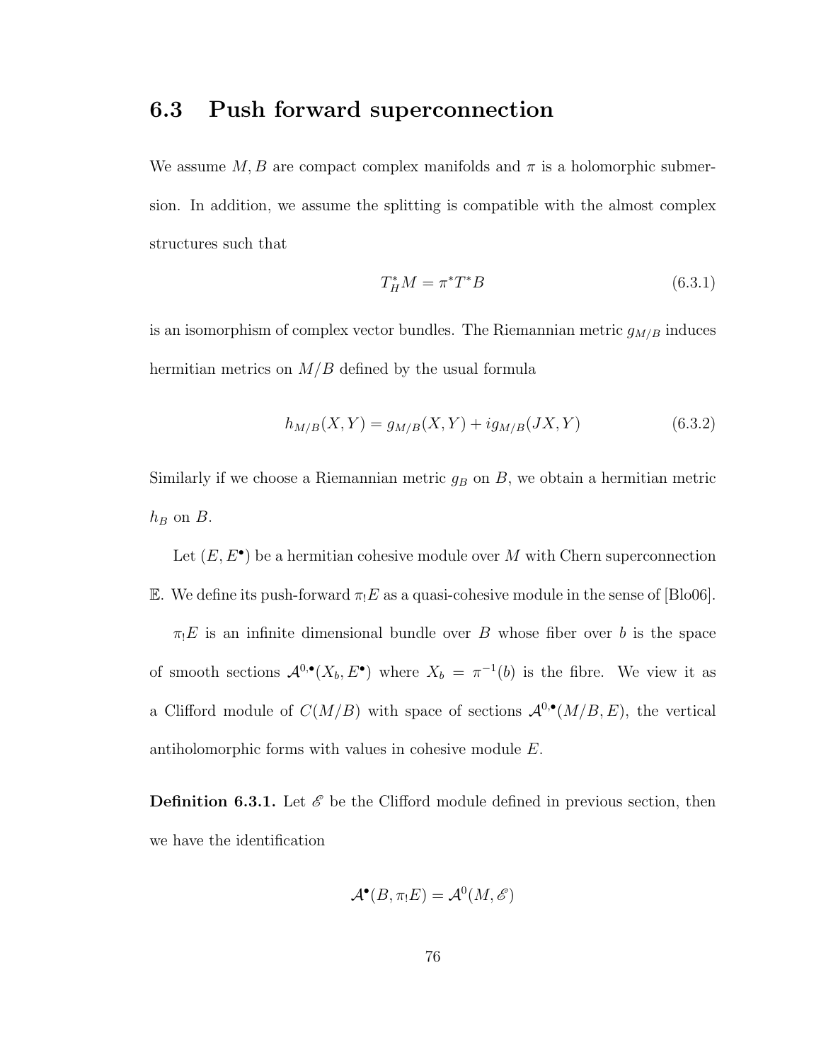## 6.3 Push forward superconnection

We assume $M, B$ are compact complex manifolds and $\pi$ is a holomorphic submersion. In addition, we assume the splitting is compatible with the almost complex structures such that

$$T_H^*M = \pi^*T^*B \tag{6.3.1}$$

is an isomorphism of complex vector bundles. The Riemannian metric $g_{M/B}$ induces hermitian metrics on $M/B$ defined by the usual formula

$$h_{M/B}(X, Y) = g_{M/B}(X, Y) + ig_{M/B}(JX, Y) \tag{6.3.2}$$

Similarly if we choose a Riemannian metric $g_B$ on $B$, we obtain a hermitian metric $h_B$ on $B$.

Let $(E, E^\bullet)$ be a hermitian cohesive module over $M$ with Chern superconnection $\mathbb{E}$. We define its push-forward $\pi_! E$ as a quasi-cohesive module in the sense of [Blo06].

$\pi_! E$ is an infinite dimensional bundle over $B$ whose fiber over $b$ is the space of smooth sections $\mathcal{A}^{0,\bullet}(X_b, E^\bullet)$ where $X_b = \pi^{-1}(b)$ is the fibre. We view it as a Clifford module of $C(M/B)$ with space of sections $\mathcal{A}^{0,\bullet}(M/B, E)$, the vertical antiholomorphic forms with values in cohesive module $E$.

**Definition 6.3.1.** Let $\mathscr{E}$ be the Clifford module defined in previous section, then we have the identification

$$\mathcal{A}^\bullet(B, \pi_! E) = \mathcal{A}^0(M, \mathscr{E})$$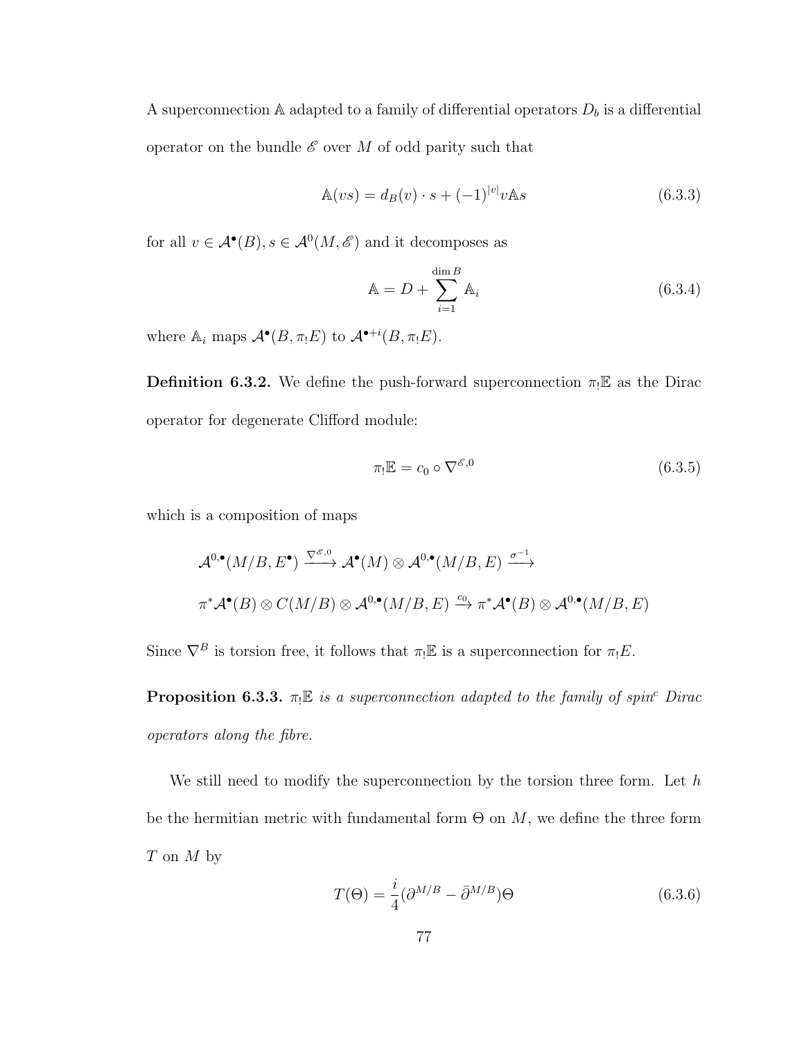A superconnection $\mathbb{A}$ adapted to a family of differential operators $D_b$ is a differential operator on the bundle $\mathscr{E}$ over $M$ of odd parity such that

$$\mathbb{A}(vs) = d_B(v) \cdot s + (-1)^{|v|} v \mathbb{A} s \tag{6.3.3}$$

for all $v \in \mathcal{A}^\bullet(B), s \in \mathcal{A}^0(M, \mathscr{E})$ and it decomposes as

$$\mathbb{A} = D + \sum_{i=1}^{\dim B} \mathbb{A}_i \tag{6.3.4}$$

where $\mathbb{A}_i$ maps $\mathcal{A}^\bullet(B, \pi_! E)$ to $\mathcal{A}^{\bullet+i}(B, \pi_! E)$.

**Definition 6.3.2.** We define the push-forward superconnection $\pi_! \mathbb{E}$ as the Dirac operator for degenerate Clifford module:

$$\pi_! \mathbb{E} = c_0 \circ \nabla^{\mathscr{E},0} \tag{6.3.5}$$

which is a composition of maps

$$\mathcal{A}^{0,\bullet}(M/B, E^\bullet) \xrightarrow{\nabla^{\mathscr{E},0}} \mathcal{A}^\bullet(M) \otimes \mathcal{A}^{0,\bullet}(M/B, E) \xrightarrow{\sigma^{-1}}$$

$$\pi^* \mathcal{A}^\bullet(B) \otimes C(M/B) \otimes \mathcal{A}^{0,\bullet}(M/B, E) \xrightarrow{c_0} \pi^* \mathcal{A}^\bullet(B) \otimes \mathcal{A}^{0,\bullet}(M/B, E)$$

Since $\nabla^B$ is torsion free, it follows that $\pi_! \mathbb{E}$ is a superconnection for $\pi_! E$.

**Proposition 6.3.3.** *$\pi_! \mathbb{E}$ is a superconnection adapted to the family of spin$^c$ Dirac operators along the fibre.*

We still need to modify the superconnection by the torsion three form. Let $h$ be the hermitian metric with fundamental form $\Theta$ on $M$, we define the three form $T$ on $M$ by

$$T(\Theta) = \frac{i}{4}(\partial^{M/B} - \bar{\partial}^{M/B})\Theta \tag{6.3.6}$$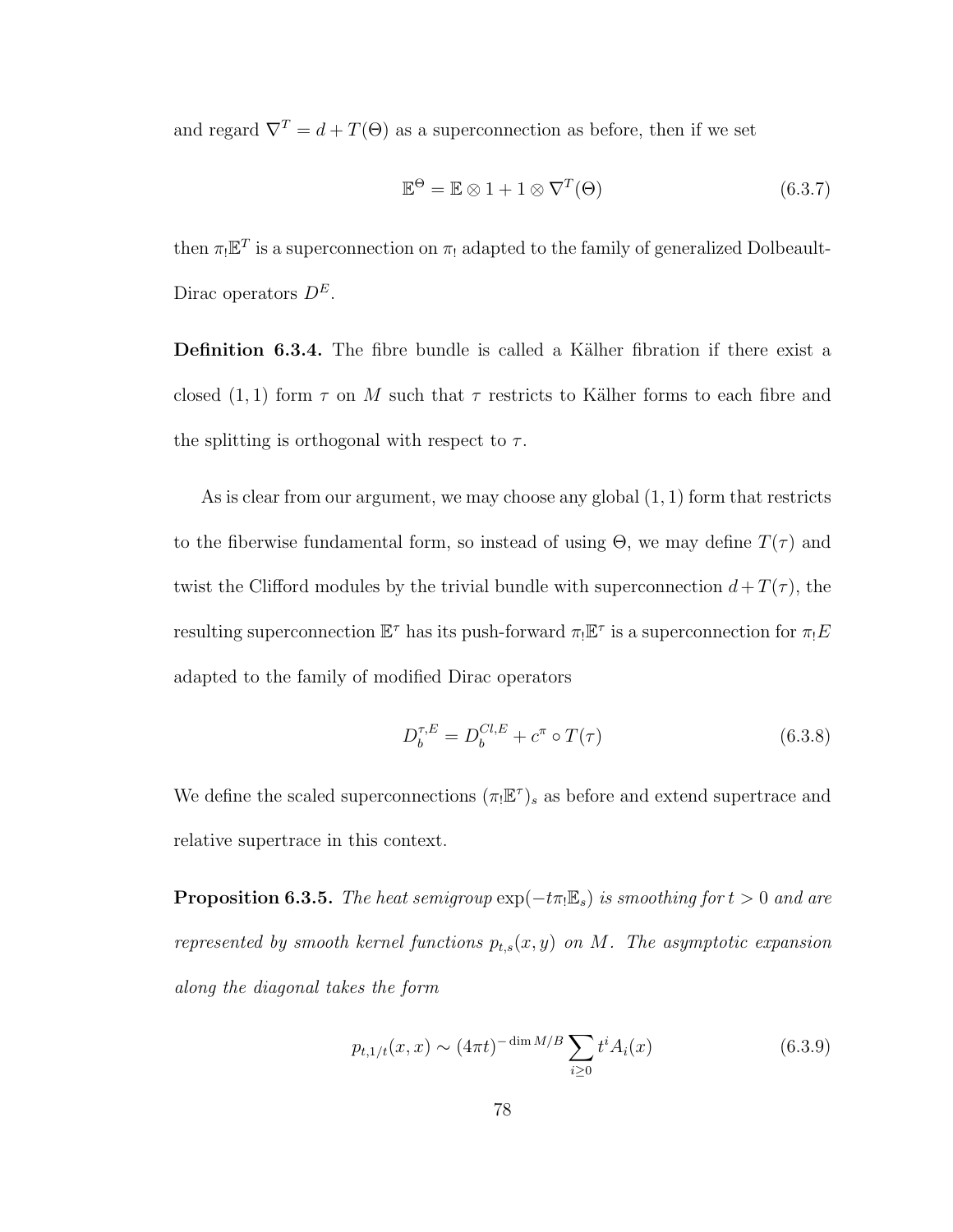and regard $\nabla^T = d + T(\Theta)$ as a superconnection as before, then if we set

$$\mathbb{E}^\Theta = \mathbb{E} \otimes 1 + 1 \otimes \nabla^T(\Theta) \tag{6.3.7}$$

then $\pi_! \mathbb{E}^T$ is a superconnection on $\pi_!$ adapted to the family of generalized Dolbeault-Dirac operators $D^E$.

**Definition 6.3.4.** The fibre bundle is called a Kälher fibration if there exist a closed $(1,1)$ form $\tau$ on $M$ such that $\tau$ restricts to Kälher forms to each fibre and the splitting is orthogonal with respect to $\tau$.

As is clear from our argument, we may choose any global $(1,1)$ form that restricts to the fiberwise fundamental form, so instead of using $\Theta$, we may define $T(\tau)$ and twist the Clifford modules by the trivial bundle with superconnection $d + T(\tau)$, the resulting superconnection $\mathbb{E}^\tau$ has its push-forward $\pi_! \mathbb{E}^\tau$ is a superconnection for $\pi_! E$ adapted to the family of modified Dirac operators

$$D_b^{\tau,E} = D_b^{Cl,E} + c^\pi \circ T(\tau) \tag{6.3.8}$$

We define the scaled superconnections $(\pi_! \mathbb{E}^\tau)_s$ as before and extend supertrace and relative supertrace in this context.

**Proposition 6.3.5.** *The heat semigroup $\exp(-t \pi_! \mathbb{E}_s)$ is smoothing for $t > 0$ and are represented by smooth kernel functions $p_{t,s}(x, y)$ on $M$. The asymptotic expansion along the diagonal takes the form*

$$p_{t,1/t}(x, x) \sim (4\pi t)^{-\dim M/B} \sum_{i \geq 0} t^i A_i(x) \tag{6.3.9}$$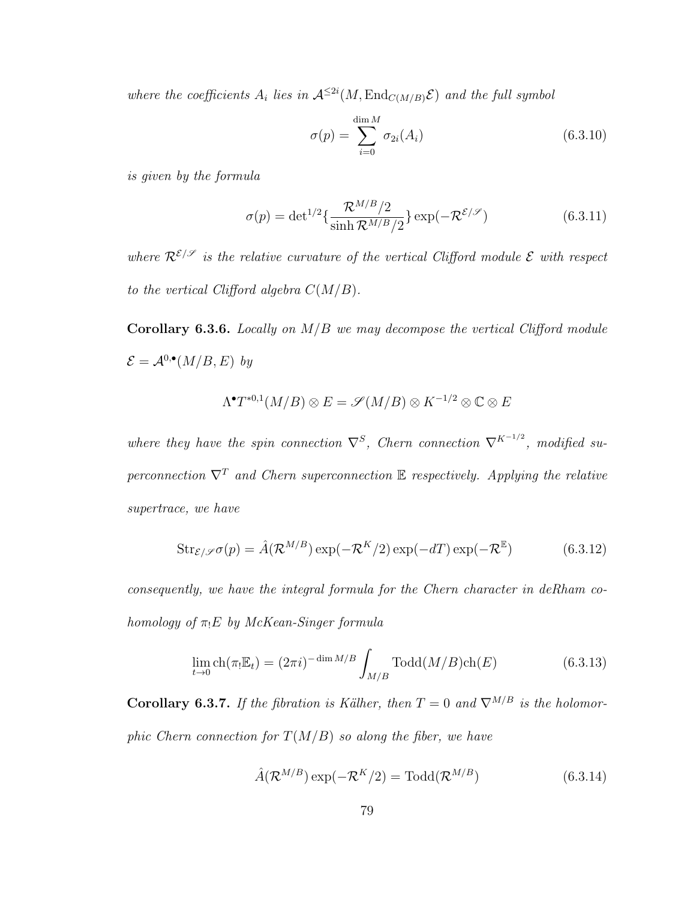*where the coefficients $A_i$ lies in $\mathcal{A}^{\leq 2i}(M, \mathrm{End}_{C(M/B)}\mathcal{E})$ and the full symbol*

$$\sigma(p) = \sum_{i=0}^{\dim M} \sigma_{2i}(A_i) \tag{6.3.10}$$

*is given by the formula*

$$\sigma(p) = \det{}^{1/2}\{\frac{\mathcal{R}^{M/B}/2}{\sinh \mathcal{R}^{M/B}/2}\} \exp(-\mathcal{R}^{\mathcal{E}/\mathscr{S}}) \tag{6.3.11}$$

*where $\mathcal{R}^{\mathcal{E}/\mathscr{S}}$ is the relative curvature of the vertical Clifford module $\mathcal{E}$ with respect to the vertical Clifford algebra $C(M/B)$.*

**Corollary 6.3.6.** *Locally on $M/B$ we may decompose the vertical Clifford module $\mathcal{E} = \mathcal{A}^{0,\bullet}(M/B, E)$ by*

$$\Lambda^{\bullet} T^{*0,1}(M/B) \otimes E = \mathscr{S}(M/B) \otimes K^{-1/2} \otimes \mathbb{C} \otimes E$$

*where they have the spin connection $\nabla^S$, Chern connection $\nabla^{K^{-1/2}}$, modified superconnection $\nabla^T$ and Chern superconnection $\mathbb{E}$ respectively. Applying the relative supertrace, we have*

$$\mathrm{Str}_{\mathcal{E}/\mathscr{S}}\sigma(p) = \hat{A}(\mathcal{R}^{M/B}) \exp(-\mathcal{R}^K/2) \exp(-dT) \exp(-\mathcal{R}^{\mathbb{E}}) \tag{6.3.12}$$

*consequently, we have the integral formula for the Chern character in deRham cohomology of $\pi_! E$ by McKean-Singer formula*

$$\lim_{t \to 0} \mathrm{ch}(\pi_! \mathbb{E}_t) = (2\pi i)^{-\dim M/B} \int_{M/B} \mathrm{Todd}(M/B)\mathrm{ch}(E) \tag{6.3.13}$$

**Corollary 6.3.7.** *If the fibration is Kälher, then $T = 0$ and $\nabla^{M/B}$ is the holomorphic Chern connection for $T(M/B)$ so along the fiber, we have*

$$\hat{A}(\mathcal{R}^{M/B}) \exp(-\mathcal{R}^K/2) = \mathrm{Todd}(\mathcal{R}^{M/B}) \tag{6.3.14}$$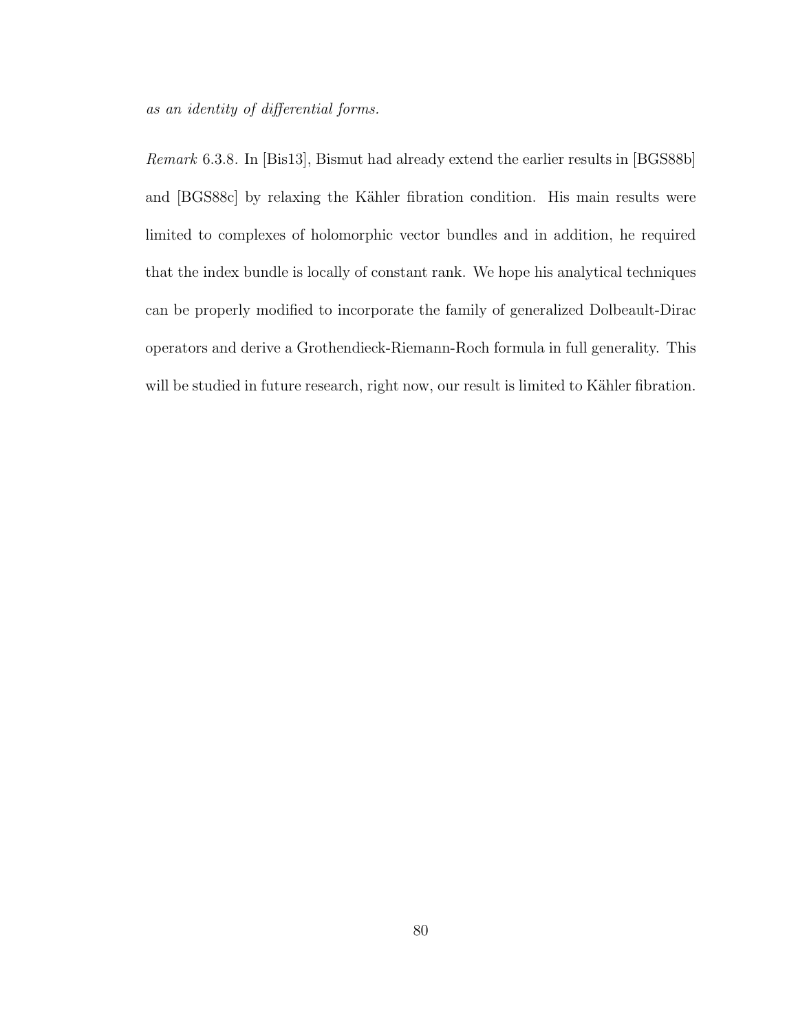*as an identity of differential forms.*

*Remark* 6.3.8. In [Bis13], Bismut had already extend the earlier results in [BGS88b] and [BGS88c] by relaxing the Kähler fibration condition. His main results were limited to complexes of holomorphic vector bundles and in addition, he required that the index bundle is locally of constant rank. We hope his analytical techniques can be properly modified to incorporate the family of generalized Dolbeault-Dirac operators and derive a Grothendieck-Riemann-Roch formula in full generality. This will be studied in future research, right now, our result is limited to Kähler fibration.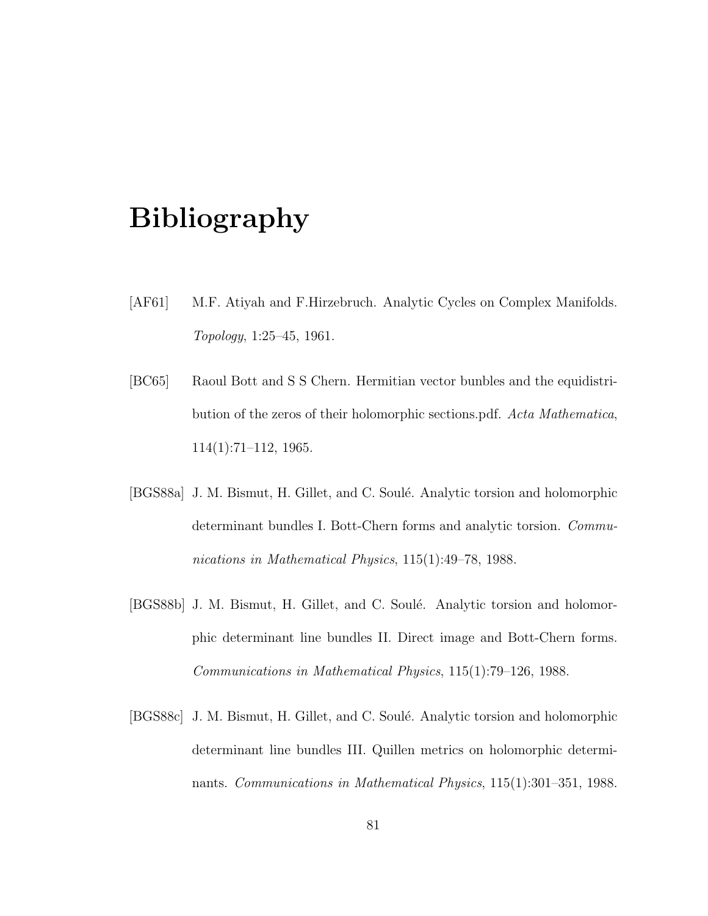# Bibliography

[AF61] M.F. Atiyah and F.Hirzebruch. Analytic Cycles on Complex Manifolds. *Topology*, 1:25–45, 1961.

[BC65] Raoul Bott and S S Chern. Hermitian vector bunbles and the equidistribution of the zeros of their holomorphic sections.pdf. *Acta Mathematica*, 114(1):71–112, 1965.

[BGS88a] J. M. Bismut, H. Gillet, and C. Soulé. Analytic torsion and holomorphic determinant bundles I. Bott-Chern forms and analytic torsion. *Communications in Mathematical Physics*, 115(1):49–78, 1988.

[BGS88b] J. M. Bismut, H. Gillet, and C. Soulé. Analytic torsion and holomorphic determinant line bundles II. Direct image and Bott-Chern forms. *Communications in Mathematical Physics*, 115(1):79–126, 1988.

[BGS88c] J. M. Bismut, H. Gillet, and C. Soulé. Analytic torsion and holomorphic determinant line bundles III. Quillen metrics on holomorphic determinants. *Communications in Mathematical Physics*, 115(1):301–351, 1988.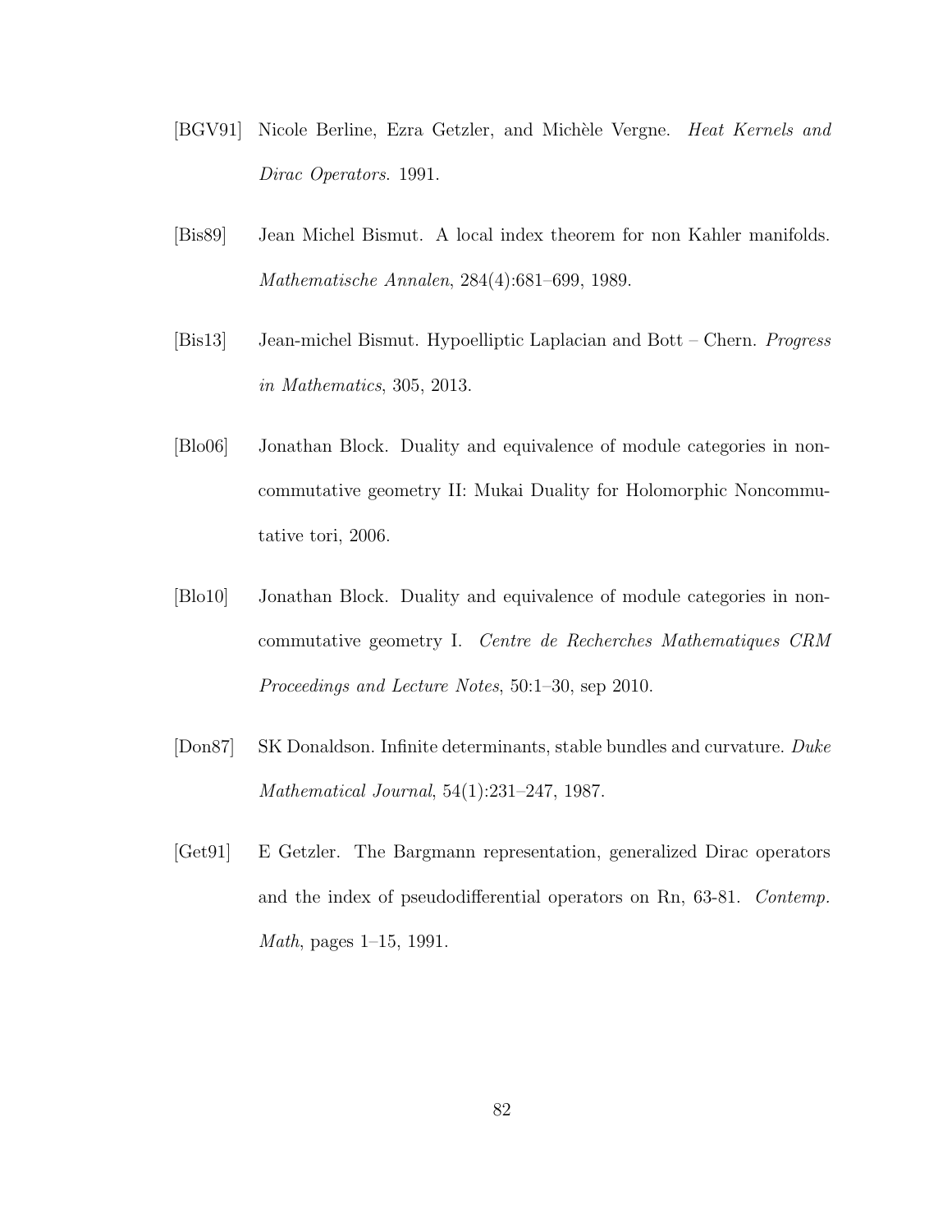[BGV91] Nicole Berline, Ezra Getzler, and Michèle Vergne. *Heat Kernels and Dirac Operators*. 1991.

[Bis89] Jean Michel Bismut. A local index theorem for non Kahler manifolds. *Mathematische Annalen*, 284(4):681–699, 1989.

[Bis13] Jean-michel Bismut. Hypoelliptic Laplacian and Bott – Chern. *Progress in Mathematics*, 305, 2013.

[Blo06] Jonathan Block. Duality and equivalence of module categories in noncommutative geometry II: Mukai Duality for Holomorphic Noncommutative tori, 2006.

[Blo10] Jonathan Block. Duality and equivalence of module categories in noncommutative geometry I. *Centre de Recherches Mathematiques CRM Proceedings and Lecture Notes*, 50:1–30, sep 2010.

[Don87] SK Donaldson. Infinite determinants, stable bundles and curvature. *Duke Mathematical Journal*, 54(1):231–247, 1987.

[Get91] E Getzler. The Bargmann representation, generalized Dirac operators and the index of pseudodifferential operators on Rn, 63-81. *Contemp. Math*, pages 1–15, 1991.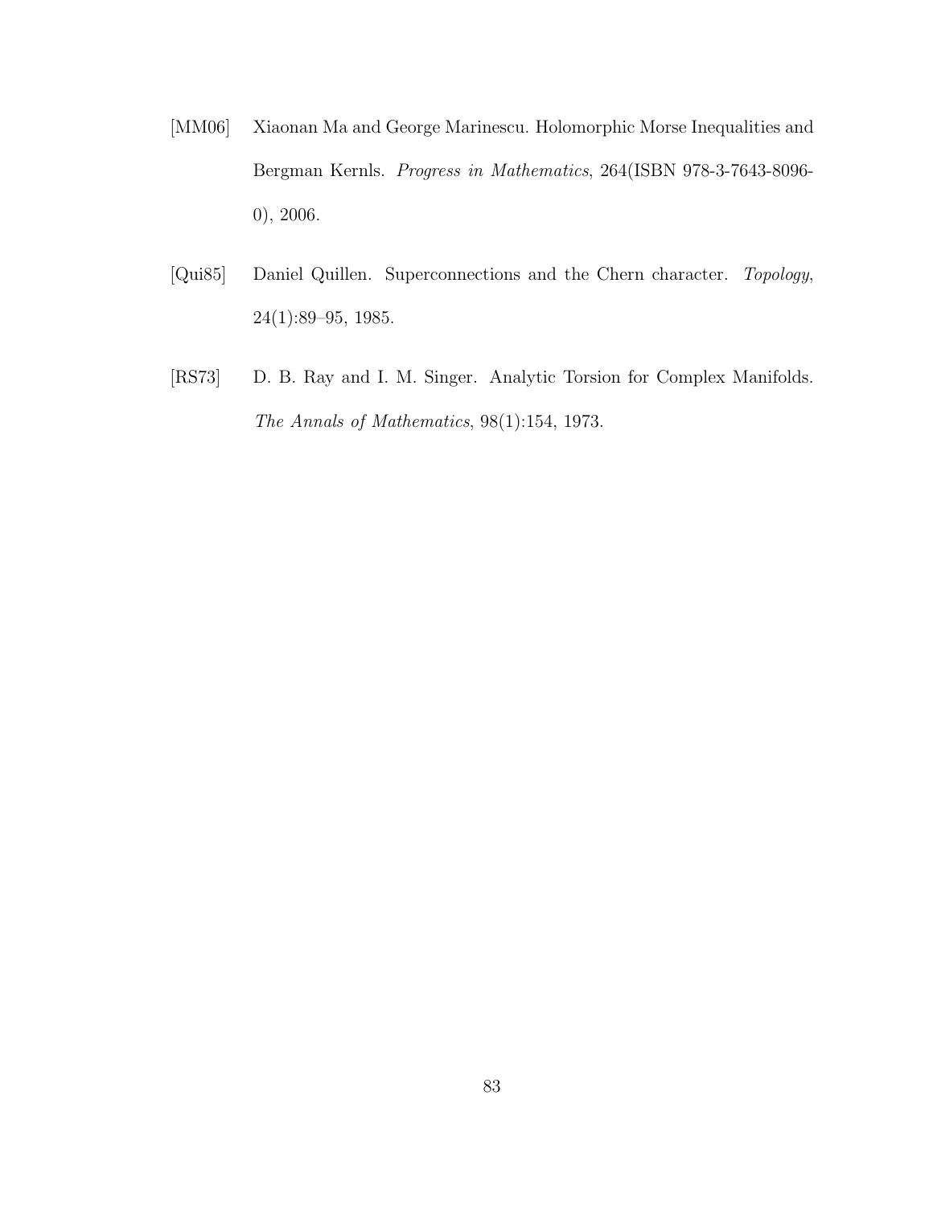[MM06] Xiaonan Ma and George Marinescu. Holomorphic Morse Inequalities and Bergman Kernls. *Progress in Mathematics*, 264(ISBN 978-3-7643-8096-0), 2006.

[Qui85] Daniel Quillen. Superconnections and the Chern character. *Topology*, 24(1):89–95, 1985.

[RS73] D. B. Ray and I. M. Singer. Analytic Torsion for Complex Manifolds. *The Annals of Mathematics*, 98(1):154, 1973.